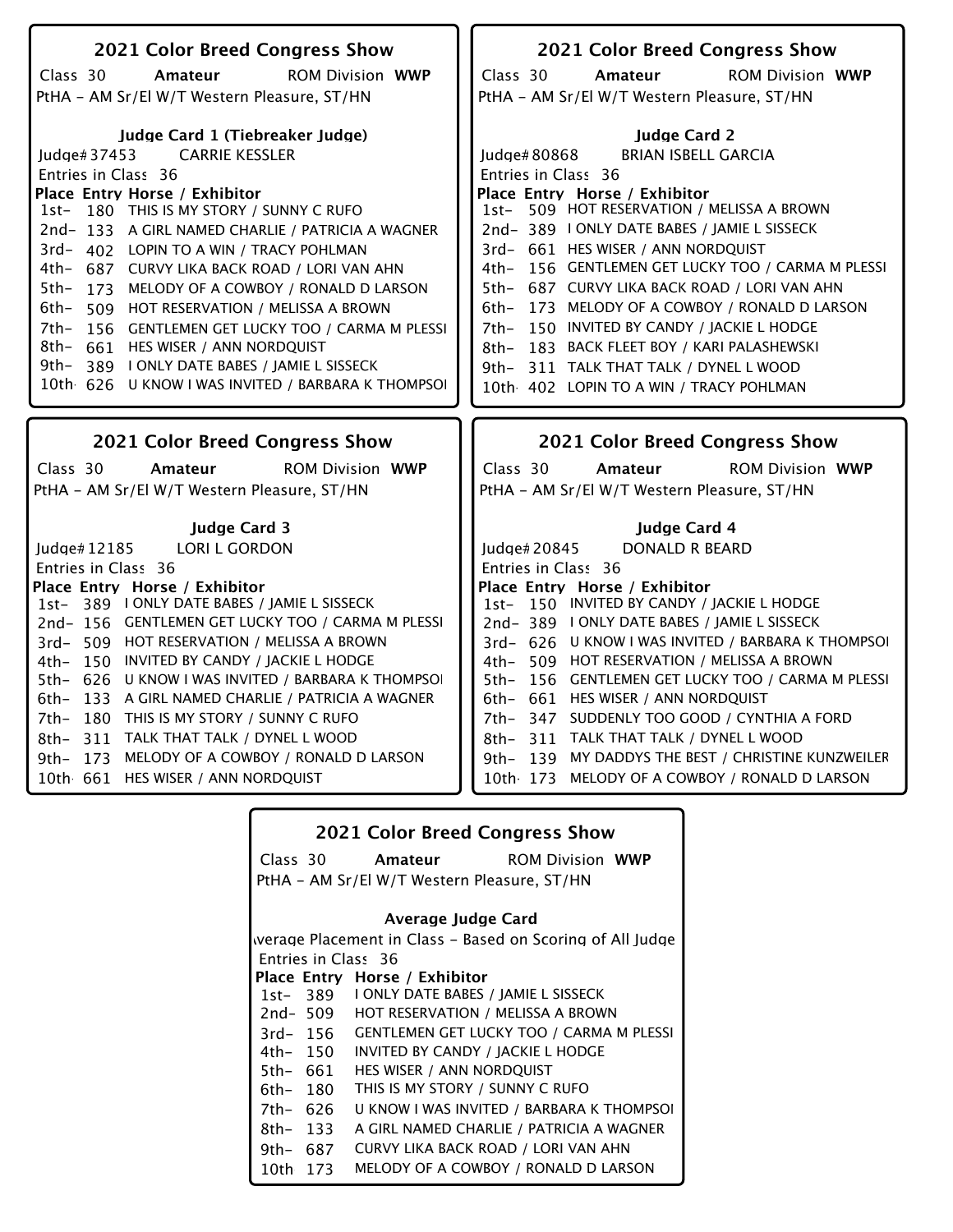## 2021 Color Breed Congress Show

Class 30 **Amateur** ROM Division **WWP**

PtHA - AM Sr/El W/T Western Pleasure, ST/HN

### Judge Card 1 (Tiebreaker Judge)

Judge# 37453 CARRIE KESSLER

Entries in Class 36

| Place | Entry | Horse / Exhibitor |
|---|---|---|
| 1st- | 180 | THIS IS MY STORY / SUNNY C RUFO |
| 2nd- | 133 | A GIRL NAMED CHARLIE / PATRICIA A WAGNER |
| 3rd- | 402 | LOPIN TO A WIN / TRACY POHLMAN |
| 4th- | 687 | CURVY LIKA BACK ROAD / LORI VAN AHN |
| 5th- | 173 | MELODY OF A COWBOY / RONALD D LARSON |
| 6th- | 509 | HOT RESERVATION / MELISSA A BROWN |
| 7th- | 156 | GENTLEMEN GET LUCKY TOO / CARMA M PLESSI |
| 8th- | 661 | HES WISER / ANN NORDQUIST |
| 9th- | 389 | I ONLY DATE BABES / JAMIE L SISSECK |
| 10th | 626 | U KNOW I WAS INVITED / BARBARA K THOMPSOI |

## 2021 Color Breed Congress Show

Class 30 **Amateur** ROM Division **WWP**

PtHA - AM Sr/El W/T Western Pleasure, ST/HN

### Judge Card 2

Judge# 80868 BRIAN ISBELL GARCIA

Entries in Class 36

| Place | Entry | Horse / Exhibitor |
|---|---|---|
| 1st- | 509 | HOT RESERVATION / MELISSA A BROWN |
| 2nd- | 389 | I ONLY DATE BABES / JAMIE L SISSECK |
| 3rd- | 661 | HES WISER / ANN NORDQUIST |
| 4th- | 156 | GENTLEMEN GET LUCKY TOO / CARMA M PLESSI |
| 5th- | 687 | CURVY LIKA BACK ROAD / LORI VAN AHN |
| 6th- | 173 | MELODY OF A COWBOY / RONALD D LARSON |
| 7th- | 150 | INVITED BY CANDY / JACKIE L HODGE |
| 8th- | 183 | BACK FLEET BOY / KARI PALASHEWSKI |
| 9th- | 311 | TALK THAT TALK / DYNEL L WOOD |
| 10th | 402 | LOPIN TO A WIN / TRACY POHLMAN |

## 2021 Color Breed Congress Show

Class 30 **Amateur** ROM Division **WWP**

PtHA - AM Sr/El W/T Western Pleasure, ST/HN

### Judge Card 3

Judge# 12185 LORI L GORDON

Entries in Class 36

| Place | Entry | Horse / Exhibitor |
|---|---|---|
| 1st- | 389 | I ONLY DATE BABES / JAMIE L SISSECK |
| 2nd- | 156 | GENTLEMEN GET LUCKY TOO / CARMA M PLESSI |
| 3rd- | 509 | HOT RESERVATION / MELISSA A BROWN |
| 4th- | 150 | INVITED BY CANDY / JACKIE L HODGE |
| 5th- | 626 | U KNOW I WAS INVITED / BARBARA K THOMPSOI |
| 6th- | 133 | A GIRL NAMED CHARLIE / PATRICIA A WAGNER |
| 7th- | 180 | THIS IS MY STORY / SUNNY C RUFO |
| 8th- | 311 | TALK THAT TALK / DYNEL L WOOD |
| 9th- | 173 | MELODY OF A COWBOY / RONALD D LARSON |
| 10th | 661 | HES WISER / ANN NORDQUIST |

## 2021 Color Breed Congress Show

Class 30 **Amateur** ROM Division **WWP**

PtHA - AM Sr/El W/T Western Pleasure, ST/HN

### Judge Card 4

Judge# 20845 DONALD R BEARD

Entries in Class 36

| Place | Entry | Horse / Exhibitor |
|---|---|---|
| 1st- | 150 | INVITED BY CANDY / JACKIE L HODGE |
| 2nd- | 389 | I ONLY DATE BABES / JAMIE L SISSECK |
| 3rd- | 626 | U KNOW I WAS INVITED / BARBARA K THOMPSOI |
| 4th- | 509 | HOT RESERVATION / MELISSA A BROWN |
| 5th- | 156 | GENTLEMEN GET LUCKY TOO / CARMA M PLESSI |
| 6th- | 661 | HES WISER / ANN NORDQUIST |
| 7th- | 347 | SUDDENLY TOO GOOD / CYNTHIA A FORD |
| 8th- | 311 | TALK THAT TALK / DYNEL L WOOD |
| 9th- | 139 | MY DADDYS THE BEST / CHRISTINE KUNZWEILER |
| 10th | 173 | MELODY OF A COWBOY / RONALD D LARSON |

## 2021 Color Breed Congress Show

Class 30 **Amateur** ROM Division **WWP**

PtHA - AM Sr/El W/T Western Pleasure, ST/HN

### Average Judge Card

Average Placement in Class - Based on Scoring of All Judge

Entries in Class 36

| Place | Entry | Horse / Exhibitor |
|---|---|---|
| 1st- | 389 | I ONLY DATE BABES / JAMIE L SISSECK |
| 2nd- | 509 | HOT RESERVATION / MELISSA A BROWN |
| 3rd- | 156 | GENTLEMEN GET LUCKY TOO / CARMA M PLESSI |
| 4th- | 150 | INVITED BY CANDY / JACKIE L HODGE |
| 5th- | 661 | HES WISER / ANN NORDQUIST |
| 6th- | 180 | THIS IS MY STORY / SUNNY C RUFO |
| 7th- | 626 | U KNOW I WAS INVITED / BARBARA K THOMPSOI |
| 8th- | 133 | A GIRL NAMED CHARLIE / PATRICIA A WAGNER |
| 9th- | 687 | CURVY LIKA BACK ROAD / LORI VAN AHN |
| 10th | 173 | MELODY OF A COWBOY / RONALD D LARSON |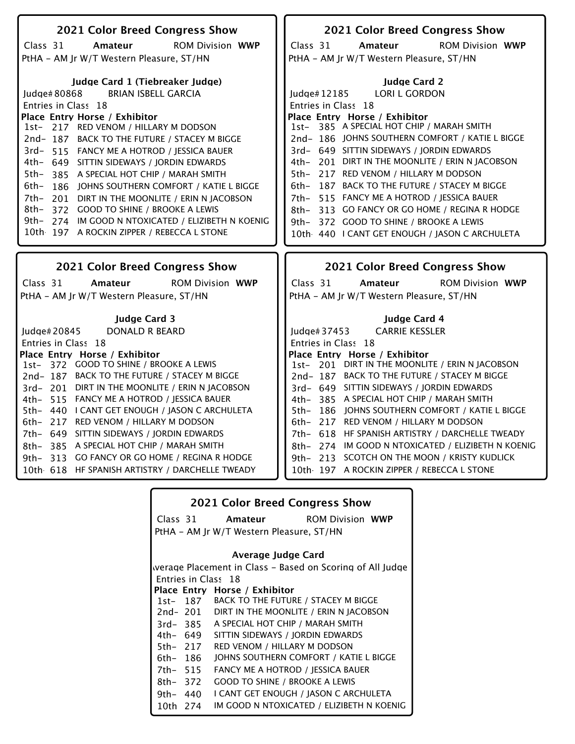## 2021 Color Breed Congress Show

Class 31 **Amateur** ROM Division **WWP**

PtHA - AM Jr W/T Western Pleasure, ST/HN

### Judge Card 1 (Tiebreaker Judge)

Judge# 80868 BRIAN ISBELL GARCIA

Entries in Class 18

| Place | Entry | Horse / Exhibitor |
|---|---|---|
| 1st- | 217 | RED VENOM / HILLARY M DODSON |
| 2nd- | 187 | BACK TO THE FUTURE / STACEY M BIGGE |
| 3rd- | 515 | FANCY ME A HOTROD / JESSICA BAUER |
| 4th- | 649 | SITTIN SIDEWAYS / JORDIN EDWARDS |
| 5th- | 385 | A SPECIAL HOT CHIP / MARAH SMITH |
| 6th- | 186 | JOHNS SOUTHERN COMFORT / KATIE L BIGGE |
| 7th- | 201 | DIRT IN THE MOONLITE / ERIN N JACOBSON |
| 8th- | 372 | GOOD TO SHINE / BROOKE A LEWIS |
| 9th- | 274 | IM GOOD N NTOXICATED / ELIZIBETH N KOENIG |
| 10th | 197 | A ROCKIN ZIPPER / REBECCA L STONE |

## 2021 Color Breed Congress Show

Class 31 **Amateur** ROM Division **WWP**

PtHA - AM Jr W/T Western Pleasure, ST/HN

### Judge Card 2

Judge# 12185 LORI L GORDON

Entries in Class 18

| Place | Entry | Horse / Exhibitor |
|---|---|---|
| 1st- | 385 | A SPECIAL HOT CHIP / MARAH SMITH |
| 2nd- | 186 | JOHNS SOUTHERN COMFORT / KATIE L BIGGE |
| 3rd- | 649 | SITTIN SIDEWAYS / JORDIN EDWARDS |
| 4th- | 201 | DIRT IN THE MOONLITE / ERIN N JACOBSON |
| 5th- | 217 | RED VENOM / HILLARY M DODSON |
| 6th- | 187 | BACK TO THE FUTURE / STACEY M BIGGE |
| 7th- | 515 | FANCY ME A HOTROD / JESSICA BAUER |
| 8th- | 313 | GO FANCY OR GO HOME / REGINA R HODGE |
| 9th- | 372 | GOOD TO SHINE / BROOKE A LEWIS |
| 10th | 440 | I CANT GET ENOUGH / JASON C ARCHULETA |

## 2021 Color Breed Congress Show

Class 31 **Amateur** ROM Division **WWP**

PtHA - AM Jr W/T Western Pleasure, ST/HN

### Judge Card 3

Judge# 20845 DONALD R BEARD

Entries in Class 18

| Place | Entry | Horse / Exhibitor |
|---|---|---|
| 1st- | 372 | GOOD TO SHINE / BROOKE A LEWIS |
| 2nd- | 187 | BACK TO THE FUTURE / STACEY M BIGGE |
| 3rd- | 201 | DIRT IN THE MOONLITE / ERIN N JACOBSON |
| 4th- | 515 | FANCY ME A HOTROD / JESSICA BAUER |
| 5th- | 440 | I CANT GET ENOUGH / JASON C ARCHULETA |
| 6th- | 217 | RED VENOM / HILLARY M DODSON |
| 7th- | 649 | SITTIN SIDEWAYS / JORDIN EDWARDS |
| 8th- | 385 | A SPECIAL HOT CHIP / MARAH SMITH |
| 9th- | 313 | GO FANCY OR GO HOME / REGINA R HODGE |
| 10th | 618 | HF SPANISH ARTISTRY / DARCHELLE TWEADY |

## 2021 Color Breed Congress Show

Class 31 **Amateur** ROM Division **WWP**

PtHA - AM Jr W/T Western Pleasure, ST/HN

### Judge Card 4

Judge# 37453 CARRIE KESSLER

Entries in Class 18

| Place | Entry | Horse / Exhibitor |
|---|---|---|
| 1st- | 201 | DIRT IN THE MOONLITE / ERIN N JACOBSON |
| 2nd- | 187 | BACK TO THE FUTURE / STACEY M BIGGE |
| 3rd- | 649 | SITTIN SIDEWAYS / JORDIN EDWARDS |
| 4th- | 385 | A SPECIAL HOT CHIP / MARAH SMITH |
| 5th- | 186 | JOHNS SOUTHERN COMFORT / KATIE L BIGGE |
| 6th- | 217 | RED VENOM / HILLARY M DODSON |
| 7th- | 618 | HF SPANISH ARTISTRY / DARCHELLE TWEADY |
| 8th- | 274 | IM GOOD N NTOXICATED / ELIZIBETH N KOENIG |
| 9th- | 213 | SCOTCH ON THE MOON / KRISTY KUDLICK |
| 10th | 197 | A ROCKIN ZIPPER / REBECCA L STONE |

## 2021 Color Breed Congress Show

Class 31 **Amateur** ROM Division **WWP**

PtHA - AM Jr W/T Western Pleasure, ST/HN

### Average Judge Card

Average Placement in Class - Based on Scoring of All Judges

Entries in Class 18

| Place | Entry | Horse / Exhibitor |
|---|---|---|
| 1st- | 187 | BACK TO THE FUTURE / STACEY M BIGGE |
| 2nd- | 201 | DIRT IN THE MOONLITE / ERIN N JACOBSON |
| 3rd- | 385 | A SPECIAL HOT CHIP / MARAH SMITH |
| 4th- | 649 | SITTIN SIDEWAYS / JORDIN EDWARDS |
| 5th- | 217 | RED VENOM / HILLARY M DODSON |
| 6th- | 186 | JOHNS SOUTHERN COMFORT / KATIE L BIGGE |
| 7th- | 515 | FANCY ME A HOTROD / JESSICA BAUER |
| 8th- | 372 | GOOD TO SHINE / BROOKE A LEWIS |
| 9th- | 440 | I CANT GET ENOUGH / JASON C ARCHULETA |
| 10th | 274 | IM GOOD N NTOXICATED / ELIZIBETH N KOENIG |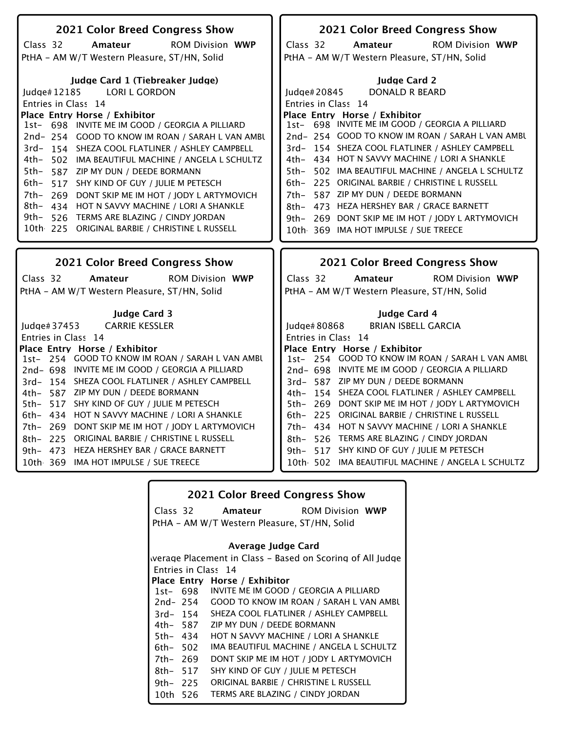## 2021 Color Breed Congress Show

Class 32 **Amateur** ROM Division **WWP**

PtHA - AM W/T Western Pleasure, ST/HN, Solid

### Judge Card 1 (Tiebreaker Judge)

Judge# 12185 LORI L GORDON

Entries in Class 14

| Place | Entry | Horse / Exhibitor |
|---|---|---|
| 1st- | 698 | INVITE ME IM GOOD / GEORGIA A PILLIARD |
| 2nd- | 254 | GOOD TO KNOW IM ROAN / SARAH L VAN AMBL |
| 3rd- | 154 | SHEZA COOL FLATLINER / ASHLEY CAMPBELL |
| 4th- | 502 | IMA BEAUTIFUL MACHINE / ANGELA L SCHULTZ |
| 5th- | 587 | ZIP MY DUN / DEEDE BORMANN |
| 6th- | 517 | SHY KIND OF GUY / JULIE M PETESCH |
| 7th- | 269 | DONT SKIP ME IM HOT / JODY L ARTYMOVICH |
| 8th- | 434 | HOT N SAVVY MACHINE / LORI A SHANKLE |
| 9th- | 526 | TERMS ARE BLAZING / CINDY JORDAN |
| 10th | 225 | ORIGINAL BARBIE / CHRISTINE L RUSSELL |

## 2021 Color Breed Congress Show

Class 32 **Amateur** ROM Division **WWP**

PtHA - AM W/T Western Pleasure, ST/HN, Solid

### Judge Card 2

Judge# 20845 DONALD R BEARD

Entries in Class 14

| Place | Entry | Horse / Exhibitor |
|---|---|---|
| 1st- | 698 | INVITE ME IM GOOD / GEORGIA A PILLIARD |
| 2nd- | 254 | GOOD TO KNOW IM ROAN / SARAH L VAN AMBL |
| 3rd- | 154 | SHEZA COOL FLATLINER / ASHLEY CAMPBELL |
| 4th- | 434 | HOT N SAVVY MACHINE / LORI A SHANKLE |
| 5th- | 502 | IMA BEAUTIFUL MACHINE / ANGELA L SCHULTZ |
| 6th- | 225 | ORIGINAL BARBIE / CHRISTINE L RUSSELL |
| 7th- | 587 | ZIP MY DUN / DEEDE BORMANN |
| 8th- | 473 | HEZA HERSHEY BAR / GRACE BARNETT |
| 9th- | 269 | DONT SKIP ME IM HOT / JODY L ARTYMOVICH |
| 10th | 369 | IMA HOT IMPULSE / SUE TREECE |

## 2021 Color Breed Congress Show

Class 32 **Amateur** ROM Division **WWP**

PtHA - AM W/T Western Pleasure, ST/HN, Solid

### Judge Card 3

Judge# 37453 CARRIE KESSLER

Entries in Class 14

| Place | Entry | Horse / Exhibitor |
|---|---|---|
| 1st- | 254 | GOOD TO KNOW IM ROAN / SARAH L VAN AMBL |
| 2nd- | 698 | INVITE ME IM GOOD / GEORGIA A PILLIARD |
| 3rd- | 154 | SHEZA COOL FLATLINER / ASHLEY CAMPBELL |
| 4th- | 587 | ZIP MY DUN / DEEDE BORMANN |
| 5th- | 517 | SHY KIND OF GUY / JULIE M PETESCH |
| 6th- | 434 | HOT N SAVVY MACHINE / LORI A SHANKLE |
| 7th- | 269 | DONT SKIP ME IM HOT / JODY L ARTYMOVICH |
| 8th- | 225 | ORIGINAL BARBIE / CHRISTINE L RUSSELL |
| 9th- | 473 | HEZA HERSHEY BAR / GRACE BARNETT |
| 10th | 369 | IMA HOT IMPULSE / SUE TREECE |

## 2021 Color Breed Congress Show

Class 32 **Amateur** ROM Division **WWP**

PtHA - AM W/T Western Pleasure, ST/HN, Solid

### Judge Card 4

Judge# 80868 BRIAN ISBELL GARCIA

Entries in Class 14

| Place | Entry | Horse / Exhibitor |
|---|---|---|
| 1st- | 254 | GOOD TO KNOW IM ROAN / SARAH L VAN AMBL |
| 2nd- | 698 | INVITE ME IM GOOD / GEORGIA A PILLIARD |
| 3rd- | 587 | ZIP MY DUN / DEEDE BORMANN |
| 4th- | 154 | SHEZA COOL FLATLINER / ASHLEY CAMPBELL |
| 5th- | 269 | DONT SKIP ME IM HOT / JODY L ARTYMOVICH |
| 6th- | 225 | ORIGINAL BARBIE / CHRISTINE L RUSSELL |
| 7th- | 434 | HOT N SAVVY MACHINE / LORI A SHANKLE |
| 8th- | 526 | TERMS ARE BLAZING / CINDY JORDAN |
| 9th- | 517 | SHY KIND OF GUY / JULIE M PETESCH |
| 10th | 502 | IMA BEAUTIFUL MACHINE / ANGELA L SCHULTZ |

## 2021 Color Breed Congress Show

Class 32 **Amateur** ROM Division **WWP**

PtHA - AM W/T Western Pleasure, ST/HN, Solid

### Average Judge Card

Average Placement in Class - Based on Scoring of All Judge

Entries in Class 14

| Place | Entry | Horse / Exhibitor |
|---|---|---|
| 1st- | 698 | INVITE ME IM GOOD / GEORGIA A PILLIARD |
| 2nd- | 254 | GOOD TO KNOW IM ROAN / SARAH L VAN AMBL |
| 3rd- | 154 | SHEZA COOL FLATLINER / ASHLEY CAMPBELL |
| 4th- | 587 | ZIP MY DUN / DEEDE BORMANN |
| 5th- | 434 | HOT N SAVVY MACHINE / LORI A SHANKLE |
| 6th- | 502 | IMA BEAUTIFUL MACHINE / ANGELA L SCHULTZ |
| 7th- | 269 | DONT SKIP ME IM HOT / JODY L ARTYMOVICH |
| 8th- | 517 | SHY KIND OF GUY / JULIE M PETESCH |
| 9th- | 225 | ORIGINAL BARBIE / CHRISTINE L RUSSELL |
| 10th | 526 | TERMS ARE BLAZING / CINDY JORDAN |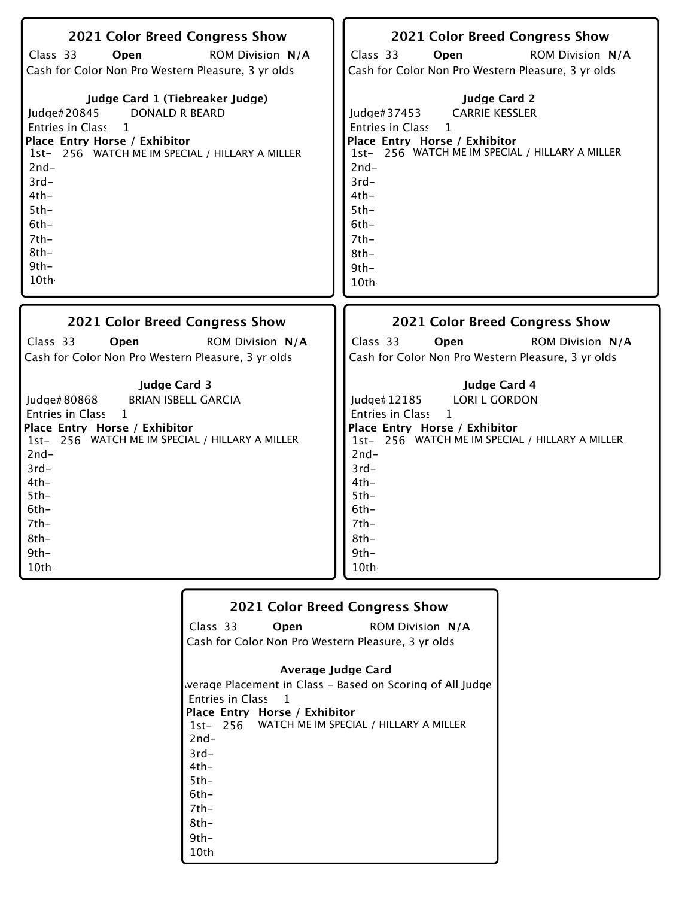## 2021 Color Breed Congress Show

Class 33 **Open** ROM Division **N/A**

Cash for Color Non Pro Western Pleasure, 3 yr olds

### Judge Card 1 (Tiebreaker Judge)

Judge# 20845 DONALD R BEARD

Entries in Class 1

| Place | Entry | Horse / Exhibitor |
|---|---|---|
| 1st- | 256 | WATCH ME IM SPECIAL / HILLARY A MILLER |
| 2nd- | | |
| 3rd- | | |
| 4th- | | |
| 5th- | | |
| 6th- | | |
| 7th- | | |
| 8th- | | |
| 9th- | | |
| 10th- | | |

## 2021 Color Breed Congress Show

Class 33 **Open** ROM Division **N/A**

Cash for Color Non Pro Western Pleasure, 3 yr olds

### Judge Card 2

Judge# 37453 CARRIE KESSLER

Entries in Class 1

| Place | Entry | Horse / Exhibitor |
|---|---|---|
| 1st- | 256 | WATCH ME IM SPECIAL / HILLARY A MILLER |
| 2nd- | | |
| 3rd- | | |
| 4th- | | |
| 5th- | | |
| 6th- | | |
| 7th- | | |
| 8th- | | |
| 9th- | | |
| 10th- | | |

## 2021 Color Breed Congress Show

Class 33 **Open** ROM Division **N/A**

Cash for Color Non Pro Western Pleasure, 3 yr olds

### Judge Card 3

Judge# 80868 BRIAN ISBELL GARCIA

Entries in Class 1

| Place | Entry | Horse / Exhibitor |
|---|---|---|
| 1st- | 256 | WATCH ME IM SPECIAL / HILLARY A MILLER |
| 2nd- | | |
| 3rd- | | |
| 4th- | | |
| 5th- | | |
| 6th- | | |
| 7th- | | |
| 8th- | | |
| 9th- | | |
| 10th- | | |

## 2021 Color Breed Congress Show

Class 33 **Open** ROM Division **N/A**

Cash for Color Non Pro Western Pleasure, 3 yr olds

### Judge Card 4

Judge# 12185 LORI L GORDON

Entries in Class 1

| Place | Entry | Horse / Exhibitor |
|---|---|---|
| 1st- | 256 | WATCH ME IM SPECIAL / HILLARY A MILLER |
| 2nd- | | |
| 3rd- | | |
| 4th- | | |
| 5th- | | |
| 6th- | | |
| 7th- | | |
| 8th- | | |
| 9th- | | |
| 10th- | | |

## 2021 Color Breed Congress Show

Class 33 **Open** ROM Division **N/A**

Cash for Color Non Pro Western Pleasure, 3 yr olds

### Average Judge Card

Average Placement in Class - Based on Scoring of All Judges

Entries in Class 1

| Place | Entry | Horse / Exhibitor |
|---|---|---|
| 1st- | 256 | WATCH ME IM SPECIAL / HILLARY A MILLER |
| 2nd- | | |
| 3rd- | | |
| 4th- | | |
| 5th- | | |
| 6th- | | |
| 7th- | | |
| 8th- | | |
| 9th- | | |
| 10th | | |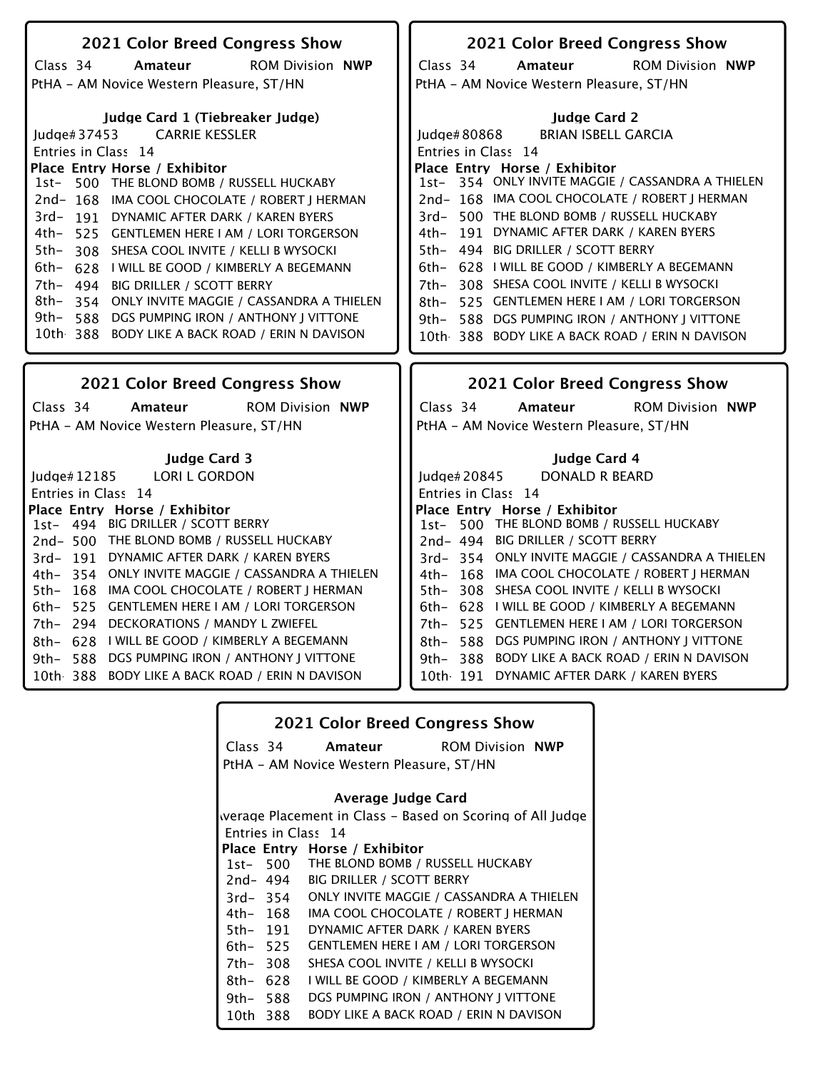## 2021 Color Breed Congress Show

Class 34 **Amateur** ROM Division **NWP**

PtHA - AM Novice Western Pleasure, ST/HN

### Judge Card 1 (Tiebreaker Judge)

Judge# 37453 CARRIE KESSLER

Entries in Class 14

| Place | Entry | Horse / Exhibitor |
|---|---|---|
| 1st- | 500 | THE BLOND BOMB / RUSSELL HUCKABY |
| 2nd- | 168 | IMA COOL CHOCOLATE / ROBERT J HERMAN |
| 3rd- | 191 | DYNAMIC AFTER DARK / KAREN BYERS |
| 4th- | 525 | GENTLEMEN HERE I AM / LORI TORGERSON |
| 5th- | 308 | SHESA COOL INVITE / KELLI B WYSOCKI |
| 6th- | 628 | I WILL BE GOOD / KIMBERLY A BEGEMANN |
| 7th- | 494 | BIG DRILLER / SCOTT BERRY |
| 8th- | 354 | ONLY INVITE MAGGIE / CASSANDRA A THIELEN |
| 9th- | 588 | DGS PUMPING IRON / ANTHONY J VITTONE |
| 10th | 388 | BODY LIKE A BACK ROAD / ERIN N DAVISON |

## 2021 Color Breed Congress Show

Class 34 **Amateur** ROM Division **NWP**

PtHA - AM Novice Western Pleasure, ST/HN

### Judge Card 2

Judge# 80868 BRIAN ISBELL GARCIA

Entries in Class 14

| Place | Entry | Horse / Exhibitor |
|---|---|---|
| 1st- | 354 | ONLY INVITE MAGGIE / CASSANDRA A THIELEN |
| 2nd- | 168 | IMA COOL CHOCOLATE / ROBERT J HERMAN |
| 3rd- | 500 | THE BLOND BOMB / RUSSELL HUCKABY |
| 4th- | 191 | DYNAMIC AFTER DARK / KAREN BYERS |
| 5th- | 494 | BIG DRILLER / SCOTT BERRY |
| 6th- | 628 | I WILL BE GOOD / KIMBERLY A BEGEMANN |
| 7th- | 308 | SHESA COOL INVITE / KELLI B WYSOCKI |
| 8th- | 525 | GENTLEMEN HERE I AM / LORI TORGERSON |
| 9th- | 588 | DGS PUMPING IRON / ANTHONY J VITTONE |
| 10th | 388 | BODY LIKE A BACK ROAD / ERIN N DAVISON |

## 2021 Color Breed Congress Show

Class 34 **Amateur** ROM Division **NWP**

PtHA - AM Novice Western Pleasure, ST/HN

### Judge Card 3

Judge# 12185 LORI L GORDON

Entries in Class 14

| Place | Entry | Horse / Exhibitor |
|---|---|---|
| 1st- | 494 | BIG DRILLER / SCOTT BERRY |
| 2nd- | 500 | THE BLOND BOMB / RUSSELL HUCKABY |
| 3rd- | 191 | DYNAMIC AFTER DARK / KAREN BYERS |
| 4th- | 354 | ONLY INVITE MAGGIE / CASSANDRA A THIELEN |
| 5th- | 168 | IMA COOL CHOCOLATE / ROBERT J HERMAN |
| 6th- | 525 | GENTLEMEN HERE I AM / LORI TORGERSON |
| 7th- | 294 | DECKORATIONS / MANDY L ZWIEFEL |
| 8th- | 628 | I WILL BE GOOD / KIMBERLY A BEGEMANN |
| 9th- | 588 | DGS PUMPING IRON / ANTHONY J VITTONE |
| 10th | 388 | BODY LIKE A BACK ROAD / ERIN N DAVISON |

## 2021 Color Breed Congress Show

Class 34 **Amateur** ROM Division **NWP**

PtHA - AM Novice Western Pleasure, ST/HN

### Judge Card 4

Judge# 20845 DONALD R BEARD

Entries in Class 14

| Place | Entry | Horse / Exhibitor |
|---|---|---|
| 1st- | 500 | THE BLOND BOMB / RUSSELL HUCKABY |
| 2nd- | 494 | BIG DRILLER / SCOTT BERRY |
| 3rd- | 354 | ONLY INVITE MAGGIE / CASSANDRA A THIELEN |
| 4th- | 168 | IMA COOL CHOCOLATE / ROBERT J HERMAN |
| 5th- | 308 | SHESA COOL INVITE / KELLI B WYSOCKI |
| 6th- | 628 | I WILL BE GOOD / KIMBERLY A BEGEMANN |
| 7th- | 525 | GENTLEMEN HERE I AM / LORI TORGERSON |
| 8th- | 588 | DGS PUMPING IRON / ANTHONY J VITTONE |
| 9th- | 388 | BODY LIKE A BACK ROAD / ERIN N DAVISON |
| 10th | 191 | DYNAMIC AFTER DARK / KAREN BYERS |

## 2021 Color Breed Congress Show

Class 34 **Amateur** ROM Division **NWP**

PtHA - AM Novice Western Pleasure, ST/HN

### Average Judge Card

Average Placement in Class - Based on Scoring of All Judge

Entries in Class 14

| Place | Entry | Horse / Exhibitor |
|---|---|---|
| 1st- | 500 | THE BLOND BOMB / RUSSELL HUCKABY |
| 2nd- | 494 | BIG DRILLER / SCOTT BERRY |
| 3rd- | 354 | ONLY INVITE MAGGIE / CASSANDRA A THIELEN |
| 4th- | 168 | IMA COOL CHOCOLATE / ROBERT J HERMAN |
| 5th- | 191 | DYNAMIC AFTER DARK / KAREN BYERS |
| 6th- | 525 | GENTLEMEN HERE I AM / LORI TORGERSON |
| 7th- | 308 | SHESA COOL INVITE / KELLI B WYSOCKI |
| 8th- | 628 | I WILL BE GOOD / KIMBERLY A BEGEMANN |
| 9th- | 588 | DGS PUMPING IRON / ANTHONY J VITTONE |
| 10th | 388 | BODY LIKE A BACK ROAD / ERIN N DAVISON |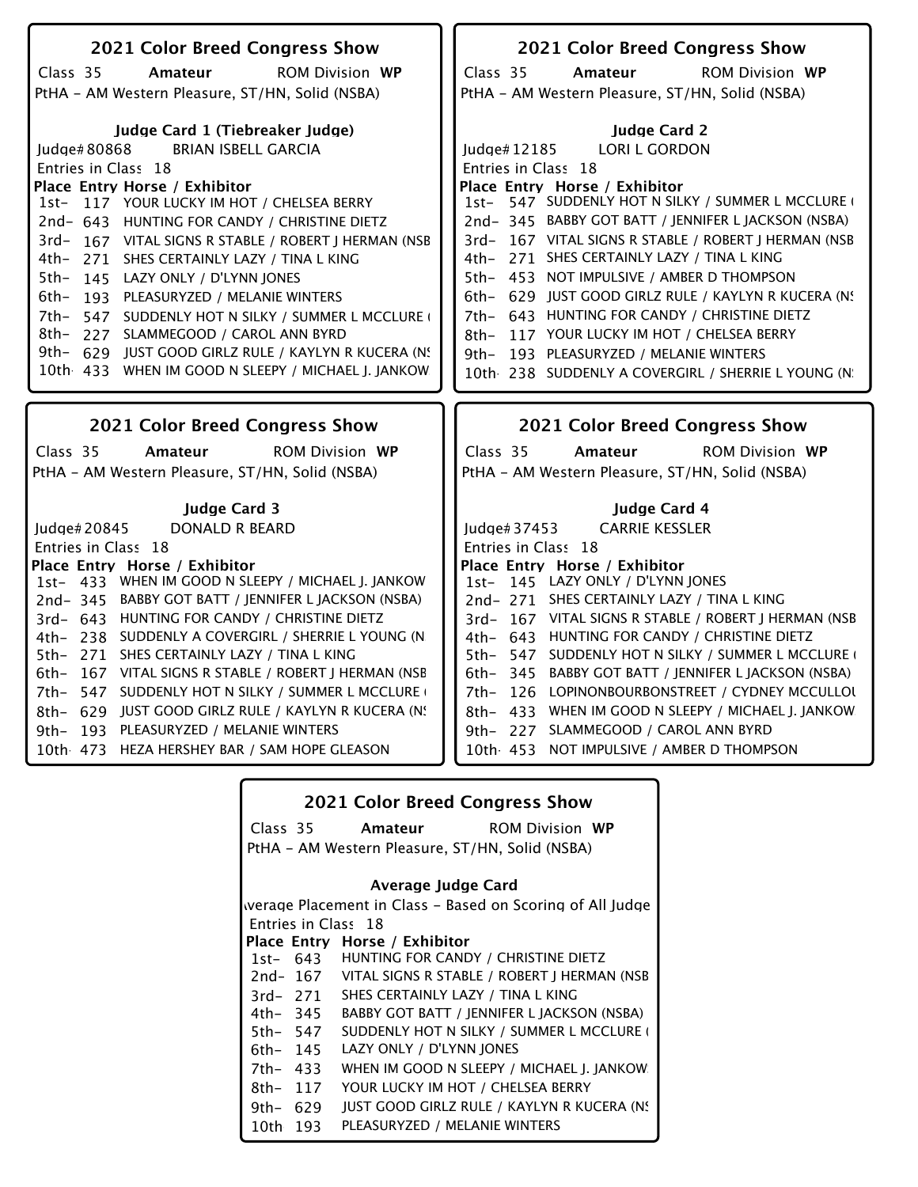## 2021 Color Breed Congress Show

Class 35 **Amateur** ROM Division **WP**

PtHA - AM Western Pleasure, ST/HN, Solid (NSBA)

### Judge Card 1 (Tiebreaker Judge)

Judge# 80868 BRIAN ISBELL GARCIA

Entries in Class 18

| Place | Entry | Horse / Exhibitor |
|---|---|---|
| 1st- | 117 | YOUR LUCKY IM HOT / CHELSEA BERRY |
| 2nd- | 643 | HUNTING FOR CANDY / CHRISTINE DIETZ |
| 3rd- | 167 | VITAL SIGNS R STABLE / ROBERT J HERMAN (NSB |
| 4th- | 271 | SHES CERTAINLY LAZY / TINA L KING |
| 5th- | 145 | LAZY ONLY / D'LYNN JONES |
| 6th- | 193 | PLEASURYZED / MELANIE WINTERS |
| 7th- | 547 | SUDDENLY HOT N SILKY / SUMMER L MCCLURE ( |
| 8th- | 227 | SLAMMEGOOD / CAROL ANN BYRD |
| 9th- | 629 | JUST GOOD GIRLZ RULE / KAYLYN R KUCERA (N! |
| 10th | 433 | WHEN IM GOOD N SLEEPY / MICHAEL J. JANKOW |

## 2021 Color Breed Congress Show

Class 35 **Amateur** ROM Division **WP**

PtHA - AM Western Pleasure, ST/HN, Solid (NSBA)

### Judge Card 2

Judge# 12185 LORI L GORDON

Entries in Class 18

| Place | Entry | Horse / Exhibitor |
|---|---|---|
| 1st- | 547 | SUDDENLY HOT N SILKY / SUMMER L MCCLURE ( |
| 2nd- | 345 | BABBY GOT BATT / JENNIFER L JACKSON (NSBA) |
| 3rd- | 167 | VITAL SIGNS R STABLE / ROBERT J HERMAN (NSB |
| 4th- | 271 | SHES CERTAINLY LAZY / TINA L KING |
| 5th- | 453 | NOT IMPULSIVE / AMBER D THOMPSON |
| 6th- | 629 | JUST GOOD GIRLZ RULE / KAYLYN R KUCERA (N! |
| 7th- | 643 | HUNTING FOR CANDY / CHRISTINE DIETZ |
| 8th- | 117 | YOUR LUCKY IM HOT / CHELSEA BERRY |
| 9th- | 193 | PLEASURYZED / MELANIE WINTERS |
| 10th | 238 | SUDDENLY A COVERGIRL / SHERRIE L YOUNG (N! |

## 2021 Color Breed Congress Show

Class 35 **Amateur** ROM Division **WP**

PtHA - AM Western Pleasure, ST/HN, Solid (NSBA)

### Judge Card 3

Judge# 20845 DONALD R BEARD

Entries in Class 18

| Place | Entry | Horse / Exhibitor |
|---|---|---|
| 1st- | 433 | WHEN IM GOOD N SLEEPY / MICHAEL J. JANKOW |
| 2nd- | 345 | BABBY GOT BATT / JENNIFER L JACKSON (NSBA) |
| 3rd- | 643 | HUNTING FOR CANDY / CHRISTINE DIETZ |
| 4th- | 238 | SUDDENLY A COVERGIRL / SHERRIE L YOUNG (N |
| 5th- | 271 | SHES CERTAINLY LAZY / TINA L KING |
| 6th- | 167 | VITAL SIGNS R STABLE / ROBERT J HERMAN (NSB |
| 7th- | 547 | SUDDENLY HOT N SILKY / SUMMER L MCCLURE ( |
| 8th- | 629 | JUST GOOD GIRLZ RULE / KAYLYN R KUCERA (N! |
| 9th- | 193 | PLEASURYZED / MELANIE WINTERS |
| 10th | 473 | HEZA HERSHEY BAR / SAM HOPE GLEASON |

## 2021 Color Breed Congress Show

Class 35 **Amateur** ROM Division **WP**

PtHA - AM Western Pleasure, ST/HN, Solid (NSBA)

### Judge Card 4

Judge# 37453 CARRIE KESSLER

Entries in Class 18

| Place | Entry | Horse / Exhibitor |
|---|---|---|
| 1st- | 145 | LAZY ONLY / D'LYNN JONES |
| 2nd- | 271 | SHES CERTAINLY LAZY / TINA L KING |
| 3rd- | 167 | VITAL SIGNS R STABLE / ROBERT J HERMAN (NSB |
| 4th- | 643 | HUNTING FOR CANDY / CHRISTINE DIETZ |
| 5th- | 547 | SUDDENLY HOT N SILKY / SUMMER L MCCLURE ( |
| 6th- | 345 | BABBY GOT BATT / JENNIFER L JACKSON (NSBA) |
| 7th- | 126 | LOPINONBOURBONSTREET / CYDNEY MCCULLOU |
| 8th- | 433 | WHEN IM GOOD N SLEEPY / MICHAEL J. JANKOW |
| 9th- | 227 | SLAMMEGOOD / CAROL ANN BYRD |
| 10th | 453 | NOT IMPULSIVE / AMBER D THOMPSON |

## 2021 Color Breed Congress Show

Class 35 **Amateur** ROM Division **WP**

PtHA - AM Western Pleasure, ST/HN, Solid (NSBA)

### Average Judge Card

Average Placement in Class - Based on Scoring of All Judge

Entries in Class 18

| Place | Entry | Horse / Exhibitor |
|---|---|---|
| 1st- | 643 | HUNTING FOR CANDY / CHRISTINE DIETZ |
| 2nd- | 167 | VITAL SIGNS R STABLE / ROBERT J HERMAN (NSB |
| 3rd- | 271 | SHES CERTAINLY LAZY / TINA L KING |
| 4th- | 345 | BABBY GOT BATT / JENNIFER L JACKSON (NSBA) |
| 5th- | 547 | SUDDENLY HOT N SILKY / SUMMER L MCCLURE ( |
| 6th- | 145 | LAZY ONLY / D'LYNN JONES |
| 7th- | 433 | WHEN IM GOOD N SLEEPY / MICHAEL J. JANKOW |
| 8th- | 117 | YOUR LUCKY IM HOT / CHELSEA BERRY |
| 9th- | 629 | JUST GOOD GIRLZ RULE / KAYLYN R KUCERA (N! |
| 10th | 193 | PLEASURYZED / MELANIE WINTERS |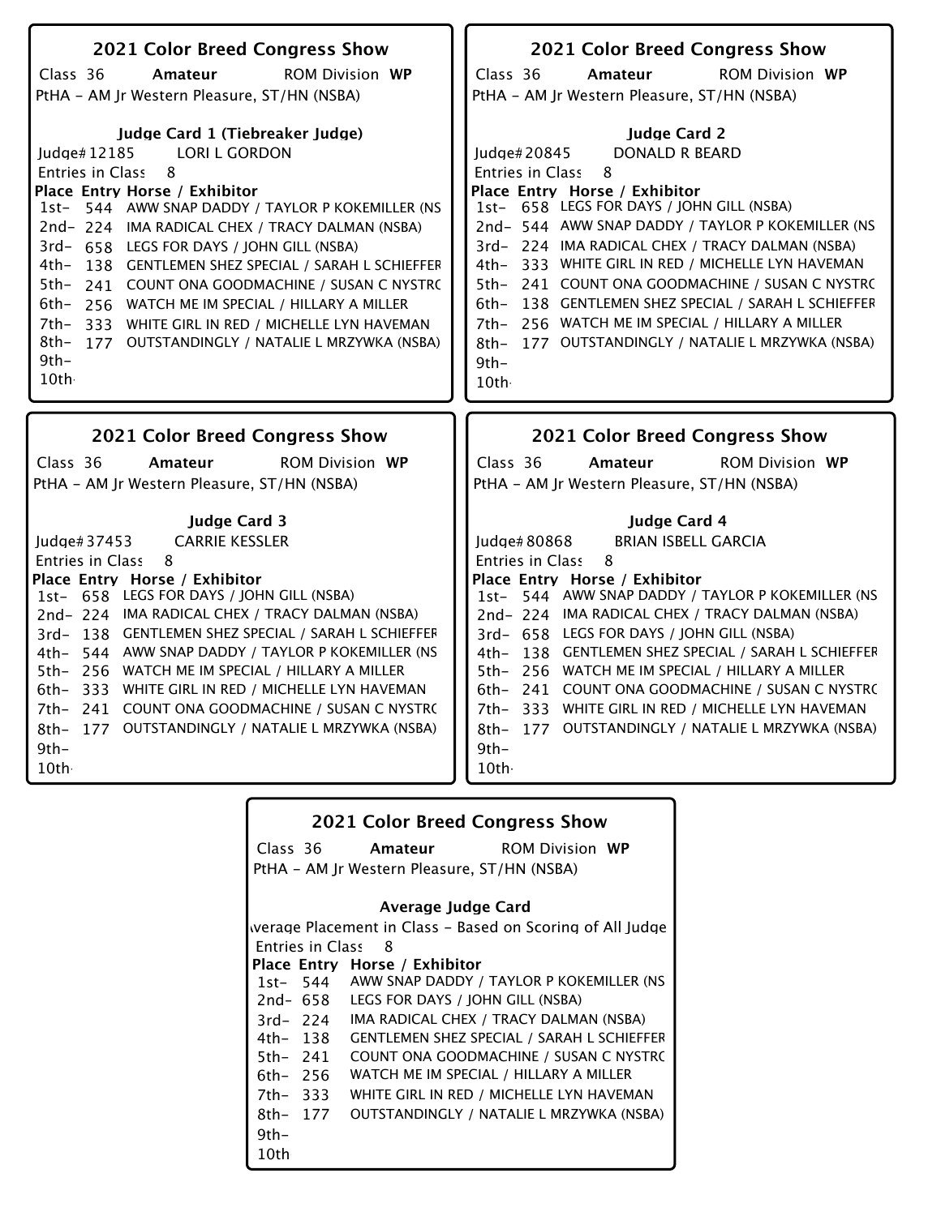## 2021 Color Breed Congress Show

Class 36 **Amateur** ROM Division **WP**

PtHA - AM Jr Western Pleasure, ST/HN (NSBA)

### Judge Card 1 (Tiebreaker Judge)

Judge# 12185 LORI L GORDON

Entries in Class 8

| Place | Entry | Horse / Exhibitor |
|---|---|---|
| 1st- | 544 | AWW SNAP DADDY / TAYLOR P KOKEMILLER (NS |
| 2nd- | 224 | IMA RADICAL CHEX / TRACY DALMAN (NSBA) |
| 3rd- | 658 | LEGS FOR DAYS / JOHN GILL (NSBA) |
| 4th- | 138 | GENTLEMEN SHEZ SPECIAL / SARAH L SCHIEFFER |
| 5th- | 241 | COUNT ONA GOODMACHINE / SUSAN C NYSTRO |
| 6th- | 256 | WATCH ME IM SPECIAL / HILLARY A MILLER |
| 7th- | 333 | WHITE GIRL IN RED / MICHELLE LYN HAVEMAN |
| 8th- | 177 | OUTSTANDINGLY / NATALIE L MRZYWKA (NSBA) |
| 9th- | | |
| 10th- | | |

## 2021 Color Breed Congress Show

Class 36 **Amateur** ROM Division **WP**

PtHA - AM Jr Western Pleasure, ST/HN (NSBA)

### Judge Card 2

Judge# 20845 DONALD R BEARD

Entries in Class 8

| Place | Entry | Horse / Exhibitor |
|---|---|---|
| 1st- | 658 | LEGS FOR DAYS / JOHN GILL (NSBA) |
| 2nd- | 544 | AWW SNAP DADDY / TAYLOR P KOKEMILLER (NS |
| 3rd- | 224 | IMA RADICAL CHEX / TRACY DALMAN (NSBA) |
| 4th- | 333 | WHITE GIRL IN RED / MICHELLE LYN HAVEMAN |
| 5th- | 241 | COUNT ONA GOODMACHINE / SUSAN C NYSTRO |
| 6th- | 138 | GENTLEMEN SHEZ SPECIAL / SARAH L SCHIEFFER |
| 7th- | 256 | WATCH ME IM SPECIAL / HILLARY A MILLER |
| 8th- | 177 | OUTSTANDINGLY / NATALIE L MRZYWKA (NSBA) |
| 9th- | | |
| 10th- | | |

## 2021 Color Breed Congress Show

Class 36 **Amateur** ROM Division **WP**

PtHA - AM Jr Western Pleasure, ST/HN (NSBA)

### Judge Card 3

Judge# 37453 CARRIE KESSLER

Entries in Class 8

| Place | Entry | Horse / Exhibitor |
|---|---|---|
| 1st- | 658 | LEGS FOR DAYS / JOHN GILL (NSBA) |
| 2nd- | 224 | IMA RADICAL CHEX / TRACY DALMAN (NSBA) |
| 3rd- | 138 | GENTLEMEN SHEZ SPECIAL / SARAH L SCHIEFFER |
| 4th- | 544 | AWW SNAP DADDY / TAYLOR P KOKEMILLER (NS |
| 5th- | 256 | WATCH ME IM SPECIAL / HILLARY A MILLER |
| 6th- | 333 | WHITE GIRL IN RED / MICHELLE LYN HAVEMAN |
| 7th- | 241 | COUNT ONA GOODMACHINE / SUSAN C NYSTRO |
| 8th- | 177 | OUTSTANDINGLY / NATALIE L MRZYWKA (NSBA) |
| 9th- | | |
| 10th- | | |

## 2021 Color Breed Congress Show

Class 36 **Amateur** ROM Division **WP**

PtHA - AM Jr Western Pleasure, ST/HN (NSBA)

### Judge Card 4

Judge# 80868 BRIAN ISBELL GARCIA

Entries in Class 8

| Place | Entry | Horse / Exhibitor |
|---|---|---|
| 1st- | 544 | AWW SNAP DADDY / TAYLOR P KOKEMILLER (NS |
| 2nd- | 224 | IMA RADICAL CHEX / TRACY DALMAN (NSBA) |
| 3rd- | 658 | LEGS FOR DAYS / JOHN GILL (NSBA) |
| 4th- | 138 | GENTLEMEN SHEZ SPECIAL / SARAH L SCHIEFFER |
| 5th- | 256 | WATCH ME IM SPECIAL / HILLARY A MILLER |
| 6th- | 241 | COUNT ONA GOODMACHINE / SUSAN C NYSTRO |
| 7th- | 333 | WHITE GIRL IN RED / MICHELLE LYN HAVEMAN |
| 8th- | 177 | OUTSTANDINGLY / NATALIE L MRZYWKA (NSBA) |
| 9th- | | |
| 10th- | | |

## 2021 Color Breed Congress Show

Class 36 **Amateur** ROM Division **WP**

PtHA - AM Jr Western Pleasure, ST/HN (NSBA)

### Average Judge Card

Average Placement in Class - Based on Scoring of All Judge

Entries in Class 8

| Place | Entry | Horse / Exhibitor |
|---|---|---|
| 1st- | 544 | AWW SNAP DADDY / TAYLOR P KOKEMILLER (NS |
| 2nd- | 658 | LEGS FOR DAYS / JOHN GILL (NSBA) |
| 3rd- | 224 | IMA RADICAL CHEX / TRACY DALMAN (NSBA) |
| 4th- | 138 | GENTLEMEN SHEZ SPECIAL / SARAH L SCHIEFFER |
| 5th- | 241 | COUNT ONA GOODMACHINE / SUSAN C NYSTRO |
| 6th- | 256 | WATCH ME IM SPECIAL / HILLARY A MILLER |
| 7th- | 333 | WHITE GIRL IN RED / MICHELLE LYN HAVEMAN |
| 8th- | 177 | OUTSTANDINGLY / NATALIE L MRZYWKA (NSBA) |
| 9th- | | |
| 10th | | |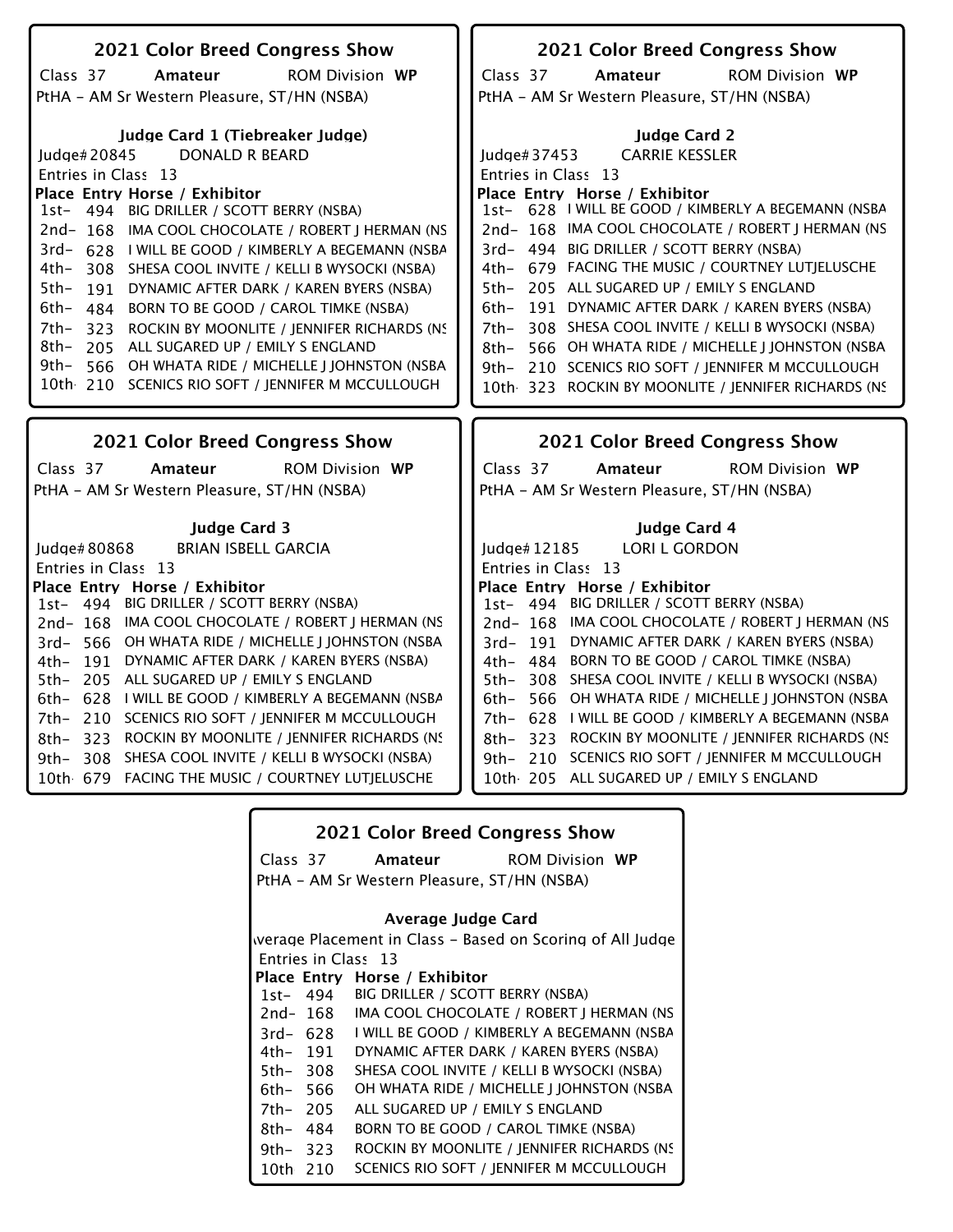## 2021 Color Breed Congress Show

Class 37 **Amateur** ROM Division **WP**

PtHA - AM Sr Western Pleasure, ST/HN (NSBA)

### Judge Card 1 (Tiebreaker Judge)

Judge# 20845 DONALD R BEARD

Entries in Class 13

| Place | Entry | Horse / Exhibitor |
|---|---|---|
| 1st- | 494 | BIG DRILLER / SCOTT BERRY (NSBA) |
| 2nd- | 168 | IMA COOL CHOCOLATE / ROBERT J HERMAN (NS |
| 3rd- | 628 | I WILL BE GOOD / KIMBERLY A BEGEMANN (NSBA |
| 4th- | 308 | SHESA COOL INVITE / KELLI B WYSOCKI (NSBA) |
| 5th- | 191 | DYNAMIC AFTER DARK / KAREN BYERS (NSBA) |
| 6th- | 484 | BORN TO BE GOOD / CAROL TIMKE (NSBA) |
| 7th- | 323 | ROCKIN BY MOONLITE / JENNIFER RICHARDS (NS |
| 8th- | 205 | ALL SUGARED UP / EMILY S ENGLAND |
| 9th- | 566 | OH WHATA RIDE / MICHELLE J JOHNSTON (NSBA |
| 10th | 210 | SCENICS RIO SOFT / JENNIFER M MCCULLOUGH |

## 2021 Color Breed Congress Show

Class 37 **Amateur** ROM Division **WP**

PtHA - AM Sr Western Pleasure, ST/HN (NSBA)

### Judge Card 2

Judge# 37453 CARRIE KESSLER

Entries in Class 13

| Place | Entry | Horse / Exhibitor |
|---|---|---|
| 1st- | 628 | I WILL BE GOOD / KIMBERLY A BEGEMANN (NSBA |
| 2nd- | 168 | IMA COOL CHOCOLATE / ROBERT J HERMAN (NS |
| 3rd- | 494 | BIG DRILLER / SCOTT BERRY (NSBA) |
| 4th- | 679 | FACING THE MUSIC / COURTNEY LUTJELUSCHE |
| 5th- | 205 | ALL SUGARED UP / EMILY S ENGLAND |
| 6th- | 191 | DYNAMIC AFTER DARK / KAREN BYERS (NSBA) |
| 7th- | 308 | SHESA COOL INVITE / KELLI B WYSOCKI (NSBA) |
| 8th- | 566 | OH WHATA RIDE / MICHELLE J JOHNSTON (NSBA |
| 9th- | 210 | SCENICS RIO SOFT / JENNIFER M MCCULLOUGH |
| 10th | 323 | ROCKIN BY MOONLITE / JENNIFER RICHARDS (NS |

## 2021 Color Breed Congress Show

Class 37 **Amateur** ROM Division **WP**

PtHA - AM Sr Western Pleasure, ST/HN (NSBA)

### Judge Card 3

Judge# 80868 BRIAN ISBELL GARCIA

Entries in Class 13

| Place | Entry | Horse / Exhibitor |
|---|---|---|
| 1st- | 494 | BIG DRILLER / SCOTT BERRY (NSBA) |
| 2nd- | 168 | IMA COOL CHOCOLATE / ROBERT J HERMAN (NS |
| 3rd- | 566 | OH WHATA RIDE / MICHELLE J JOHNSTON (NSBA |
| 4th- | 191 | DYNAMIC AFTER DARK / KAREN BYERS (NSBA) |
| 5th- | 205 | ALL SUGARED UP / EMILY S ENGLAND |
| 6th- | 628 | I WILL BE GOOD / KIMBERLY A BEGEMANN (NSBA |
| 7th- | 210 | SCENICS RIO SOFT / JENNIFER M MCCULLOUGH |
| 8th- | 323 | ROCKIN BY MOONLITE / JENNIFER RICHARDS (NS |
| 9th- | 308 | SHESA COOL INVITE / KELLI B WYSOCKI (NSBA) |
| 10th | 679 | FACING THE MUSIC / COURTNEY LUTJELUSCHE |

## 2021 Color Breed Congress Show

Class 37 **Amateur** ROM Division **WP**

PtHA - AM Sr Western Pleasure, ST/HN (NSBA)

### Judge Card 4

Judge# 12185 LORI L GORDON

Entries in Class 13

| Place | Entry | Horse / Exhibitor |
|---|---|---|
| 1st- | 494 | BIG DRILLER / SCOTT BERRY (NSBA) |
| 2nd- | 168 | IMA COOL CHOCOLATE / ROBERT J HERMAN (NS |
| 3rd- | 191 | DYNAMIC AFTER DARK / KAREN BYERS (NSBA) |
| 4th- | 484 | BORN TO BE GOOD / CAROL TIMKE (NSBA) |
| 5th- | 308 | SHESA COOL INVITE / KELLI B WYSOCKI (NSBA) |
| 6th- | 566 | OH WHATA RIDE / MICHELLE J JOHNSTON (NSBA |
| 7th- | 628 | I WILL BE GOOD / KIMBERLY A BEGEMANN (NSBA |
| 8th- | 323 | ROCKIN BY MOONLITE / JENNIFER RICHARDS (NS |
| 9th- | 210 | SCENICS RIO SOFT / JENNIFER M MCCULLOUGH |
| 10th | 205 | ALL SUGARED UP / EMILY S ENGLAND |

## 2021 Color Breed Congress Show

Class 37 **Amateur** ROM Division **WP**

PtHA - AM Sr Western Pleasure, ST/HN (NSBA)

### Average Judge Card

Average Placement in Class - Based on Scoring of All Judge

Entries in Class 13

| Place | Entry | Horse / Exhibitor |
|---|---|---|
| 1st- | 494 | BIG DRILLER / SCOTT BERRY (NSBA) |
| 2nd- | 168 | IMA COOL CHOCOLATE / ROBERT J HERMAN (NS |
| 3rd- | 628 | I WILL BE GOOD / KIMBERLY A BEGEMANN (NSBA |
| 4th- | 191 | DYNAMIC AFTER DARK / KAREN BYERS (NSBA) |
| 5th- | 308 | SHESA COOL INVITE / KELLI B WYSOCKI (NSBA) |
| 6th- | 566 | OH WHATA RIDE / MICHELLE J JOHNSTON (NSBA |
| 7th- | 205 | ALL SUGARED UP / EMILY S ENGLAND |
| 8th- | 484 | BORN TO BE GOOD / CAROL TIMKE (NSBA) |
| 9th- | 323 | ROCKIN BY MOONLITE / JENNIFER RICHARDS (NS |
| 10th | 210 | SCENICS RIO SOFT / JENNIFER M MCCULLOUGH |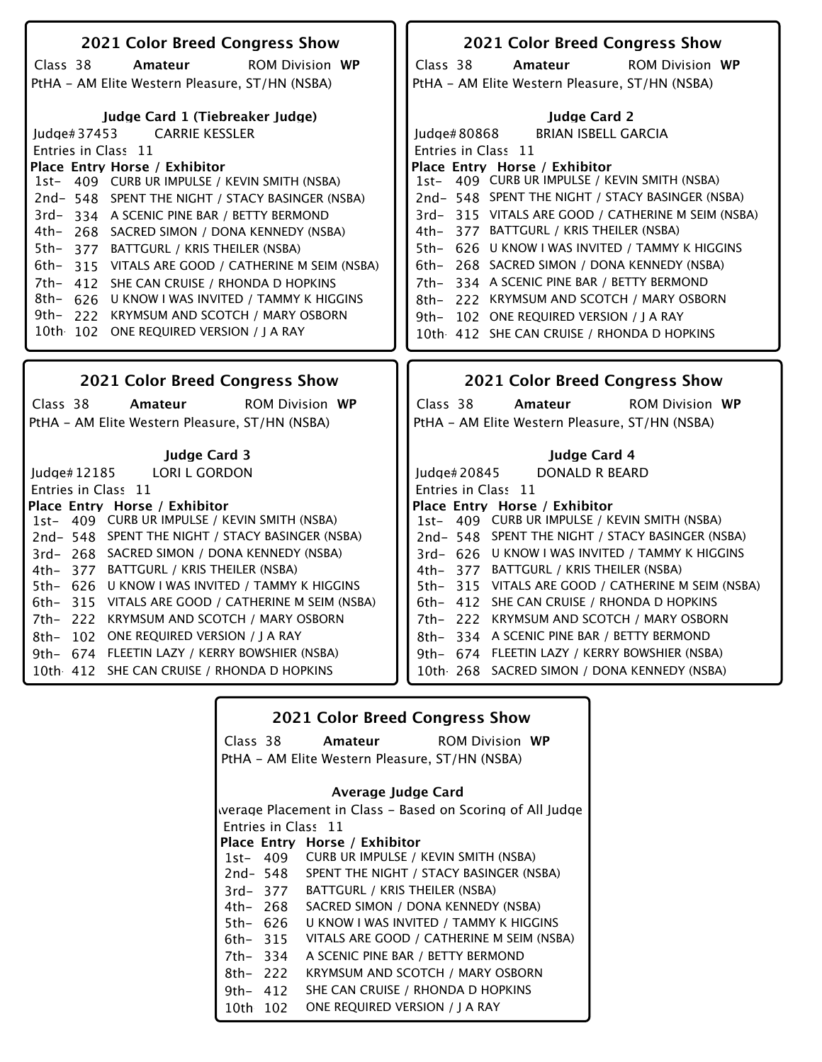## 2021 Color Breed Congress Show

Class 38 **Amateur** ROM Division **WP**

PtHA - AM Elite Western Pleasure, ST/HN (NSBA)

### Judge Card 1 (Tiebreaker Judge)

Judge# 37453 CARRIE KESSLER

Entries in Class 11

| Place | Entry | Horse / Exhibitor |
|---|---|---|
| 1st- | 409 | CURB UR IMPULSE / KEVIN SMITH (NSBA) |
| 2nd- | 548 | SPENT THE NIGHT / STACY BASINGER (NSBA) |
| 3rd- | 334 | A SCENIC PINE BAR / BETTY BERMOND |
| 4th- | 268 | SACRED SIMON / DONA KENNEDY (NSBA) |
| 5th- | 377 | BATTGURL / KRIS THEILER (NSBA) |
| 6th- | 315 | VITALS ARE GOOD / CATHERINE M SEIM (NSBA) |
| 7th- | 412 | SHE CAN CRUISE / RHONDA D HOPKINS |
| 8th- | 626 | U KNOW I WAS INVITED / TAMMY K HIGGINS |
| 9th- | 222 | KRYMSUM AND SCOTCH / MARY OSBORN |
| 10th | 102 | ONE REQUIRED VERSION / J A RAY |

## 2021 Color Breed Congress Show

Class 38 **Amateur** ROM Division **WP**

PtHA - AM Elite Western Pleasure, ST/HN (NSBA)

### Judge Card 2

Judge# 80868 BRIAN ISBELL GARCIA

Entries in Class 11

| Place | Entry | Horse / Exhibitor |
|---|---|---|
| 1st- | 409 | CURB UR IMPULSE / KEVIN SMITH (NSBA) |
| 2nd- | 548 | SPENT THE NIGHT / STACY BASINGER (NSBA) |
| 3rd- | 315 | VITALS ARE GOOD / CATHERINE M SEIM (NSBA) |
| 4th- | 377 | BATTGURL / KRIS THEILER (NSBA) |
| 5th- | 626 | U KNOW I WAS INVITED / TAMMY K HIGGINS |
| 6th- | 268 | SACRED SIMON / DONA KENNEDY (NSBA) |
| 7th- | 334 | A SCENIC PINE BAR / BETTY BERMOND |
| 8th- | 222 | KRYMSUM AND SCOTCH / MARY OSBORN |
| 9th- | 102 | ONE REQUIRED VERSION / J A RAY |
| 10th | 412 | SHE CAN CRUISE / RHONDA D HOPKINS |

## 2021 Color Breed Congress Show

Class 38 **Amateur** ROM Division **WP**

PtHA - AM Elite Western Pleasure, ST/HN (NSBA)

### Judge Card 3

Judge# 12185 LORI L GORDON

Entries in Class 11

| Place | Entry | Horse / Exhibitor |
|---|---|---|
| 1st- | 409 | CURB UR IMPULSE / KEVIN SMITH (NSBA) |
| 2nd- | 548 | SPENT THE NIGHT / STACY BASINGER (NSBA) |
| 3rd- | 268 | SACRED SIMON / DONA KENNEDY (NSBA) |
| 4th- | 377 | BATTGURL / KRIS THEILER (NSBA) |
| 5th- | 626 | U KNOW I WAS INVITED / TAMMY K HIGGINS |
| 6th- | 315 | VITALS ARE GOOD / CATHERINE M SEIM (NSBA) |
| 7th- | 222 | KRYMSUM AND SCOTCH / MARY OSBORN |
| 8th- | 102 | ONE REQUIRED VERSION / J A RAY |
| 9th- | 674 | FLEETIN LAZY / KERRY BOWSHIER (NSBA) |
| 10th | 412 | SHE CAN CRUISE / RHONDA D HOPKINS |

## 2021 Color Breed Congress Show

Class 38 **Amateur** ROM Division **WP**

PtHA - AM Elite Western Pleasure, ST/HN (NSBA)

### Judge Card 4

Judge# 20845 DONALD R BEARD

Entries in Class 11

| Place | Entry | Horse / Exhibitor |
|---|---|---|
| 1st- | 409 | CURB UR IMPULSE / KEVIN SMITH (NSBA) |
| 2nd- | 548 | SPENT THE NIGHT / STACY BASINGER (NSBA) |
| 3rd- | 626 | U KNOW I WAS INVITED / TAMMY K HIGGINS |
| 4th- | 377 | BATTGURL / KRIS THEILER (NSBA) |
| 5th- | 315 | VITALS ARE GOOD / CATHERINE M SEIM (NSBA) |
| 6th- | 412 | SHE CAN CRUISE / RHONDA D HOPKINS |
| 7th- | 222 | KRYMSUM AND SCOTCH / MARY OSBORN |
| 8th- | 334 | A SCENIC PINE BAR / BETTY BERMOND |
| 9th- | 674 | FLEETIN LAZY / KERRY BOWSHIER (NSBA) |
| 10th | 268 | SACRED SIMON / DONA KENNEDY (NSBA) |

## 2021 Color Breed Congress Show

Class 38 **Amateur** ROM Division **WP**

PtHA - AM Elite Western Pleasure, ST/HN (NSBA)

### Average Judge Card

Average Placement in Class - Based on Scoring of All Judges

Entries in Class 11

| Place | Entry | Horse / Exhibitor |
|---|---|---|
| 1st- | 409 | CURB UR IMPULSE / KEVIN SMITH (NSBA) |
| 2nd- | 548 | SPENT THE NIGHT / STACY BASINGER (NSBA) |
| 3rd- | 377 | BATTGURL / KRIS THEILER (NSBA) |
| 4th- | 268 | SACRED SIMON / DONA KENNEDY (NSBA) |
| 5th- | 626 | U KNOW I WAS INVITED / TAMMY K HIGGINS |
| 6th- | 315 | VITALS ARE GOOD / CATHERINE M SEIM (NSBA) |
| 7th- | 334 | A SCENIC PINE BAR / BETTY BERMOND |
| 8th- | 222 | KRYMSUM AND SCOTCH / MARY OSBORN |
| 9th- | 412 | SHE CAN CRUISE / RHONDA D HOPKINS |
| 10th | 102 | ONE REQUIRED VERSION / J A RAY |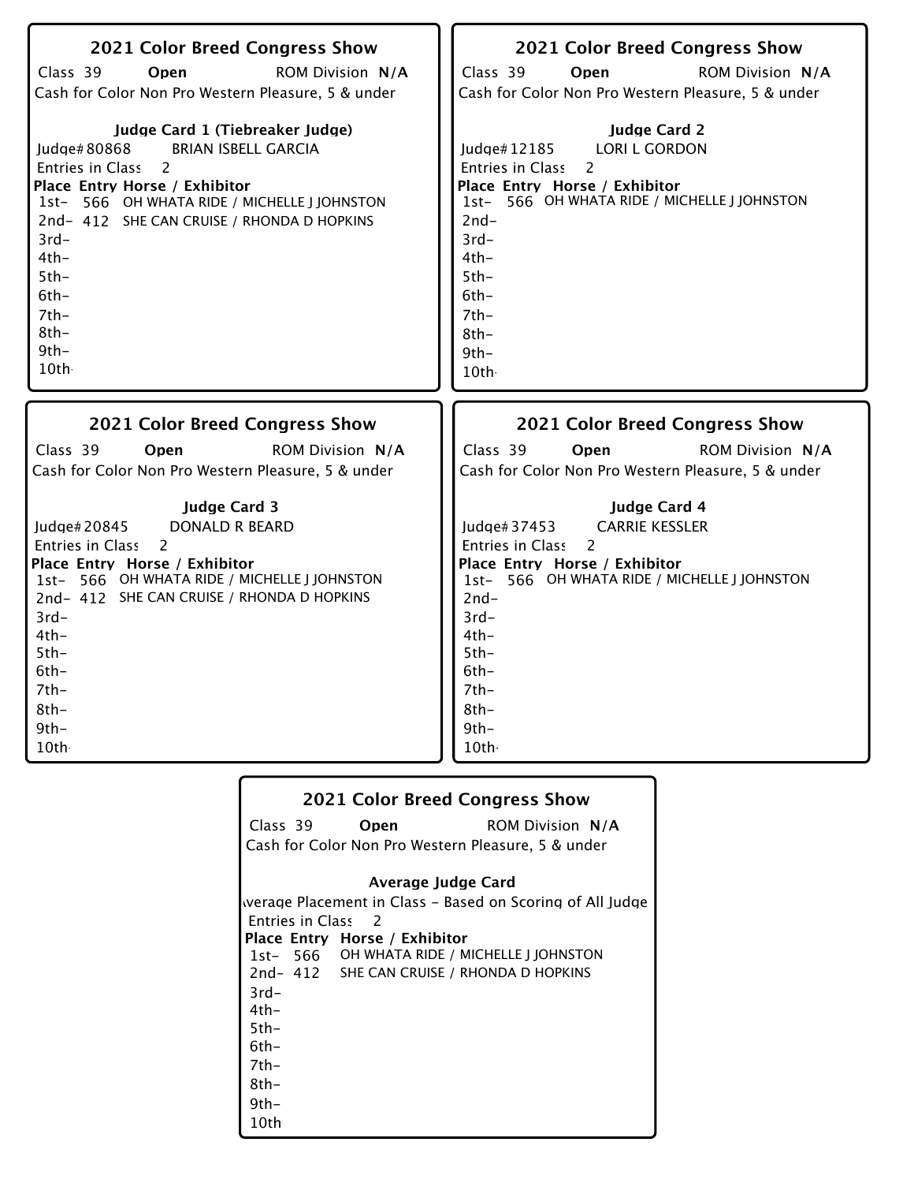## 2021 Color Breed Congress Show

Class 39 **Open** ROM Division **N/A**

Cash for Color Non Pro Western Pleasure, 5 & under

### Judge Card 1 (Tiebreaker Judge)

Judge# 80868 BRIAN ISBELL GARCIA

Entries in Class 2

| Place | Entry | Horse / Exhibitor |
|---|---|---|
| 1st- | 566 | OH WHATA RIDE / MICHELLE J JOHNSTON |
| 2nd- | 412 | SHE CAN CRUISE / RHONDA D HOPKINS |
| 3rd- | | |
| 4th- | | |
| 5th- | | |
| 6th- | | |
| 7th- | | |
| 8th- | | |
| 9th- | | |
| 10th- | | |

## 2021 Color Breed Congress Show

Class 39 **Open** ROM Division **N/A**

Cash for Color Non Pro Western Pleasure, 5 & under

### Judge Card 2

Judge# 12185 LORI L GORDON

Entries in Class 2

| Place | Entry | Horse / Exhibitor |
|---|---|---|
| 1st- | 566 | OH WHATA RIDE / MICHELLE J JOHNSTON |
| 2nd- | | |
| 3rd- | | |
| 4th- | | |
| 5th- | | |
| 6th- | | |
| 7th- | | |
| 8th- | | |
| 9th- | | |
| 10th- | | |

## 2021 Color Breed Congress Show

Class 39 **Open** ROM Division **N/A**

Cash for Color Non Pro Western Pleasure, 5 & under

### Judge Card 3

Judge# 20845 DONALD R BEARD

Entries in Class 2

| Place | Entry | Horse / Exhibitor |
|---|---|---|
| 1st- | 566 | OH WHATA RIDE / MICHELLE J JOHNSTON |
| 2nd- | 412 | SHE CAN CRUISE / RHONDA D HOPKINS |
| 3rd- | | |
| 4th- | | |
| 5th- | | |
| 6th- | | |
| 7th- | | |
| 8th- | | |
| 9th- | | |
| 10th- | | |

## 2021 Color Breed Congress Show

Class 39 **Open** ROM Division **N/A**

Cash for Color Non Pro Western Pleasure, 5 & under

### Judge Card 4

Judge# 37453 CARRIE KESSLER

Entries in Class 2

| Place | Entry | Horse / Exhibitor |
|---|---|---|
| 1st- | 566 | OH WHATA RIDE / MICHELLE J JOHNSTON |
| 2nd- | | |
| 3rd- | | |
| 4th- | | |
| 5th- | | |
| 6th- | | |
| 7th- | | |
| 8th- | | |
| 9th- | | |
| 10th- | | |

## 2021 Color Breed Congress Show

Class 39 **Open** ROM Division **N/A**

Cash for Color Non Pro Western Pleasure, 5 & under

### Average Judge Card

Average Placement in Class - Based on Scoring of All Judge

Entries in Class 2

| Place | Entry | Horse / Exhibitor |
|---|---|---|
| 1st- | 566 | OH WHATA RIDE / MICHELLE J JOHNSTON |
| 2nd- | 412 | SHE CAN CRUISE / RHONDA D HOPKINS |
| 3rd- | | |
| 4th- | | |
| 5th- | | |
| 6th- | | |
| 7th- | | |
| 8th- | | |
| 9th- | | |
| 10th | | |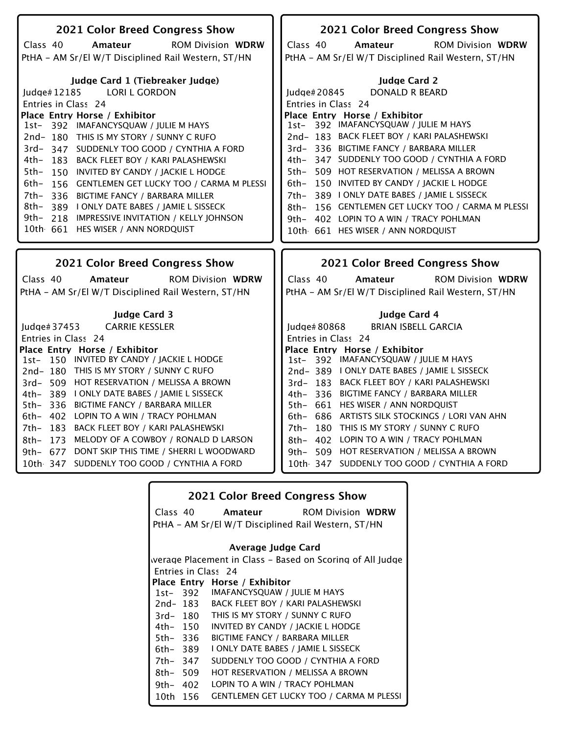## 2021 Color Breed Congress Show

Class 40 **Amateur** ROM Division **WDRW**

PtHA - AM Sr/El W/T Disciplined Rail Western, ST/HN

### Judge Card 1 (Tiebreaker Judge)

Judge# 12185 LORI L GORDON

Entries in Class 24

| Place | Entry | Horse / Exhibitor |
|---|---|---|
| 1st- | 392 | IMAFANCYSQUAW / JULIE M HAYS |
| 2nd- | 180 | THIS IS MY STORY / SUNNY C RUFO |
| 3rd- | 347 | SUDDENLY TOO GOOD / CYNTHIA A FORD |
| 4th- | 183 | BACK FLEET BOY / KARI PALASHEWSKI |
| 5th- | 150 | INVITED BY CANDY / JACKIE L HODGE |
| 6th- | 156 | GENTLEMEN GET LUCKY TOO / CARMA M PLESSI |
| 7th- | 336 | BIGTIME FANCY / BARBARA MILLER |
| 8th- | 389 | I ONLY DATE BABES / JAMIE L SISSECK |
| 9th- | 218 | IMPRESSIVE INVITATION / KELLY JOHNSON |
| 10th | 661 | HES WISER / ANN NORDQUIST |

## 2021 Color Breed Congress Show

Class 40 **Amateur** ROM Division **WDRW**

PtHA - AM Sr/El W/T Disciplined Rail Western, ST/HN

### Judge Card 2

Judge# 20845 DONALD R BEARD

Entries in Class 24

| Place | Entry | Horse / Exhibitor |
|---|---|---|
| 1st- | 392 | IMAFANCYSQUAW / JULIE M HAYS |
| 2nd- | 183 | BACK FLEET BOY / KARI PALASHEWSKI |
| 3rd- | 336 | BIGTIME FANCY / BARBARA MILLER |
| 4th- | 347 | SUDDENLY TOO GOOD / CYNTHIA A FORD |
| 5th- | 509 | HOT RESERVATION / MELISSA A BROWN |
| 6th- | 150 | INVITED BY CANDY / JACKIE L HODGE |
| 7th- | 389 | I ONLY DATE BABES / JAMIE L SISSECK |
| 8th- | 156 | GENTLEMEN GET LUCKY TOO / CARMA M PLESSI |
| 9th- | 402 | LOPIN TO A WIN / TRACY POHLMAN |
| 10th | 661 | HES WISER / ANN NORDQUIST |

## 2021 Color Breed Congress Show

Class 40 **Amateur** ROM Division **WDRW**

PtHA - AM Sr/El W/T Disciplined Rail Western, ST/HN

### Judge Card 3

Judge# 37453 CARRIE KESSLER

Entries in Class 24

| Place | Entry | Horse / Exhibitor |
|---|---|---|
| 1st- | 150 | INVITED BY CANDY / JACKIE L HODGE |
| 2nd- | 180 | THIS IS MY STORY / SUNNY C RUFO |
| 3rd- | 509 | HOT RESERVATION / MELISSA A BROWN |
| 4th- | 389 | I ONLY DATE BABES / JAMIE L SISSECK |
| 5th- | 336 | BIGTIME FANCY / BARBARA MILLER |
| 6th- | 402 | LOPIN TO A WIN / TRACY POHLMAN |
| 7th- | 183 | BACK FLEET BOY / KARI PALASHEWSKI |
| 8th- | 173 | MELODY OF A COWBOY / RONALD D LARSON |
| 9th- | 677 | DONT SKIP THIS TIME / SHERRI L WOODWARD |
| 10th | 347 | SUDDENLY TOO GOOD / CYNTHIA A FORD |

## 2021 Color Breed Congress Show

Class 40 **Amateur** ROM Division **WDRW**

PtHA - AM Sr/El W/T Disciplined Rail Western, ST/HN

### Judge Card 4

Judge# 80868 BRIAN ISBELL GARCIA

Entries in Class 24

| Place | Entry | Horse / Exhibitor |
|---|---|---|
| 1st- | 392 | IMAFANCYSQUAW / JULIE M HAYS |
| 2nd- | 389 | I ONLY DATE BABES / JAMIE L SISSECK |
| 3rd- | 183 | BACK FLEET BOY / KARI PALASHEWSKI |
| 4th- | 336 | BIGTIME FANCY / BARBARA MILLER |
| 5th- | 661 | HES WISER / ANN NORDQUIST |
| 6th- | 686 | ARTISTS SILK STOCKINGS / LORI VAN AHN |
| 7th- | 180 | THIS IS MY STORY / SUNNY C RUFO |
| 8th- | 402 | LOPIN TO A WIN / TRACY POHLMAN |
| 9th- | 509 | HOT RESERVATION / MELISSA A BROWN |
| 10th | 347 | SUDDENLY TOO GOOD / CYNTHIA A FORD |

## 2021 Color Breed Congress Show

Class 40 **Amateur** ROM Division **WDRW**

PtHA - AM Sr/El W/T Disciplined Rail Western, ST/HN

### Average Judge Card

Average Placement in Class - Based on Scoring of All Judges

Entries in Class 24

| Place | Entry | Horse / Exhibitor |
|---|---|---|
| 1st- | 392 | IMAFANCYSQUAW / JULIE M HAYS |
| 2nd- | 183 | BACK FLEET BOY / KARI PALASHEWSKI |
| 3rd- | 180 | THIS IS MY STORY / SUNNY C RUFO |
| 4th- | 150 | INVITED BY CANDY / JACKIE L HODGE |
| 5th- | 336 | BIGTIME FANCY / BARBARA MILLER |
| 6th- | 389 | I ONLY DATE BABES / JAMIE L SISSECK |
| 7th- | 347 | SUDDENLY TOO GOOD / CYNTHIA A FORD |
| 8th- | 509 | HOT RESERVATION / MELISSA A BROWN |
| 9th- | 402 | LOPIN TO A WIN / TRACY POHLMAN |
| 10th | 156 | GENTLEMEN GET LUCKY TOO / CARMA M PLESSI |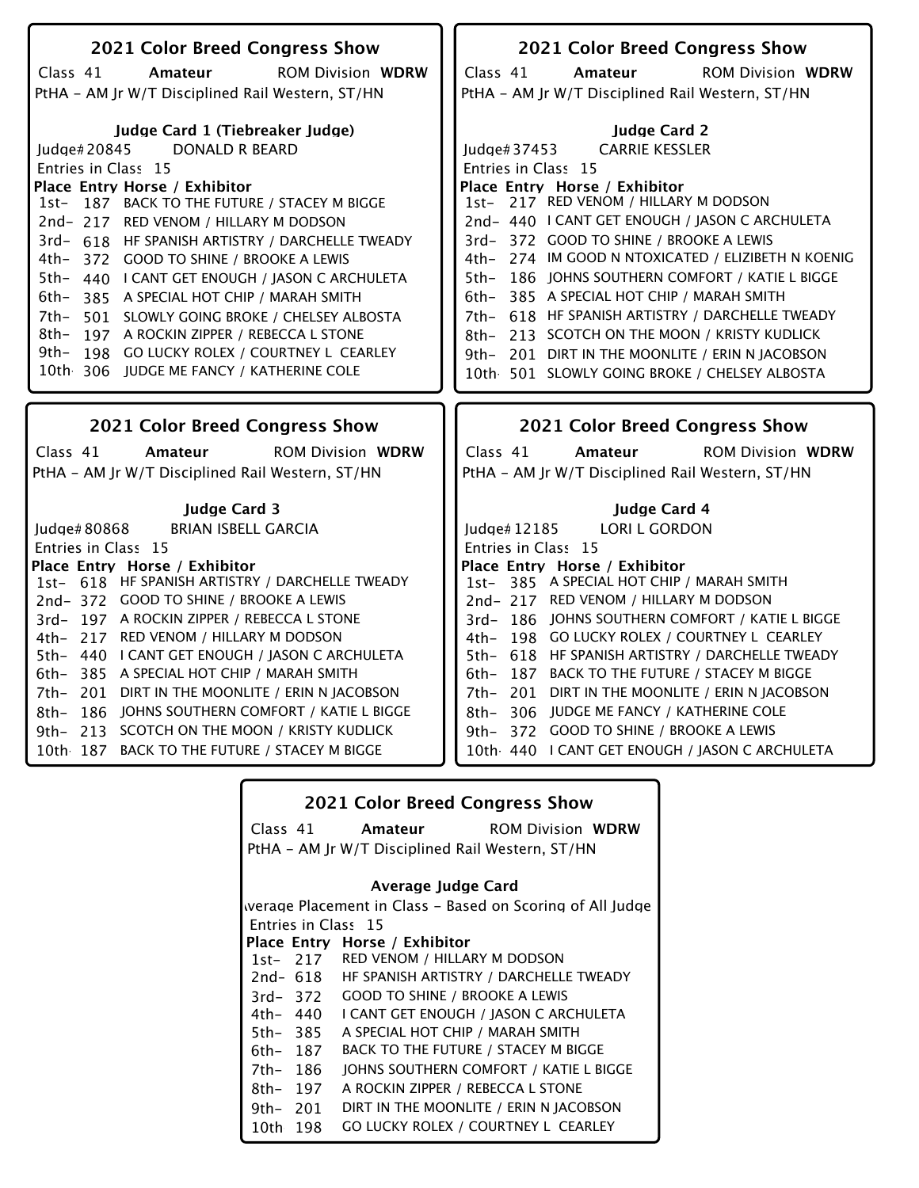## 2021 Color Breed Congress Show

Class 41 **Amateur** ROM Division **WDRW**

PtHA - AM Jr W/T Disciplined Rail Western, ST/HN

### Judge Card 1 (Tiebreaker Judge)

Judge# 20845 DONALD R BEARD

Entries in Class 15

| Place | Entry | Horse / Exhibitor |
|---|---|---|
| 1st- | 187 | BACK TO THE FUTURE / STACEY M BIGGE |
| 2nd- | 217 | RED VENOM / HILLARY M DODSON |
| 3rd- | 618 | HF SPANISH ARTISTRY / DARCHELLE TWEADY |
| 4th- | 372 | GOOD TO SHINE / BROOKE A LEWIS |
| 5th- | 440 | I CANT GET ENOUGH / JASON C ARCHULETA |
| 6th- | 385 | A SPECIAL HOT CHIP / MARAH SMITH |
| 7th- | 501 | SLOWLY GOING BROKE / CHELSEY ALBOSTA |
| 8th- | 197 | A ROCKIN ZIPPER / REBECCA L STONE |
| 9th- | 198 | GO LUCKY ROLEX / COURTNEY L CEARLEY |
| 10th | 306 | JUDGE ME FANCY / KATHERINE COLE |

## 2021 Color Breed Congress Show

Class 41 **Amateur** ROM Division **WDRW**

PtHA - AM Jr W/T Disciplined Rail Western, ST/HN

### Judge Card 2

Judge# 37453 CARRIE KESSLER

Entries in Class 15

| Place | Entry | Horse / Exhibitor |
|---|---|---|
| 1st- | 217 | RED VENOM / HILLARY M DODSON |
| 2nd- | 440 | I CANT GET ENOUGH / JASON C ARCHULETA |
| 3rd- | 372 | GOOD TO SHINE / BROOKE A LEWIS |
| 4th- | 274 | IM GOOD N NTOXICATED / ELIZIBETH N KOENIG |
| 5th- | 186 | JOHNS SOUTHERN COMFORT / KATIE L BIGGE |
| 6th- | 385 | A SPECIAL HOT CHIP / MARAH SMITH |
| 7th- | 618 | HF SPANISH ARTISTRY / DARCHELLE TWEADY |
| 8th- | 213 | SCOTCH ON THE MOON / KRISTY KUDLICK |
| 9th- | 201 | DIRT IN THE MOONLITE / ERIN N JACOBSON |
| 10th | 501 | SLOWLY GOING BROKE / CHELSEY ALBOSTA |

## 2021 Color Breed Congress Show

Class 41 **Amateur** ROM Division **WDRW**

PtHA - AM Jr W/T Disciplined Rail Western, ST/HN

### Judge Card 3

Judge# 80868 BRIAN ISBELL GARCIA

Entries in Class 15

| Place | Entry | Horse / Exhibitor |
|---|---|---|
| 1st- | 618 | HF SPANISH ARTISTRY / DARCHELLE TWEADY |
| 2nd- | 372 | GOOD TO SHINE / BROOKE A LEWIS |
| 3rd- | 197 | A ROCKIN ZIPPER / REBECCA L STONE |
| 4th- | 217 | RED VENOM / HILLARY M DODSON |
| 5th- | 440 | I CANT GET ENOUGH / JASON C ARCHULETA |
| 6th- | 385 | A SPECIAL HOT CHIP / MARAH SMITH |
| 7th- | 201 | DIRT IN THE MOONLITE / ERIN N JACOBSON |
| 8th- | 186 | JOHNS SOUTHERN COMFORT / KATIE L BIGGE |
| 9th- | 213 | SCOTCH ON THE MOON / KRISTY KUDLICK |
| 10th | 187 | BACK TO THE FUTURE / STACEY M BIGGE |

## 2021 Color Breed Congress Show

Class 41 **Amateur** ROM Division **WDRW**

PtHA - AM Jr W/T Disciplined Rail Western, ST/HN

### Judge Card 4

Judge# 12185 LORI L GORDON

Entries in Class 15

| Place | Entry | Horse / Exhibitor |
|---|---|---|
| 1st- | 385 | A SPECIAL HOT CHIP / MARAH SMITH |
| 2nd- | 217 | RED VENOM / HILLARY M DODSON |
| 3rd- | 186 | JOHNS SOUTHERN COMFORT / KATIE L BIGGE |
| 4th- | 198 | GO LUCKY ROLEX / COURTNEY L CEARLEY |
| 5th- | 618 | HF SPANISH ARTISTRY / DARCHELLE TWEADY |
| 6th- | 187 | BACK TO THE FUTURE / STACEY M BIGGE |
| 7th- | 201 | DIRT IN THE MOONLITE / ERIN N JACOBSON |
| 8th- | 306 | JUDGE ME FANCY / KATHERINE COLE |
| 9th- | 372 | GOOD TO SHINE / BROOKE A LEWIS |
| 10th | 440 | I CANT GET ENOUGH / JASON C ARCHULETA |

## 2021 Color Breed Congress Show

Class 41 **Amateur** ROM Division **WDRW**

PtHA - AM Jr W/T Disciplined Rail Western, ST/HN

### Average Judge Card

Average Placement in Class - Based on Scoring of All Judge

Entries in Class 15

| Place | Entry | Horse / Exhibitor |
|---|---|---|
| 1st- | 217 | RED VENOM / HILLARY M DODSON |
| 2nd- | 618 | HF SPANISH ARTISTRY / DARCHELLE TWEADY |
| 3rd- | 372 | GOOD TO SHINE / BROOKE A LEWIS |
| 4th- | 440 | I CANT GET ENOUGH / JASON C ARCHULETA |
| 5th- | 385 | A SPECIAL HOT CHIP / MARAH SMITH |
| 6th- | 187 | BACK TO THE FUTURE / STACEY M BIGGE |
| 7th- | 186 | JOHNS SOUTHERN COMFORT / KATIE L BIGGE |
| 8th- | 197 | A ROCKIN ZIPPER / REBECCA L STONE |
| 9th- | 201 | DIRT IN THE MOONLITE / ERIN N JACOBSON |
| 10th | 198 | GO LUCKY ROLEX / COURTNEY L CEARLEY |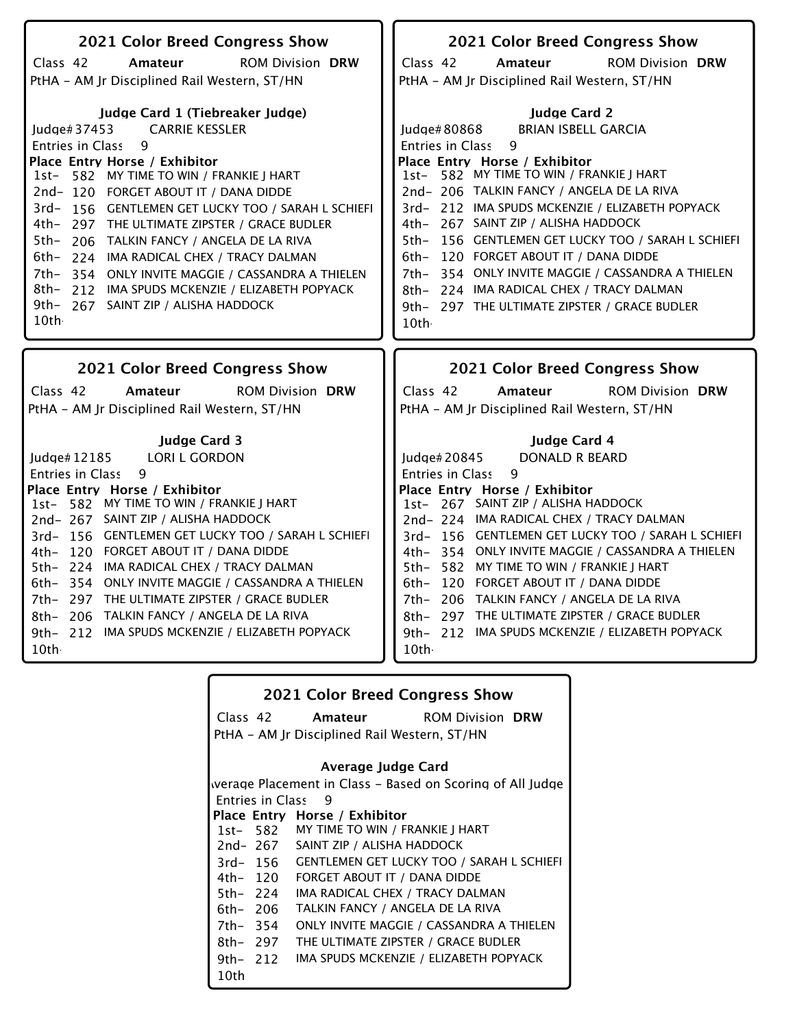## 2021 Color Breed Congress Show

Class 42 **Amateur** ROM Division **DRW**

PtHA - AM Jr Disciplined Rail Western, ST/HN

### Judge Card 1 (Tiebreaker Judge)

Judge# 37453 CARRIE KESSLER

Entries in Class 9

| Place | Entry | Horse / Exhibitor |
|---|---|---|
| 1st- | 582 | MY TIME TO WIN / FRANKIE J HART |
| 2nd- | 120 | FORGET ABOUT IT / DANA DIDDE |
| 3rd- | 156 | GENTLEMEN GET LUCKY TOO / SARAH L SCHIEFI |
| 4th- | 297 | THE ULTIMATE ZIPSTER / GRACE BUDLER |
| 5th- | 206 | TALKIN FANCY / ANGELA DE LA RIVA |
| 6th- | 224 | IMA RADICAL CHEX / TRACY DALMAN |
| 7th- | 354 | ONLY INVITE MAGGIE / CASSANDRA A THIELEN |
| 8th- | 212 | IMA SPUDS MCKENZIE / ELIZABETH POPYACK |
| 9th- | 267 | SAINT ZIP / ALISHA HADDOCK |
| 10th | | |

## 2021 Color Breed Congress Show

Class 42 **Amateur** ROM Division **DRW**

PtHA - AM Jr Disciplined Rail Western, ST/HN

### Judge Card 2

Judge# 80868 BRIAN ISBELL GARCIA

Entries in Class 9

| Place | Entry | Horse / Exhibitor |
|---|---|---|
| 1st- | 582 | MY TIME TO WIN / FRANKIE J HART |
| 2nd- | 206 | TALKIN FANCY / ANGELA DE LA RIVA |
| 3rd- | 212 | IMA SPUDS MCKENZIE / ELIZABETH POPYACK |
| 4th- | 267 | SAINT ZIP / ALISHA HADDOCK |
| 5th- | 156 | GENTLEMEN GET LUCKY TOO / SARAH L SCHIEFI |
| 6th- | 120 | FORGET ABOUT IT / DANA DIDDE |
| 7th- | 354 | ONLY INVITE MAGGIE / CASSANDRA A THIELEN |
| 8th- | 224 | IMA RADICAL CHEX / TRACY DALMAN |
| 9th- | 297 | THE ULTIMATE ZIPSTER / GRACE BUDLER |
| 10th | | |

## 2021 Color Breed Congress Show

Class 42 **Amateur** ROM Division **DRW**

PtHA - AM Jr Disciplined Rail Western, ST/HN

### Judge Card 3

Judge# 12185 LORI L GORDON

Entries in Class 9

| Place | Entry | Horse / Exhibitor |
|---|---|---|
| 1st- | 582 | MY TIME TO WIN / FRANKIE J HART |
| 2nd- | 267 | SAINT ZIP / ALISHA HADDOCK |
| 3rd- | 156 | GENTLEMEN GET LUCKY TOO / SARAH L SCHIEFI |
| 4th- | 120 | FORGET ABOUT IT / DANA DIDDE |
| 5th- | 224 | IMA RADICAL CHEX / TRACY DALMAN |
| 6th- | 354 | ONLY INVITE MAGGIE / CASSANDRA A THIELEN |
| 7th- | 297 | THE ULTIMATE ZIPSTER / GRACE BUDLER |
| 8th- | 206 | TALKIN FANCY / ANGELA DE LA RIVA |
| 9th- | 212 | IMA SPUDS MCKENZIE / ELIZABETH POPYACK |
| 10th | | |

## 2021 Color Breed Congress Show

Class 42 **Amateur** ROM Division **DRW**

PtHA - AM Jr Disciplined Rail Western, ST/HN

### Judge Card 4

Judge# 20845 DONALD R BEARD

Entries in Class 9

| Place | Entry | Horse / Exhibitor |
|---|---|---|
| 1st- | 267 | SAINT ZIP / ALISHA HADDOCK |
| 2nd- | 224 | IMA RADICAL CHEX / TRACY DALMAN |
| 3rd- | 156 | GENTLEMEN GET LUCKY TOO / SARAH L SCHIEFI |
| 4th- | 354 | ONLY INVITE MAGGIE / CASSANDRA A THIELEN |
| 5th- | 582 | MY TIME TO WIN / FRANKIE J HART |
| 6th- | 120 | FORGET ABOUT IT / DANA DIDDE |
| 7th- | 206 | TALKIN FANCY / ANGELA DE LA RIVA |
| 8th- | 297 | THE ULTIMATE ZIPSTER / GRACE BUDLER |
| 9th- | 212 | IMA SPUDS MCKENZIE / ELIZABETH POPYACK |
| 10th | | |

## 2021 Color Breed Congress Show

Class 42 **Amateur** ROM Division **DRW**

PtHA - AM Jr Disciplined Rail Western, ST/HN

### Average Judge Card

Average Placement in Class - Based on Scoring of All Judge

Entries in Class 9

| Place | Entry | Horse / Exhibitor |
|---|---|---|
| 1st- | 582 | MY TIME TO WIN / FRANKIE J HART |
| 2nd- | 267 | SAINT ZIP / ALISHA HADDOCK |
| 3rd- | 156 | GENTLEMEN GET LUCKY TOO / SARAH L SCHIEFI |
| 4th- | 120 | FORGET ABOUT IT / DANA DIDDE |
| 5th- | 224 | IMA RADICAL CHEX / TRACY DALMAN |
| 6th- | 206 | TALKIN FANCY / ANGELA DE LA RIVA |
| 7th- | 354 | ONLY INVITE MAGGIE / CASSANDRA A THIELEN |
| 8th- | 297 | THE ULTIMATE ZIPSTER / GRACE BUDLER |
| 9th- | 212 | IMA SPUDS MCKENZIE / ELIZABETH POPYACK |
| 10th | | |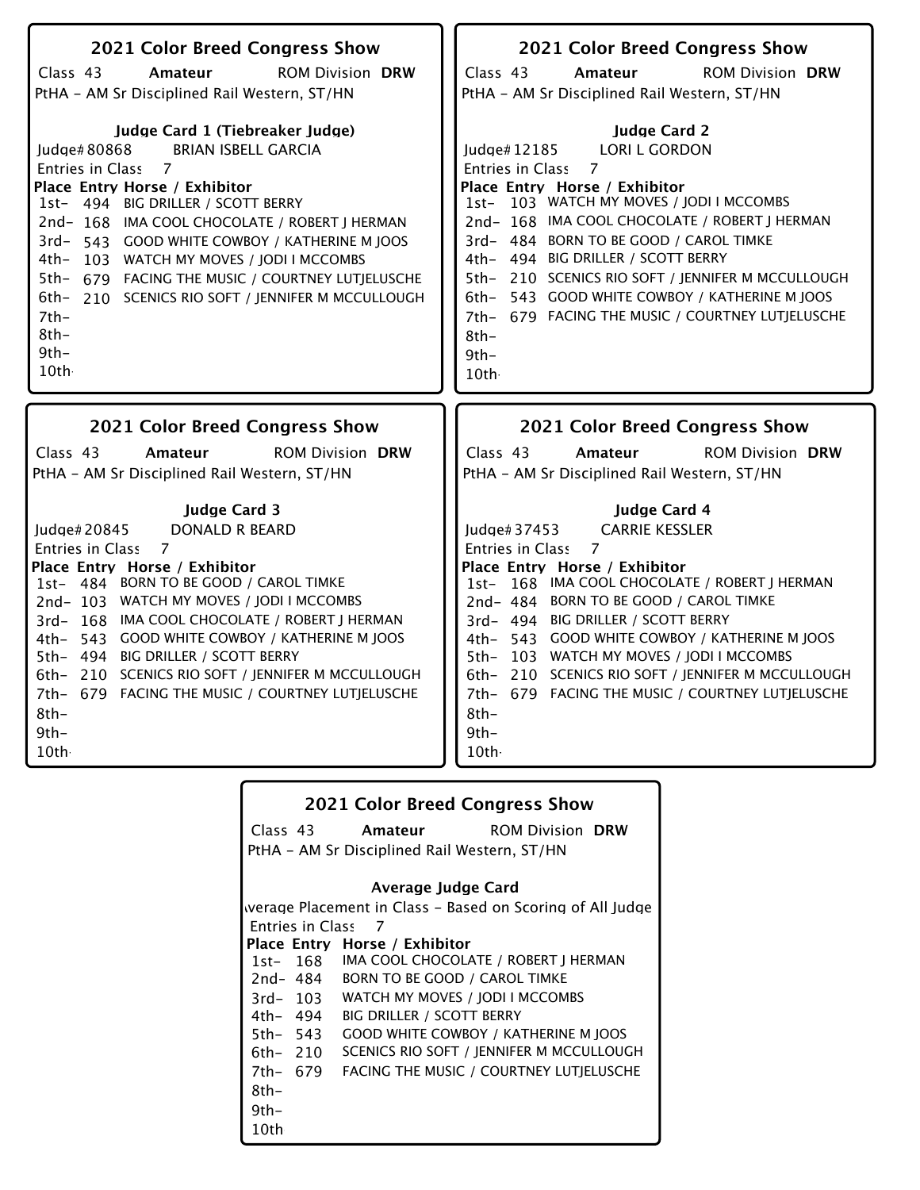## 2021 Color Breed Congress Show

Class 43 **Amateur** ROM Division **DRW**

PtHA - AM Sr Disciplined Rail Western, ST/HN

### Judge Card 1 (Tiebreaker Judge)

Judge# 80868 BRIAN ISBELL GARCIA

Entries in Class 7

| Place | Entry | Horse / Exhibitor |
|---|---|---|
| 1st- | 494 | BIG DRILLER / SCOTT BERRY |
| 2nd- | 168 | IMA COOL CHOCOLATE / ROBERT J HERMAN |
| 3rd- | 543 | GOOD WHITE COWBOY / KATHERINE M JOOS |
| 4th- | 103 | WATCH MY MOVES / JODI I MCCOMBS |
| 5th- | 679 | FACING THE MUSIC / COURTNEY LUTJELUSCHE |
| 6th- | 210 | SCENICS RIO SOFT / JENNIFER M MCCULLOUGH |
| 7th- | | |
| 8th- | | |
| 9th- | | |
| 10th | | |

## 2021 Color Breed Congress Show

Class 43 **Amateur** ROM Division **DRW**

PtHA - AM Sr Disciplined Rail Western, ST/HN

### Judge Card 2

Judge# 12185 LORI L GORDON

Entries in Class 7

| Place | Entry | Horse / Exhibitor |
|---|---|---|
| 1st- | 103 | WATCH MY MOVES / JODI I MCCOMBS |
| 2nd- | 168 | IMA COOL CHOCOLATE / ROBERT J HERMAN |
| 3rd- | 484 | BORN TO BE GOOD / CAROL TIMKE |
| 4th- | 494 | BIG DRILLER / SCOTT BERRY |
| 5th- | 210 | SCENICS RIO SOFT / JENNIFER M MCCULLOUGH |
| 6th- | 543 | GOOD WHITE COWBOY / KATHERINE M JOOS |
| 7th- | 679 | FACING THE MUSIC / COURTNEY LUTJELUSCHE |
| 8th- | | |
| 9th- | | |
| 10th | | |

## 2021 Color Breed Congress Show

Class 43 **Amateur** ROM Division **DRW**

PtHA - AM Sr Disciplined Rail Western, ST/HN

### Judge Card 3

Judge# 20845 DONALD R BEARD

Entries in Class 7

| Place | Entry | Horse / Exhibitor |
|---|---|---|
| 1st- | 484 | BORN TO BE GOOD / CAROL TIMKE |
| 2nd- | 103 | WATCH MY MOVES / JODI I MCCOMBS |
| 3rd- | 168 | IMA COOL CHOCOLATE / ROBERT J HERMAN |
| 4th- | 543 | GOOD WHITE COWBOY / KATHERINE M JOOS |
| 5th- | 494 | BIG DRILLER / SCOTT BERRY |
| 6th- | 210 | SCENICS RIO SOFT / JENNIFER M MCCULLOUGH |
| 7th- | 679 | FACING THE MUSIC / COURTNEY LUTJELUSCHE |
| 8th- | | |
| 9th- | | |
| 10th | | |

## 2021 Color Breed Congress Show

Class 43 **Amateur** ROM Division **DRW**

PtHA - AM Sr Disciplined Rail Western, ST/HN

### Judge Card 4

Judge# 37453 CARRIE KESSLER

Entries in Class 7

| Place | Entry | Horse / Exhibitor |
|---|---|---|
| 1st- | 168 | IMA COOL CHOCOLATE / ROBERT J HERMAN |
| 2nd- | 484 | BORN TO BE GOOD / CAROL TIMKE |
| 3rd- | 494 | BIG DRILLER / SCOTT BERRY |
| 4th- | 543 | GOOD WHITE COWBOY / KATHERINE M JOOS |
| 5th- | 103 | WATCH MY MOVES / JODI I MCCOMBS |
| 6th- | 210 | SCENICS RIO SOFT / JENNIFER M MCCULLOUGH |
| 7th- | 679 | FACING THE MUSIC / COURTNEY LUTJELUSCHE |
| 8th- | | |
| 9th- | | |
| 10th | | |

## 2021 Color Breed Congress Show

Class 43 **Amateur** ROM Division **DRW**

PtHA - AM Sr Disciplined Rail Western, ST/HN

### Average Judge Card

Average Placement in Class - Based on Scoring of All Judges

Entries in Class 7

| Place | Entry | Horse / Exhibitor |
|---|---|---|
| 1st- | 168 | IMA COOL CHOCOLATE / ROBERT J HERMAN |
| 2nd- | 484 | BORN TO BE GOOD / CAROL TIMKE |
| 3rd- | 103 | WATCH MY MOVES / JODI I MCCOMBS |
| 4th- | 494 | BIG DRILLER / SCOTT BERRY |
| 5th- | 543 | GOOD WHITE COWBOY / KATHERINE M JOOS |
| 6th- | 210 | SCENICS RIO SOFT / JENNIFER M MCCULLOUGH |
| 7th- | 679 | FACING THE MUSIC / COURTNEY LUTJELUSCHE |
| 8th- | | |
| 9th- | | |
| 10th | | |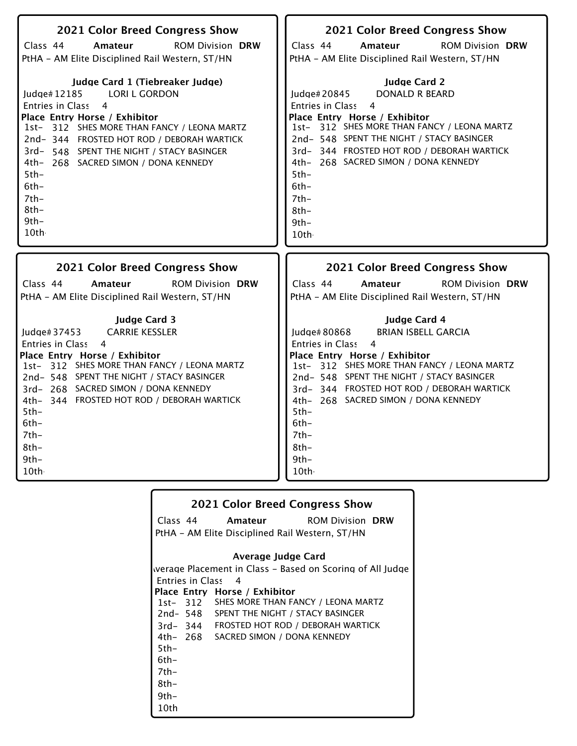## 2021 Color Breed Congress Show

Class 44 **Amateur** ROM Division **DRW**

PtHA - AM Elite Disciplined Rail Western, ST/HN

**Judge Card 1 (Tiebreaker Judge)**

Judge# 12185 LORI L GORDON

Entries in Class 4

| Place | Entry | Horse / Exhibitor |
|---|---|---|
| 1st- | 312 | SHES MORE THAN FANCY / LEONA MARTZ |
| 2nd- | 344 | FROSTED HOT ROD / DEBORAH WARTICK |
| 3rd- | 548 | SPENT THE NIGHT / STACY BASINGER |
| 4th- | 268 | SACRED SIMON / DONA KENNEDY |
| 5th- | | |
| 6th- | | |
| 7th- | | |
| 8th- | | |
| 9th- | | |
| 10th- | | |

## 2021 Color Breed Congress Show

Class 44 **Amateur** ROM Division **DRW**

PtHA - AM Elite Disciplined Rail Western, ST/HN

**Judge Card 2**

Judge# 20845 DONALD R BEARD

Entries in Class 4

| Place | Entry | Horse / Exhibitor |
|---|---|---|
| 1st- | 312 | SHES MORE THAN FANCY / LEONA MARTZ |
| 2nd- | 548 | SPENT THE NIGHT / STACY BASINGER |
| 3rd- | 344 | FROSTED HOT ROD / DEBORAH WARTICK |
| 4th- | 268 | SACRED SIMON / DONA KENNEDY |
| 5th- | | |
| 6th- | | |
| 7th- | | |
| 8th- | | |
| 9th- | | |
| 10th- | | |

## 2021 Color Breed Congress Show

Class 44 **Amateur** ROM Division **DRW**

PtHA - AM Elite Disciplined Rail Western, ST/HN

**Judge Card 3**

Judge# 37453 CARRIE KESSLER

Entries in Class 4

| Place | Entry | Horse / Exhibitor |
|---|---|---|
| 1st- | 312 | SHES MORE THAN FANCY / LEONA MARTZ |
| 2nd- | 548 | SPENT THE NIGHT / STACY BASINGER |
| 3rd- | 268 | SACRED SIMON / DONA KENNEDY |
| 4th- | 344 | FROSTED HOT ROD / DEBORAH WARTICK |
| 5th- | | |
| 6th- | | |
| 7th- | | |
| 8th- | | |
| 9th- | | |
| 10th- | | |

## 2021 Color Breed Congress Show

Class 44 **Amateur** ROM Division **DRW**

PtHA - AM Elite Disciplined Rail Western, ST/HN

**Judge Card 4**

Judge# 80868 BRIAN ISBELL GARCIA

Entries in Class 4

| Place | Entry | Horse / Exhibitor |
|---|---|---|
| 1st- | 312 | SHES MORE THAN FANCY / LEONA MARTZ |
| 2nd- | 548 | SPENT THE NIGHT / STACY BASINGER |
| 3rd- | 344 | FROSTED HOT ROD / DEBORAH WARTICK |
| 4th- | 268 | SACRED SIMON / DONA KENNEDY |
| 5th- | | |
| 6th- | | |
| 7th- | | |
| 8th- | | |
| 9th- | | |
| 10th- | | |

## 2021 Color Breed Congress Show

Class 44 **Amateur** ROM Division **DRW**

PtHA - AM Elite Disciplined Rail Western, ST/HN

**Average Judge Card**

Average Placement in Class - Based on Scoring of All Judge

Entries in Class 4

| Place | Entry | Horse / Exhibitor |
|---|---|---|
| 1st- | 312 | SHES MORE THAN FANCY / LEONA MARTZ |
| 2nd- | 548 | SPENT THE NIGHT / STACY BASINGER |
| 3rd- | 344 | FROSTED HOT ROD / DEBORAH WARTICK |
| 4th- | 268 | SACRED SIMON / DONA KENNEDY |
| 5th- | | |
| 6th- | | |
| 7th- | | |
| 8th- | | |
| 9th- | | |
| 10th | | |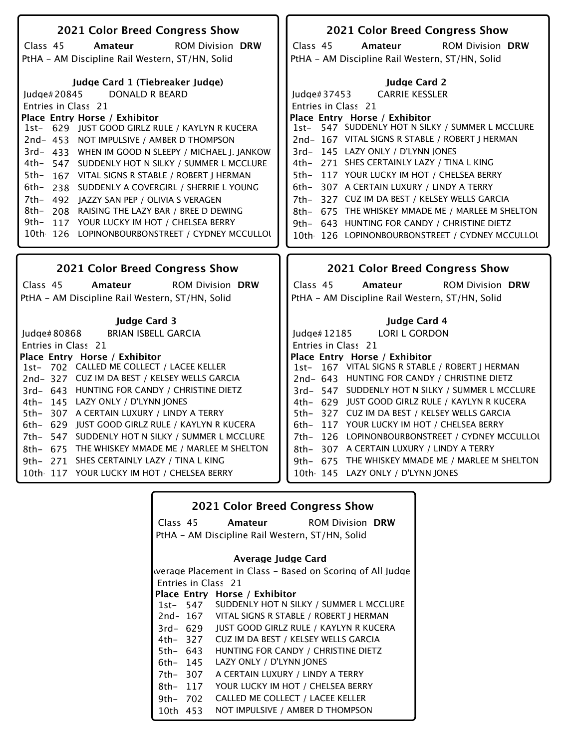## 2021 Color Breed Congress Show

Class 45 **Amateur** ROM Division **DRW**

PtHA - AM Discipline Rail Western, ST/HN, Solid

### Judge Card 1 (Tiebreaker Judge)

Judge# 20845 DONALD R BEARD

Entries in Class 21

| Place | Entry | Horse / Exhibitor |
|---|---|---|
| 1st- | 629 | JUST GOOD GIRLZ RULE / KAYLYN R KUCERA |
| 2nd- | 453 | NOT IMPULSIVE / AMBER D THOMPSON |
| 3rd- | 433 | WHEN IM GOOD N SLEEPY / MICHAEL J. JANKOW |
| 4th- | 547 | SUDDENLY HOT N SILKY / SUMMER L MCCLURE |
| 5th- | 167 | VITAL SIGNS R STABLE / ROBERT J HERMAN |
| 6th- | 238 | SUDDENLY A COVERGIRL / SHERRIE L YOUNG |
| 7th- | 492 | JAZZY SAN PEP / OLIVIA S VERAGEN |
| 8th- | 208 | RAISING THE LAZY BAR / BREE D DEWING |
| 9th- | 117 | YOUR LUCKY IM HOT / CHELSEA BERRY |
| 10th- | 126 | LOPINONBOURBONSTREET / CYDNEY MCCULLOU |

## 2021 Color Breed Congress Show

Class 45 **Amateur** ROM Division **DRW**

PtHA - AM Discipline Rail Western, ST/HN, Solid

### Judge Card 2

Judge# 37453 CARRIE KESSLER

Entries in Class 21

| Place | Entry | Horse / Exhibitor |
|---|---|---|
| 1st- | 547 | SUDDENLY HOT N SILKY / SUMMER L MCCLURE |
| 2nd- | 167 | VITAL SIGNS R STABLE / ROBERT J HERMAN |
| 3rd- | 145 | LAZY ONLY / D'LYNN JONES |
| 4th- | 271 | SHES CERTAINLY LAZY / TINA L KING |
| 5th- | 117 | YOUR LUCKY IM HOT / CHELSEA BERRY |
| 6th- | 307 | A CERTAIN LUXURY / LINDY A TERRY |
| 7th- | 327 | CUZ IM DA BEST / KELSEY WELLS GARCIA |
| 8th- | 675 | THE WHISKEY MMADE ME / MARLEE M SHELTON |
| 9th- | 643 | HUNTING FOR CANDY / CHRISTINE DIETZ |
| 10th- | 126 | LOPINONBOURBONSTREET / CYDNEY MCCULLOU |

## 2021 Color Breed Congress Show

Class 45 **Amateur** ROM Division **DRW**

PtHA - AM Discipline Rail Western, ST/HN, Solid

### Judge Card 3

Judge# 80868 BRIAN ISBELL GARCIA

Entries in Class 21

| Place | Entry | Horse / Exhibitor |
|---|---|---|
| 1st- | 702 | CALLED ME COLLECT / LACEE KELLER |
| 2nd- | 327 | CUZ IM DA BEST / KELSEY WELLS GARCIA |
| 3rd- | 643 | HUNTING FOR CANDY / CHRISTINE DIETZ |
| 4th- | 145 | LAZY ONLY / D'LYNN JONES |
| 5th- | 307 | A CERTAIN LUXURY / LINDY A TERRY |
| 6th- | 629 | JUST GOOD GIRLZ RULE / KAYLYN R KUCERA |
| 7th- | 547 | SUDDENLY HOT N SILKY / SUMMER L MCCLURE |
| 8th- | 675 | THE WHISKEY MMADE ME / MARLEE M SHELTON |
| 9th- | 271 | SHES CERTAINLY LAZY / TINA L KING |
| 10th- | 117 | YOUR LUCKY IM HOT / CHELSEA BERRY |

## 2021 Color Breed Congress Show

Class 45 **Amateur** ROM Division **DRW**

PtHA - AM Discipline Rail Western, ST/HN, Solid

### Judge Card 4

Judge# 12185 LORI L GORDON

Entries in Class 21

| Place | Entry | Horse / Exhibitor |
|---|---|---|
| 1st- | 167 | VITAL SIGNS R STABLE / ROBERT J HERMAN |
| 2nd- | 643 | HUNTING FOR CANDY / CHRISTINE DIETZ |
| 3rd- | 547 | SUDDENLY HOT N SILKY / SUMMER L MCCLURE |
| 4th- | 629 | JUST GOOD GIRLZ RULE / KAYLYN R KUCERA |
| 5th- | 327 | CUZ IM DA BEST / KELSEY WELLS GARCIA |
| 6th- | 117 | YOUR LUCKY IM HOT / CHELSEA BERRY |
| 7th- | 126 | LOPINONBOURBONSTREET / CYDNEY MCCULLOU |
| 8th- | 307 | A CERTAIN LUXURY / LINDY A TERRY |
| 9th- | 675 | THE WHISKEY MMADE ME / MARLEE M SHELTON |
| 10th- | 145 | LAZY ONLY / D'LYNN JONES |

## 2021 Color Breed Congress Show

Class 45 **Amateur** ROM Division **DRW**

PtHA - AM Discipline Rail Western, ST/HN, Solid

### Average Judge Card

Average Placement in Class - Based on Scoring of All Judge

Entries in Class 21

| Place | Entry | Horse / Exhibitor |
|---|---|---|
| 1st- | 547 | SUDDENLY HOT N SILKY / SUMMER L MCCLURE |
| 2nd- | 167 | VITAL SIGNS R STABLE / ROBERT J HERMAN |
| 3rd- | 629 | JUST GOOD GIRLZ RULE / KAYLYN R KUCERA |
| 4th- | 327 | CUZ IM DA BEST / KELSEY WELLS GARCIA |
| 5th- | 643 | HUNTING FOR CANDY / CHRISTINE DIETZ |
| 6th- | 145 | LAZY ONLY / D'LYNN JONES |
| 7th- | 307 | A CERTAIN LUXURY / LINDY A TERRY |
| 8th- | 117 | YOUR LUCKY IM HOT / CHELSEA BERRY |
| 9th- | 702 | CALLED ME COLLECT / LACEE KELLER |
| 10th | 453 | NOT IMPULSIVE / AMBER D THOMPSON |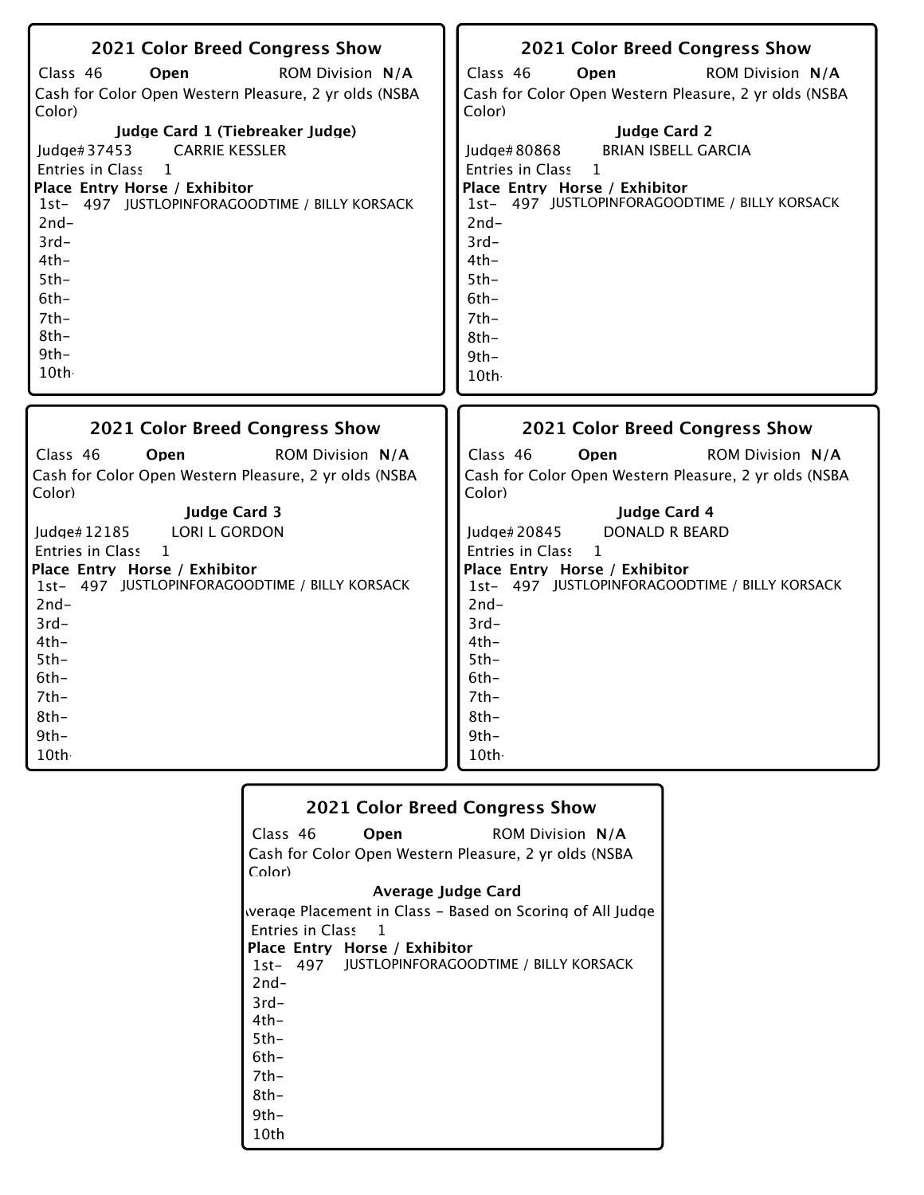## 2021 Color Breed Congress Show

Class 46 **Open** ROM Division **N/A**

Cash for Color Open Western Pleasure, 2 yr olds (NSBA Color)

**Judge Card 1 (Tiebreaker Judge)**

Judge# 37453 CARRIE KESSLER

Entries in Class 1

| Place | Entry | Horse / Exhibitor |
|---|---|---|
| 1st- | 497 | JUSTLOPINFORAGOODTIME / BILLY KORSACK |
| 2nd- | | |
| 3rd- | | |
| 4th- | | |
| 5th- | | |
| 6th- | | |
| 7th- | | |
| 8th- | | |
| 9th- | | |
| 10th- | | |

## 2021 Color Breed Congress Show

Class 46 **Open** ROM Division **N/A**

Cash for Color Open Western Pleasure, 2 yr olds (NSBA Color)

**Judge Card 2**

Judge# 80868 BRIAN ISBELL GARCIA

Entries in Class 1

| Place | Entry | Horse / Exhibitor |
|---|---|---|
| 1st- | 497 | JUSTLOPINFORAGOODTIME / BILLY KORSACK |
| 2nd- | | |
| 3rd- | | |
| 4th- | | |
| 5th- | | |
| 6th- | | |
| 7th- | | |
| 8th- | | |
| 9th- | | |
| 10th- | | |

## 2021 Color Breed Congress Show

Class 46 **Open** ROM Division **N/A**

Cash for Color Open Western Pleasure, 2 yr olds (NSBA Color)

**Judge Card 3**

Judge# 12185 LORI L GORDON

Entries in Class 1

| Place | Entry | Horse / Exhibitor |
|---|---|---|
| 1st- | 497 | JUSTLOPINFORAGOODTIME / BILLY KORSACK |
| 2nd- | | |
| 3rd- | | |
| 4th- | | |
| 5th- | | |
| 6th- | | |
| 7th- | | |
| 8th- | | |
| 9th- | | |
| 10th- | | |

## 2021 Color Breed Congress Show

Class 46 **Open** ROM Division **N/A**

Cash for Color Open Western Pleasure, 2 yr olds (NSBA Color)

**Judge Card 4**

Judge# 20845 DONALD R BEARD

Entries in Class 1

| Place | Entry | Horse / Exhibitor |
|---|---|---|
| 1st- | 497 | JUSTLOPINFORAGOODTIME / BILLY KORSACK |
| 2nd- | | |
| 3rd- | | |
| 4th- | | |
| 5th- | | |
| 6th- | | |
| 7th- | | |
| 8th- | | |
| 9th- | | |
| 10th- | | |

## 2021 Color Breed Congress Show

Class 46 **Open** ROM Division **N/A**

Cash for Color Open Western Pleasure, 2 yr olds (NSBA Color)

**Average Judge Card**

Average Placement in Class - Based on Scoring of All Judge

Entries in Class 1

| Place | Entry | Horse / Exhibitor |
|---|---|---|
| 1st- | 497 | JUSTLOPINFORAGOODTIME / BILLY KORSACK |
| 2nd- | | |
| 3rd- | | |
| 4th- | | |
| 5th- | | |
| 6th- | | |
| 7th- | | |
| 8th- | | |
| 9th- | | |
| 10th | | |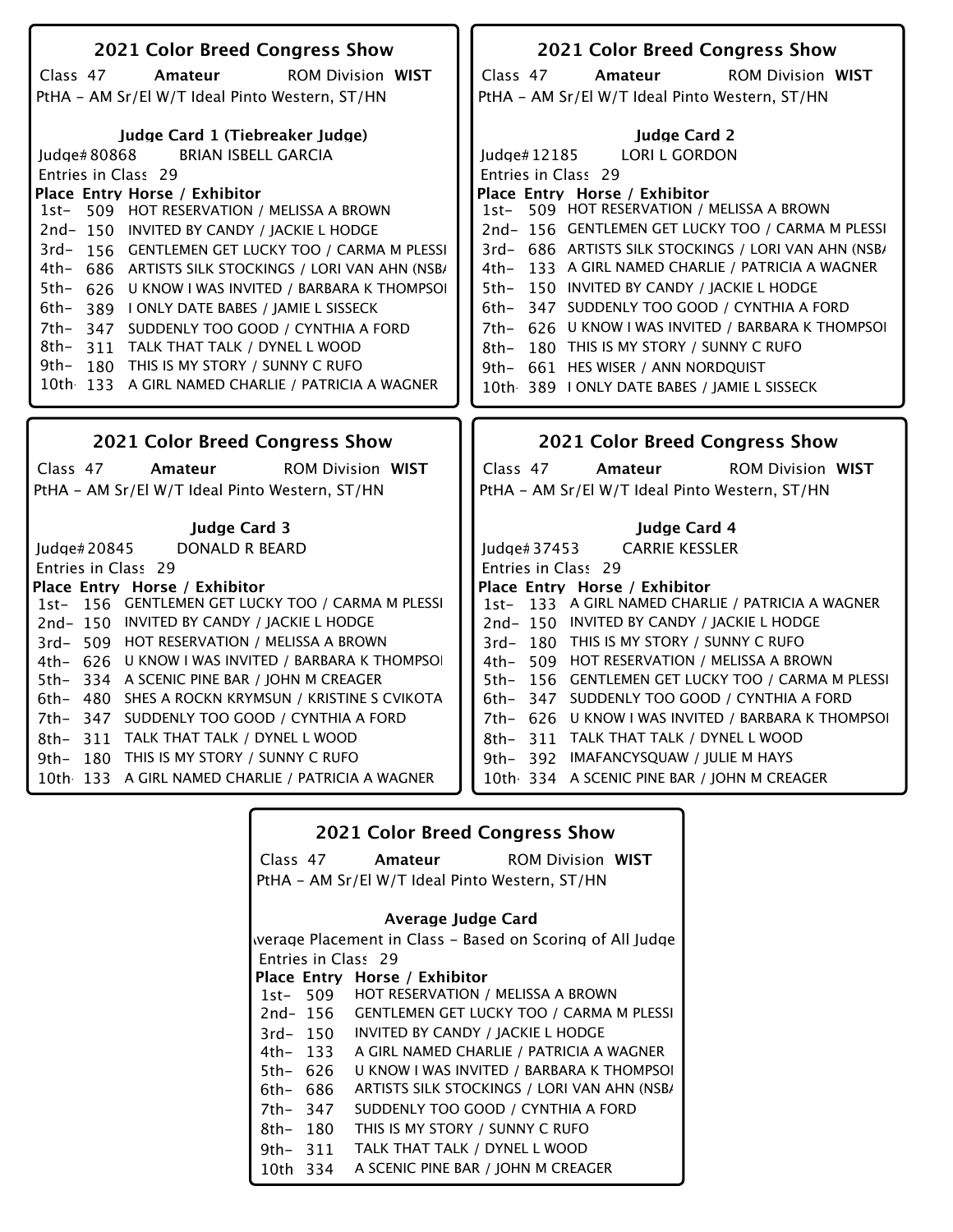## 2021 Color Breed Congress Show

Class 47 **Amateur** ROM Division **WIST**

PtHA - AM Sr/El W/T Ideal Pinto Western, ST/HN

### Judge Card 1 (Tiebreaker Judge)

Judge# 80868 BRIAN ISBELL GARCIA

Entries in Class 29

| Place | Entry | Horse / Exhibitor |
|---|---|---|
| 1st- | 509 | HOT RESERVATION / MELISSA A BROWN |
| 2nd- | 150 | INVITED BY CANDY / JACKIE L HODGE |
| 3rd- | 156 | GENTLEMEN GET LUCKY TOO / CARMA M PLESSI |
| 4th- | 686 | ARTISTS SILK STOCKINGS / LORI VAN AHN (NSBA |
| 5th- | 626 | U KNOW I WAS INVITED / BARBARA K THOMPSOI |
| 6th- | 389 | I ONLY DATE BABES / JAMIE L SISSECK |
| 7th- | 347 | SUDDENLY TOO GOOD / CYNTHIA A FORD |
| 8th- | 311 | TALK THAT TALK / DYNEL L WOOD |
| 9th- | 180 | THIS IS MY STORY / SUNNY C RUFO |
| 10th | 133 | A GIRL NAMED CHARLIE / PATRICIA A WAGNER |

## 2021 Color Breed Congress Show

Class 47 **Amateur** ROM Division **WIST**

PtHA - AM Sr/El W/T Ideal Pinto Western, ST/HN

### Judge Card 2

Judge# 12185 LORI L GORDON

Entries in Class 29

| Place | Entry | Horse / Exhibitor |
|---|---|---|
| 1st- | 509 | HOT RESERVATION / MELISSA A BROWN |
| 2nd- | 156 | GENTLEMEN GET LUCKY TOO / CARMA M PLESSI |
| 3rd- | 686 | ARTISTS SILK STOCKINGS / LORI VAN AHN (NSBA |
| 4th- | 133 | A GIRL NAMED CHARLIE / PATRICIA A WAGNER |
| 5th- | 150 | INVITED BY CANDY / JACKIE L HODGE |
| 6th- | 347 | SUDDENLY TOO GOOD / CYNTHIA A FORD |
| 7th- | 626 | U KNOW I WAS INVITED / BARBARA K THOMPSOI |
| 8th- | 180 | THIS IS MY STORY / SUNNY C RUFO |
| 9th- | 661 | HES WISER / ANN NORDQUIST |
| 10th | 389 | I ONLY DATE BABES / JAMIE L SISSECK |

## 2021 Color Breed Congress Show

Class 47 **Amateur** ROM Division **WIST**

PtHA - AM Sr/El W/T Ideal Pinto Western, ST/HN

### Judge Card 3

Judge# 20845 DONALD R BEARD

Entries in Class 29

| Place | Entry | Horse / Exhibitor |
|---|---|---|
| 1st- | 156 | GENTLEMEN GET LUCKY TOO / CARMA M PLESSI |
| 2nd- | 150 | INVITED BY CANDY / JACKIE L HODGE |
| 3rd- | 509 | HOT RESERVATION / MELISSA A BROWN |
| 4th- | 626 | U KNOW I WAS INVITED / BARBARA K THOMPSOI |
| 5th- | 334 | A SCENIC PINE BAR / JOHN M CREAGER |
| 6th- | 480 | SHES A ROCKN KRYMSUN / KRISTINE S CVIKOTA |
| 7th- | 347 | SUDDENLY TOO GOOD / CYNTHIA A FORD |
| 8th- | 311 | TALK THAT TALK / DYNEL L WOOD |
| 9th- | 180 | THIS IS MY STORY / SUNNY C RUFO |
| 10th | 133 | A GIRL NAMED CHARLIE / PATRICIA A WAGNER |

## 2021 Color Breed Congress Show

Class 47 **Amateur** ROM Division **WIST**

PtHA - AM Sr/El W/T Ideal Pinto Western, ST/HN

### Judge Card 4

Judge# 37453 CARRIE KESSLER

Entries in Class 29

| Place | Entry | Horse / Exhibitor |
|---|---|---|
| 1st- | 133 | A GIRL NAMED CHARLIE / PATRICIA A WAGNER |
| 2nd- | 150 | INVITED BY CANDY / JACKIE L HODGE |
| 3rd- | 180 | THIS IS MY STORY / SUNNY C RUFO |
| 4th- | 509 | HOT RESERVATION / MELISSA A BROWN |
| 5th- | 156 | GENTLEMEN GET LUCKY TOO / CARMA M PLESSI |
| 6th- | 347 | SUDDENLY TOO GOOD / CYNTHIA A FORD |
| 7th- | 626 | U KNOW I WAS INVITED / BARBARA K THOMPSOI |
| 8th- | 311 | TALK THAT TALK / DYNEL L WOOD |
| 9th- | 392 | IMAFANCYSQUAW / JULIE M HAYS |
| 10th | 334 | A SCENIC PINE BAR / JOHN M CREAGER |

## 2021 Color Breed Congress Show

Class 47 **Amateur** ROM Division **WIST**

PtHA - AM Sr/El W/T Ideal Pinto Western, ST/HN

### Average Judge Card

Average Placement in Class - Based on Scoring of All Judge

Entries in Class 29

| Place | Entry | Horse / Exhibitor |
|---|---|---|
| 1st- | 509 | HOT RESERVATION / MELISSA A BROWN |
| 2nd- | 156 | GENTLEMEN GET LUCKY TOO / CARMA M PLESSI |
| 3rd- | 150 | INVITED BY CANDY / JACKIE L HODGE |
| 4th- | 133 | A GIRL NAMED CHARLIE / PATRICIA A WAGNER |
| 5th- | 626 | U KNOW I WAS INVITED / BARBARA K THOMPSOI |
| 6th- | 686 | ARTISTS SILK STOCKINGS / LORI VAN AHN (NSBA |
| 7th- | 347 | SUDDENLY TOO GOOD / CYNTHIA A FORD |
| 8th- | 180 | THIS IS MY STORY / SUNNY C RUFO |
| 9th- | 311 | TALK THAT TALK / DYNEL L WOOD |
| 10th | 334 | A SCENIC PINE BAR / JOHN M CREAGER |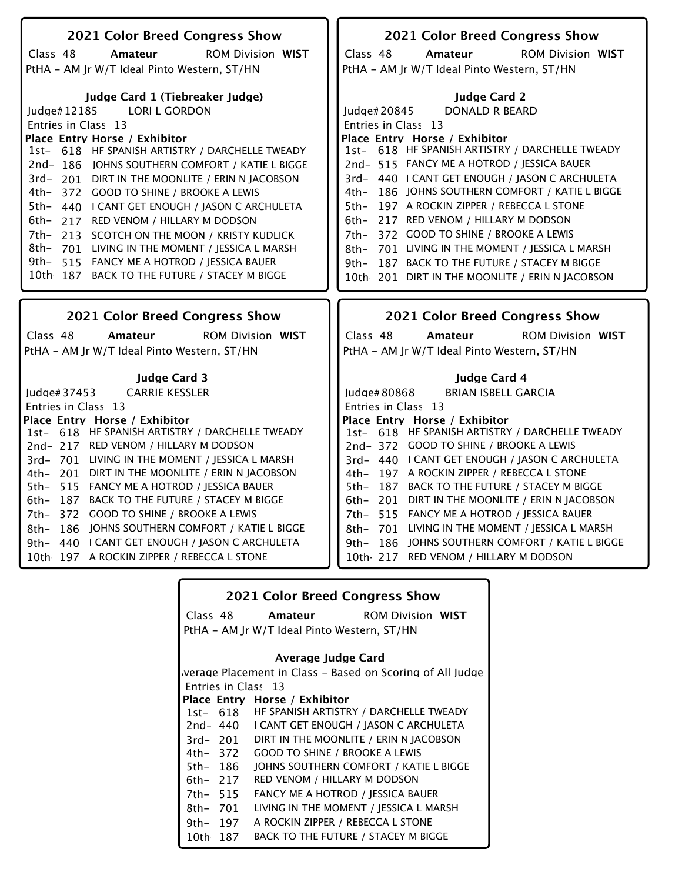## 2021 Color Breed Congress Show

Class 48 **Amateur** ROM Division **WIST**

PtHA - AM Jr W/T Ideal Pinto Western, ST/HN

### Judge Card 1 (Tiebreaker Judge)

Judge# 12185 LORI L GORDON

Entries in Class 13

| Place | Entry | Horse / Exhibitor |
|---|---|---|
| 1st- | 618 | HF SPANISH ARTISTRY / DARCHELLE TWEADY |
| 2nd- | 186 | JOHNS SOUTHERN COMFORT / KATIE L BIGGE |
| 3rd- | 201 | DIRT IN THE MOONLITE / ERIN N JACOBSON |
| 4th- | 372 | GOOD TO SHINE / BROOKE A LEWIS |
| 5th- | 440 | I CANT GET ENOUGH / JASON C ARCHULETA |
| 6th- | 217 | RED VENOM / HILLARY M DODSON |
| 7th- | 213 | SCOTCH ON THE MOON / KRISTY KUDLICK |
| 8th- | 701 | LIVING IN THE MOMENT / JESSICA L MARSH |
| 9th- | 515 | FANCY ME A HOTROD / JESSICA BAUER |
| 10th | 187 | BACK TO THE FUTURE / STACEY M BIGGE |

## 2021 Color Breed Congress Show

Class 48 **Amateur** ROM Division **WIST**

PtHA - AM Jr W/T Ideal Pinto Western, ST/HN

### Judge Card 2

Judge# 20845 DONALD R BEARD

Entries in Class 13

| Place | Entry | Horse / Exhibitor |
|---|---|---|
| 1st- | 618 | HF SPANISH ARTISTRY / DARCHELLE TWEADY |
| 2nd- | 515 | FANCY ME A HOTROD / JESSICA BAUER |
| 3rd- | 440 | I CANT GET ENOUGH / JASON C ARCHULETA |
| 4th- | 186 | JOHNS SOUTHERN COMFORT / KATIE L BIGGE |
| 5th- | 197 | A ROCKIN ZIPPER / REBECCA L STONE |
| 6th- | 217 | RED VENOM / HILLARY M DODSON |
| 7th- | 372 | GOOD TO SHINE / BROOKE A LEWIS |
| 8th- | 701 | LIVING IN THE MOMENT / JESSICA L MARSH |
| 9th- | 187 | BACK TO THE FUTURE / STACEY M BIGGE |
| 10th | 201 | DIRT IN THE MOONLITE / ERIN N JACOBSON |

## 2021 Color Breed Congress Show

Class 48 **Amateur** ROM Division **WIST**

PtHA - AM Jr W/T Ideal Pinto Western, ST/HN

### Judge Card 3

Judge# 37453 CARRIE KESSLER

Entries in Class 13

| Place | Entry | Horse / Exhibitor |
|---|---|---|
| 1st- | 618 | HF SPANISH ARTISTRY / DARCHELLE TWEADY |
| 2nd- | 217 | RED VENOM / HILLARY M DODSON |
| 3rd- | 701 | LIVING IN THE MOMENT / JESSICA L MARSH |
| 4th- | 201 | DIRT IN THE MOONLITE / ERIN N JACOBSON |
| 5th- | 515 | FANCY ME A HOTROD / JESSICA BAUER |
| 6th- | 187 | BACK TO THE FUTURE / STACEY M BIGGE |
| 7th- | 372 | GOOD TO SHINE / BROOKE A LEWIS |
| 8th- | 186 | JOHNS SOUTHERN COMFORT / KATIE L BIGGE |
| 9th- | 440 | I CANT GET ENOUGH / JASON C ARCHULETA |
| 10th | 197 | A ROCKIN ZIPPER / REBECCA L STONE |

## 2021 Color Breed Congress Show

Class 48 **Amateur** ROM Division **WIST**

PtHA - AM Jr W/T Ideal Pinto Western, ST/HN

### Judge Card 4

Judge# 80868 BRIAN ISBELL GARCIA

Entries in Class 13

| Place | Entry | Horse / Exhibitor |
|---|---|---|
| 1st- | 618 | HF SPANISH ARTISTRY / DARCHELLE TWEADY |
| 2nd- | 372 | GOOD TO SHINE / BROOKE A LEWIS |
| 3rd- | 440 | I CANT GET ENOUGH / JASON C ARCHULETA |
| 4th- | 197 | A ROCKIN ZIPPER / REBECCA L STONE |
| 5th- | 187 | BACK TO THE FUTURE / STACEY M BIGGE |
| 6th- | 201 | DIRT IN THE MOONLITE / ERIN N JACOBSON |
| 7th- | 515 | FANCY ME A HOTROD / JESSICA BAUER |
| 8th- | 701 | LIVING IN THE MOMENT / JESSICA L MARSH |
| 9th- | 186 | JOHNS SOUTHERN COMFORT / KATIE L BIGGE |
| 10th | 217 | RED VENOM / HILLARY M DODSON |

## 2021 Color Breed Congress Show

Class 48 **Amateur** ROM Division **WIST**

PtHA - AM Jr W/T Ideal Pinto Western, ST/HN

### Average Judge Card

Average Placement in Class - Based on Scoring of All Judge

Entries in Class 13

| Place | Entry | Horse / Exhibitor |
|---|---|---|
| 1st- | 618 | HF SPANISH ARTISTRY / DARCHELLE TWEADY |
| 2nd- | 440 | I CANT GET ENOUGH / JASON C ARCHULETA |
| 3rd- | 201 | DIRT IN THE MOONLITE / ERIN N JACOBSON |
| 4th- | 372 | GOOD TO SHINE / BROOKE A LEWIS |
| 5th- | 186 | JOHNS SOUTHERN COMFORT / KATIE L BIGGE |
| 6th- | 217 | RED VENOM / HILLARY M DODSON |
| 7th- | 515 | FANCY ME A HOTROD / JESSICA BAUER |
| 8th- | 701 | LIVING IN THE MOMENT / JESSICA L MARSH |
| 9th- | 197 | A ROCKIN ZIPPER / REBECCA L STONE |
| 10th | 187 | BACK TO THE FUTURE / STACEY M BIGGE |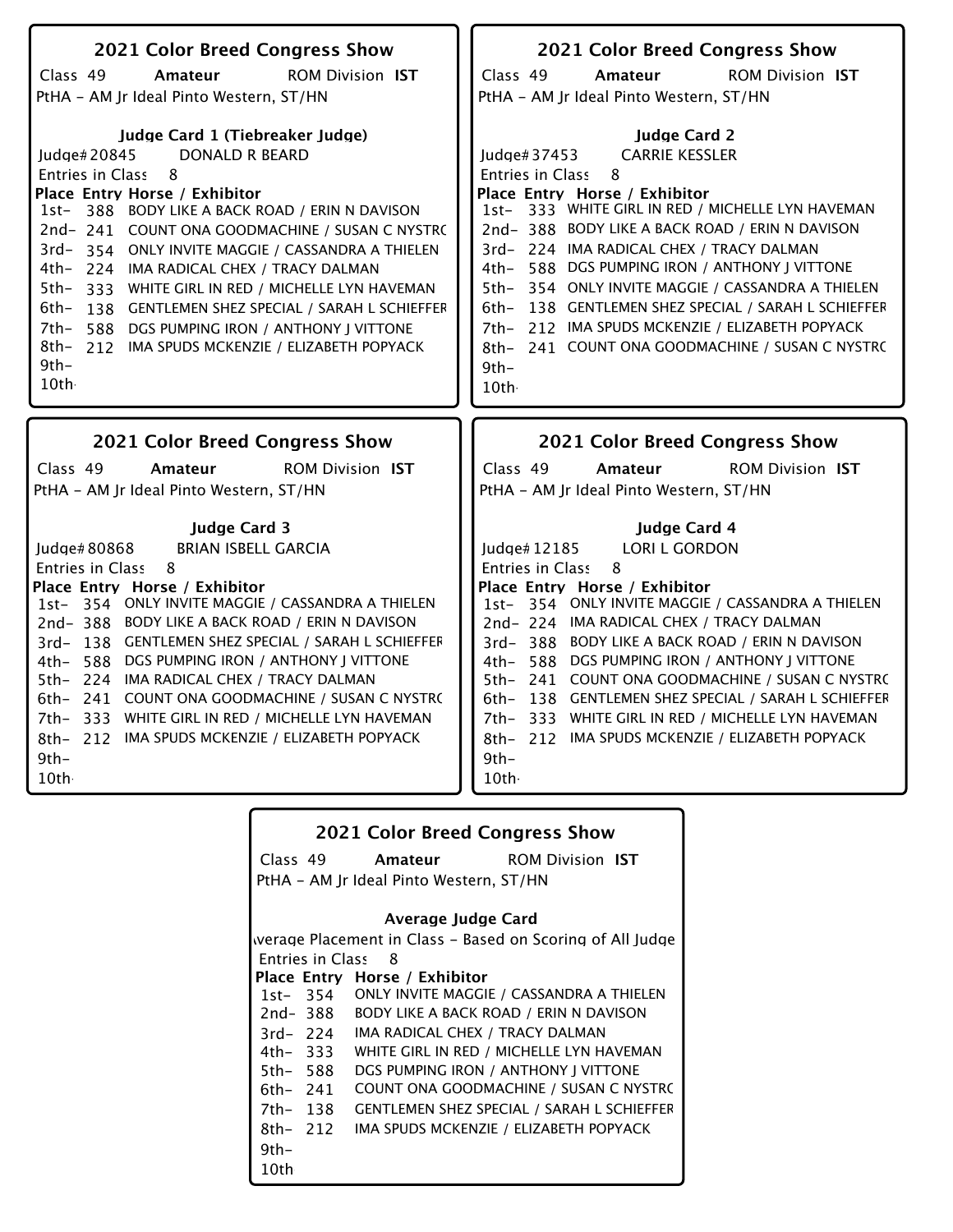## 2021 Color Breed Congress Show

Class 49 **Amateur** ROM Division **IST**

PtHA - AM Jr Ideal Pinto Western, ST/HN

### Judge Card 1 (Tiebreaker Judge)

Judge# 20845 DONALD R BEARD

Entries in Class 8

| Place | Entry | Horse / Exhibitor |
|---|---|---|
| 1st- | 388 | BODY LIKE A BACK ROAD / ERIN N DAVISON |
| 2nd- | 241 | COUNT ONA GOODMACHINE / SUSAN C NYSTRO |
| 3rd- | 354 | ONLY INVITE MAGGIE / CASSANDRA A THIELEN |
| 4th- | 224 | IMA RADICAL CHEX / TRACY DALMAN |
| 5th- | 333 | WHITE GIRL IN RED / MICHELLE LYN HAVEMAN |
| 6th- | 138 | GENTLEMEN SHEZ SPECIAL / SARAH L SCHIEFFER |
| 7th- | 588 | DGS PUMPING IRON / ANTHONY J VITTONE |
| 8th- | 212 | IMA SPUDS MCKENZIE / ELIZABETH POPYACK |
| 9th- | | |
| 10th- | | |

## 2021 Color Breed Congress Show

Class 49 **Amateur** ROM Division **IST**

PtHA - AM Jr Ideal Pinto Western, ST/HN

### Judge Card 2

Judge# 37453 CARRIE KESSLER

Entries in Class 8

| Place | Entry | Horse / Exhibitor |
|---|---|---|
| 1st- | 333 | WHITE GIRL IN RED / MICHELLE LYN HAVEMAN |
| 2nd- | 388 | BODY LIKE A BACK ROAD / ERIN N DAVISON |
| 3rd- | 224 | IMA RADICAL CHEX / TRACY DALMAN |
| 4th- | 588 | DGS PUMPING IRON / ANTHONY J VITTONE |
| 5th- | 354 | ONLY INVITE MAGGIE / CASSANDRA A THIELEN |
| 6th- | 138 | GENTLEMEN SHEZ SPECIAL / SARAH L SCHIEFFER |
| 7th- | 212 | IMA SPUDS MCKENZIE / ELIZABETH POPYACK |
| 8th- | 241 | COUNT ONA GOODMACHINE / SUSAN C NYSTRO |
| 9th- | | |
| 10th- | | |

## 2021 Color Breed Congress Show

Class 49 **Amateur** ROM Division **IST**

PtHA - AM Jr Ideal Pinto Western, ST/HN

### Judge Card 3

Judge# 80868 BRIAN ISBELL GARCIA

Entries in Class 8

| Place | Entry | Horse / Exhibitor |
|---|---|---|
| 1st- | 354 | ONLY INVITE MAGGIE / CASSANDRA A THIELEN |
| 2nd- | 388 | BODY LIKE A BACK ROAD / ERIN N DAVISON |
| 3rd- | 138 | GENTLEMEN SHEZ SPECIAL / SARAH L SCHIEFFER |
| 4th- | 588 | DGS PUMPING IRON / ANTHONY J VITTONE |
| 5th- | 224 | IMA RADICAL CHEX / TRACY DALMAN |
| 6th- | 241 | COUNT ONA GOODMACHINE / SUSAN C NYSTRO |
| 7th- | 333 | WHITE GIRL IN RED / MICHELLE LYN HAVEMAN |
| 8th- | 212 | IMA SPUDS MCKENZIE / ELIZABETH POPYACK |
| 9th- | | |
| 10th- | | |

## 2021 Color Breed Congress Show

Class 49 **Amateur** ROM Division **IST**

PtHA - AM Jr Ideal Pinto Western, ST/HN

### Judge Card 4

Judge# 12185 LORI L GORDON

Entries in Class 8

| Place | Entry | Horse / Exhibitor |
|---|---|---|
| 1st- | 354 | ONLY INVITE MAGGIE / CASSANDRA A THIELEN |
| 2nd- | 224 | IMA RADICAL CHEX / TRACY DALMAN |
| 3rd- | 388 | BODY LIKE A BACK ROAD / ERIN N DAVISON |
| 4th- | 588 | DGS PUMPING IRON / ANTHONY J VITTONE |
| 5th- | 241 | COUNT ONA GOODMACHINE / SUSAN C NYSTRO |
| 6th- | 138 | GENTLEMEN SHEZ SPECIAL / SARAH L SCHIEFFER |
| 7th- | 333 | WHITE GIRL IN RED / MICHELLE LYN HAVEMAN |
| 8th- | 212 | IMA SPUDS MCKENZIE / ELIZABETH POPYACK |
| 9th- | | |
| 10th- | | |

## 2021 Color Breed Congress Show

Class 49 **Amateur** ROM Division **IST**

PtHA - AM Jr Ideal Pinto Western, ST/HN

### Average Judge Card

Average Placement in Class - Based on Scoring of All Judge

Entries in Class 8

| Place | Entry | Horse / Exhibitor |
|---|---|---|
| 1st- | 354 | ONLY INVITE MAGGIE / CASSANDRA A THIELEN |
| 2nd- | 388 | BODY LIKE A BACK ROAD / ERIN N DAVISON |
| 3rd- | 224 | IMA RADICAL CHEX / TRACY DALMAN |
| 4th- | 333 | WHITE GIRL IN RED / MICHELLE LYN HAVEMAN |
| 5th- | 588 | DGS PUMPING IRON / ANTHONY J VITTONE |
| 6th- | 241 | COUNT ONA GOODMACHINE / SUSAN C NYSTRO |
| 7th- | 138 | GENTLEMEN SHEZ SPECIAL / SARAH L SCHIEFFER |
| 8th- | 212 | IMA SPUDS MCKENZIE / ELIZABETH POPYACK |
| 9th- | | |
| 10th | | |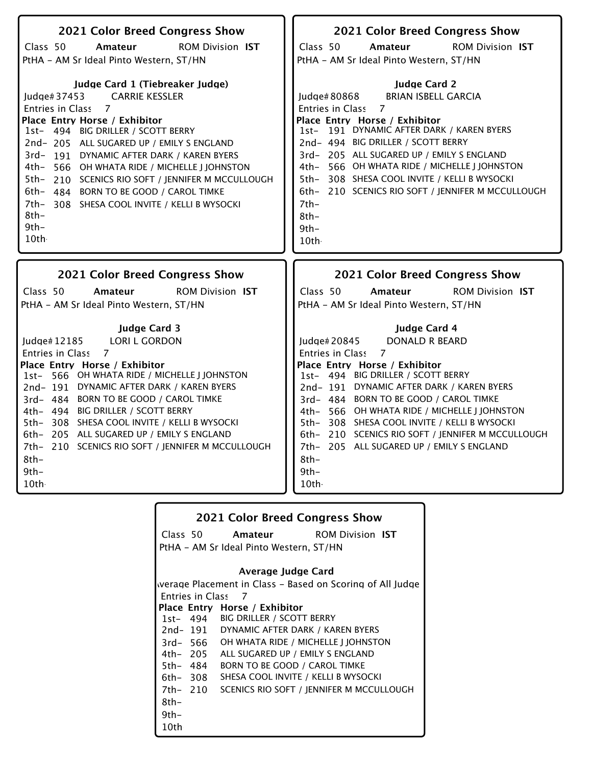## 2021 Color Breed Congress Show

Class 50 **Amateur** ROM Division **IST**

PtHA - AM Sr Ideal Pinto Western, ST/HN

### Judge Card 1 (Tiebreaker Judge)

Judge# 37453 CARRIE KESSLER

Entries in Class 7

| Place | Entry | Horse / Exhibitor |
|---|---|---|
| 1st- | 494 | BIG DRILLER / SCOTT BERRY |
| 2nd- | 205 | ALL SUGARED UP / EMILY S ENGLAND |
| 3rd- | 191 | DYNAMIC AFTER DARK / KAREN BYERS |
| 4th- | 566 | OH WHATA RIDE / MICHELLE J JOHNSTON |
| 5th- | 210 | SCENICS RIO SOFT / JENNIFER M MCCULLOUGH |
| 6th- | 484 | BORN TO BE GOOD / CAROL TIMKE |
| 7th- | 308 | SHESA COOL INVITE / KELLI B WYSOCKI |
| 8th- | | |
| 9th- | | |
| 10th- | | |

## 2021 Color Breed Congress Show

Class 50 **Amateur** ROM Division **IST**

PtHA - AM Sr Ideal Pinto Western, ST/HN

### Judge Card 2

Judge# 80868 BRIAN ISBELL GARCIA

Entries in Class 7

| Place | Entry | Horse / Exhibitor |
|---|---|---|
| 1st- | 191 | DYNAMIC AFTER DARK / KAREN BYERS |
| 2nd- | 494 | BIG DRILLER / SCOTT BERRY |
| 3rd- | 205 | ALL SUGARED UP / EMILY S ENGLAND |
| 4th- | 566 | OH WHATA RIDE / MICHELLE J JOHNSTON |
| 5th- | 308 | SHESA COOL INVITE / KELLI B WYSOCKI |
| 6th- | 210 | SCENICS RIO SOFT / JENNIFER M MCCULLOUGH |
| 7th- | | |
| 8th- | | |
| 9th- | | |
| 10th- | | |

## 2021 Color Breed Congress Show

Class 50 **Amateur** ROM Division **IST**

PtHA - AM Sr Ideal Pinto Western, ST/HN

### Judge Card 3

Judge# 12185 LORI L GORDON

Entries in Class 7

| Place | Entry | Horse / Exhibitor |
|---|---|---|
| 1st- | 566 | OH WHATA RIDE / MICHELLE J JOHNSTON |
| 2nd- | 191 | DYNAMIC AFTER DARK / KAREN BYERS |
| 3rd- | 484 | BORN TO BE GOOD / CAROL TIMKE |
| 4th- | 494 | BIG DRILLER / SCOTT BERRY |
| 5th- | 308 | SHESA COOL INVITE / KELLI B WYSOCKI |
| 6th- | 205 | ALL SUGARED UP / EMILY S ENGLAND |
| 7th- | 210 | SCENICS RIO SOFT / JENNIFER M MCCULLOUGH |
| 8th- | | |
| 9th- | | |
| 10th- | | |

## 2021 Color Breed Congress Show

Class 50 **Amateur** ROM Division **IST**

PtHA - AM Sr Ideal Pinto Western, ST/HN

### Judge Card 4

Judge# 20845 DONALD R BEARD

Entries in Class 7

| Place | Entry | Horse / Exhibitor |
|---|---|---|
| 1st- | 494 | BIG DRILLER / SCOTT BERRY |
| 2nd- | 191 | DYNAMIC AFTER DARK / KAREN BYERS |
| 3rd- | 484 | BORN TO BE GOOD / CAROL TIMKE |
| 4th- | 566 | OH WHATA RIDE / MICHELLE J JOHNSTON |
| 5th- | 308 | SHESA COOL INVITE / KELLI B WYSOCKI |
| 6th- | 210 | SCENICS RIO SOFT / JENNIFER M MCCULLOUGH |
| 7th- | 205 | ALL SUGARED UP / EMILY S ENGLAND |
| 8th- | | |
| 9th- | | |
| 10th- | | |

## 2021 Color Breed Congress Show

Class 50 **Amateur** ROM Division **IST**

PtHA - AM Sr Ideal Pinto Western, ST/HN

### Average Judge Card

Average Placement in Class - Based on Scoring of All Judges

Entries in Class 7

| Place | Entry | Horse / Exhibitor |
|---|---|---|
| 1st- | 494 | BIG DRILLER / SCOTT BERRY |
| 2nd- | 191 | DYNAMIC AFTER DARK / KAREN BYERS |
| 3rd- | 566 | OH WHATA RIDE / MICHELLE J JOHNSTON |
| 4th- | 205 | ALL SUGARED UP / EMILY S ENGLAND |
| 5th- | 484 | BORN TO BE GOOD / CAROL TIMKE |
| 6th- | 308 | SHESA COOL INVITE / KELLI B WYSOCKI |
| 7th- | 210 | SCENICS RIO SOFT / JENNIFER M MCCULLOUGH |
| 8th- | | |
| 9th- | | |
| 10th | | |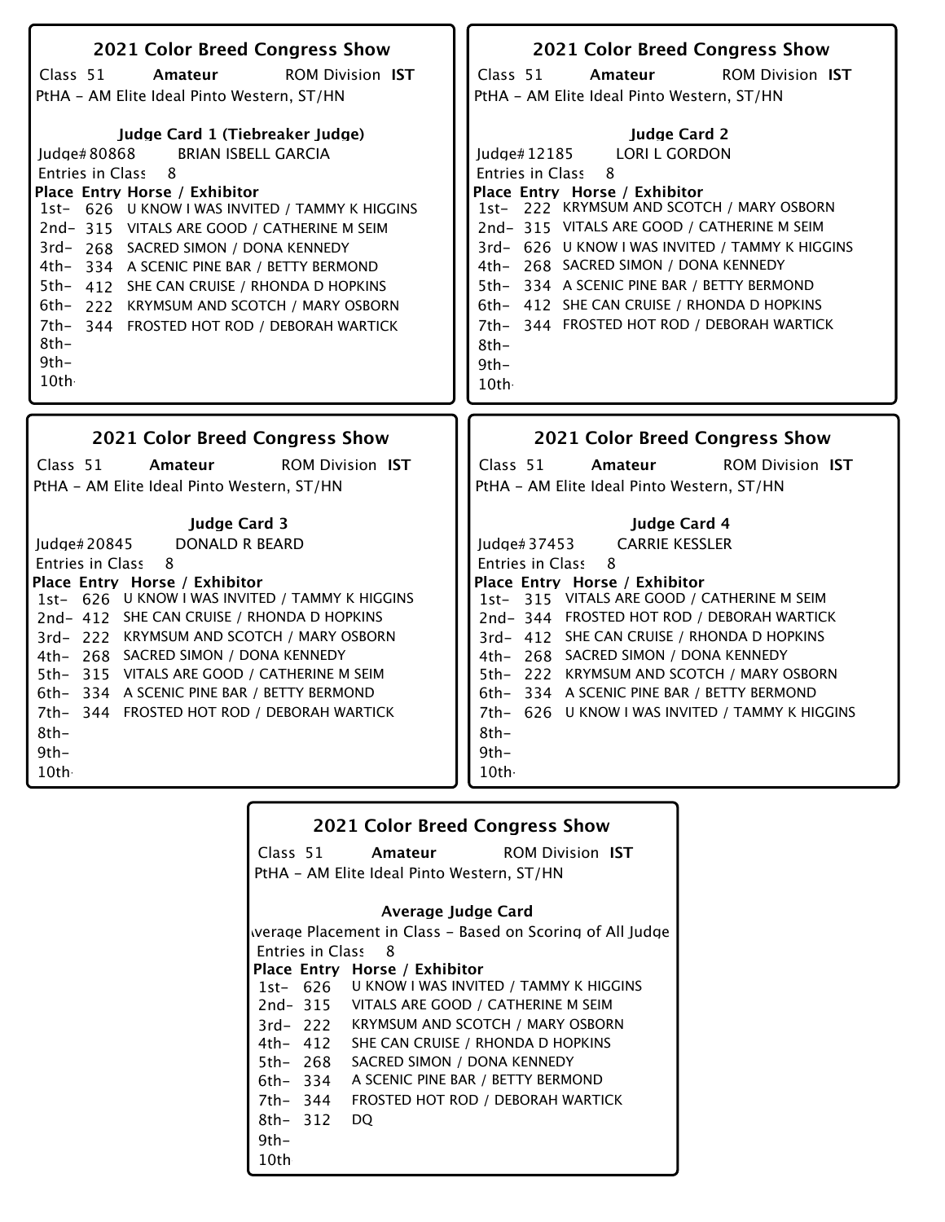## 2021 Color Breed Congress Show

Class 51 **Amateur** ROM Division **IST**

PtHA - AM Elite Ideal Pinto Western, ST/HN

### Judge Card 1 (Tiebreaker Judge)

Judge# 80868 BRIAN ISBELL GARCIA

Entries in Class 8

| Place | Entry | Horse / Exhibitor |
|---|---|---|
| 1st- | 626 | U KNOW I WAS INVITED / TAMMY K HIGGINS |
| 2nd- | 315 | VITALS ARE GOOD / CATHERINE M SEIM |
| 3rd- | 268 | SACRED SIMON / DONA KENNEDY |
| 4th- | 334 | A SCENIC PINE BAR / BETTY BERMOND |
| 5th- | 412 | SHE CAN CRUISE / RHONDA D HOPKINS |
| 6th- | 222 | KRYMSUM AND SCOTCH / MARY OSBORN |
| 7th- | 344 | FROSTED HOT ROD / DEBORAH WARTICK |
| 8th- | | |
| 9th- | | |
| 10th | | |

## 2021 Color Breed Congress Show

Class 51 **Amateur** ROM Division **IST**

PtHA - AM Elite Ideal Pinto Western, ST/HN

### Judge Card 2

Judge# 12185 LORI L GORDON

Entries in Class 8

| Place | Entry | Horse / Exhibitor |
|---|---|---|
| 1st- | 222 | KRYMSUM AND SCOTCH / MARY OSBORN |
| 2nd- | 315 | VITALS ARE GOOD / CATHERINE M SEIM |
| 3rd- | 626 | U KNOW I WAS INVITED / TAMMY K HIGGINS |
| 4th- | 268 | SACRED SIMON / DONA KENNEDY |
| 5th- | 334 | A SCENIC PINE BAR / BETTY BERMOND |
| 6th- | 412 | SHE CAN CRUISE / RHONDA D HOPKINS |
| 7th- | 344 | FROSTED HOT ROD / DEBORAH WARTICK |
| 8th- | | |
| 9th- | | |
| 10th | | |

## 2021 Color Breed Congress Show

Class 51 **Amateur** ROM Division **IST**

PtHA - AM Elite Ideal Pinto Western, ST/HN

### Judge Card 3

Judge# 20845 DONALD R BEARD

Entries in Class 8

| Place | Entry | Horse / Exhibitor |
|---|---|---|
| 1st- | 626 | U KNOW I WAS INVITED / TAMMY K HIGGINS |
| 2nd- | 412 | SHE CAN CRUISE / RHONDA D HOPKINS |
| 3rd- | 222 | KRYMSUM AND SCOTCH / MARY OSBORN |
| 4th- | 268 | SACRED SIMON / DONA KENNEDY |
| 5th- | 315 | VITALS ARE GOOD / CATHERINE M SEIM |
| 6th- | 334 | A SCENIC PINE BAR / BETTY BERMOND |
| 7th- | 344 | FROSTED HOT ROD / DEBORAH WARTICK |
| 8th- | | |
| 9th- | | |
| 10th | | |

## 2021 Color Breed Congress Show

Class 51 **Amateur** ROM Division **IST**

PtHA - AM Elite Ideal Pinto Western, ST/HN

### Judge Card 4

Judge# 37453 CARRIE KESSLER

Entries in Class 8

| Place | Entry | Horse / Exhibitor |
|---|---|---|
| 1st- | 315 | VITALS ARE GOOD / CATHERINE M SEIM |
| 2nd- | 344 | FROSTED HOT ROD / DEBORAH WARTICK |
| 3rd- | 412 | SHE CAN CRUISE / RHONDA D HOPKINS |
| 4th- | 268 | SACRED SIMON / DONA KENNEDY |
| 5th- | 222 | KRYMSUM AND SCOTCH / MARY OSBORN |
| 6th- | 334 | A SCENIC PINE BAR / BETTY BERMOND |
| 7th- | 626 | U KNOW I WAS INVITED / TAMMY K HIGGINS |
| 8th- | | |
| 9th- | | |
| 10th | | |

## 2021 Color Breed Congress Show

Class 51 **Amateur** ROM Division **IST**

PtHA - AM Elite Ideal Pinto Western, ST/HN

### Average Judge Card

Average Placement in Class - Based on Scoring of All Judge

Entries in Class 8

| Place | Entry | Horse / Exhibitor |
|---|---|---|
| 1st- | 626 | U KNOW I WAS INVITED / TAMMY K HIGGINS |
| 2nd- | 315 | VITALS ARE GOOD / CATHERINE M SEIM |
| 3rd- | 222 | KRYMSUM AND SCOTCH / MARY OSBORN |
| 4th- | 412 | SHE CAN CRUISE / RHONDA D HOPKINS |
| 5th- | 268 | SACRED SIMON / DONA KENNEDY |
| 6th- | 334 | A SCENIC PINE BAR / BETTY BERMOND |
| 7th- | 344 | FROSTED HOT ROD / DEBORAH WARTICK |
| 8th- | 312 | DQ |
| 9th- | | |
| 10th | | |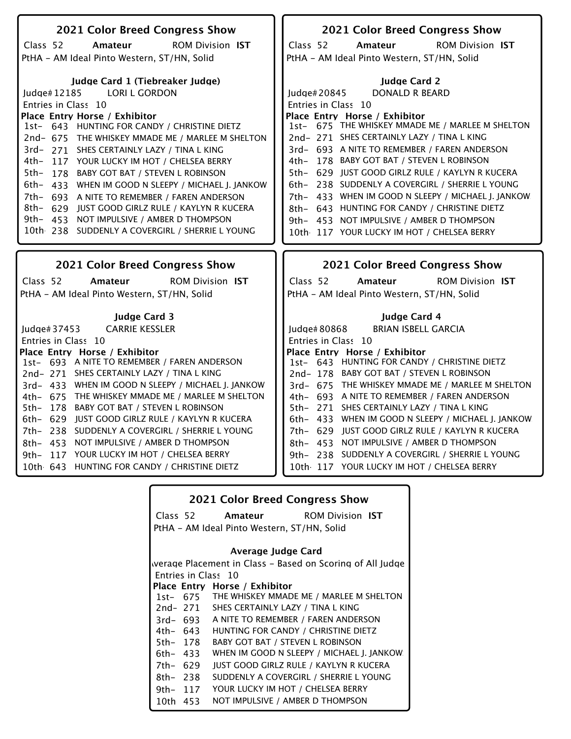## 2021 Color Breed Congress Show

Class 52 **Amateur** ROM Division **IST**

PtHA - AM Ideal Pinto Western, ST/HN, Solid

### Judge Card 1 (Tiebreaker Judge)

Judge# 12185 LORI L GORDON

Entries in Class 10

| Place | Entry | Horse / Exhibitor |
|---|---|---|
| 1st- | 643 | HUNTING FOR CANDY / CHRISTINE DIETZ |
| 2nd- | 675 | THE WHISKEY MMADE ME / MARLEE M SHELTON |
| 3rd- | 271 | SHES CERTAINLY LAZY / TINA L KING |
| 4th- | 117 | YOUR LUCKY IM HOT / CHELSEA BERRY |
| 5th- | 178 | BABY GOT BAT / STEVEN L ROBINSON |
| 6th- | 433 | WHEN IM GOOD N SLEEPY / MICHAEL J. JANKOW |
| 7th- | 693 | A NITE TO REMEMBER / FAREN ANDERSON |
| 8th- | 629 | JUST GOOD GIRLZ RULE / KAYLYN R KUCERA |
| 9th- | 453 | NOT IMPULSIVE / AMBER D THOMPSON |
| 10th | 238 | SUDDENLY A COVERGIRL / SHERRIE L YOUNG |

## 2021 Color Breed Congress Show

Class 52 **Amateur** ROM Division **IST**

PtHA - AM Ideal Pinto Western, ST/HN, Solid

### Judge Card 2

Judge# 20845 DONALD R BEARD

Entries in Class 10

| Place | Entry | Horse / Exhibitor |
|---|---|---|
| 1st- | 675 | THE WHISKEY MMADE ME / MARLEE M SHELTON |
| 2nd- | 271 | SHES CERTAINLY LAZY / TINA L KING |
| 3rd- | 693 | A NITE TO REMEMBER / FAREN ANDERSON |
| 4th- | 178 | BABY GOT BAT / STEVEN L ROBINSON |
| 5th- | 629 | JUST GOOD GIRLZ RULE / KAYLYN R KUCERA |
| 6th- | 238 | SUDDENLY A COVERGIRL / SHERRIE L YOUNG |
| 7th- | 433 | WHEN IM GOOD N SLEEPY / MICHAEL J. JANKOW |
| 8th- | 643 | HUNTING FOR CANDY / CHRISTINE DIETZ |
| 9th- | 453 | NOT IMPULSIVE / AMBER D THOMPSON |
| 10th | 117 | YOUR LUCKY IM HOT / CHELSEA BERRY |

## 2021 Color Breed Congress Show

Class 52 **Amateur** ROM Division **IST**

PtHA - AM Ideal Pinto Western, ST/HN, Solid

### Judge Card 3

Judge# 37453 CARRIE KESSLER

Entries in Class 10

| Place | Entry | Horse / Exhibitor |
|---|---|---|
| 1st- | 693 | A NITE TO REMEMBER / FAREN ANDERSON |
| 2nd- | 271 | SHES CERTAINLY LAZY / TINA L KING |
| 3rd- | 433 | WHEN IM GOOD N SLEEPY / MICHAEL J. JANKOW |
| 4th- | 675 | THE WHISKEY MMADE ME / MARLEE M SHELTON |
| 5th- | 178 | BABY GOT BAT / STEVEN L ROBINSON |
| 6th- | 629 | JUST GOOD GIRLZ RULE / KAYLYN R KUCERA |
| 7th- | 238 | SUDDENLY A COVERGIRL / SHERRIE L YOUNG |
| 8th- | 453 | NOT IMPULSIVE / AMBER D THOMPSON |
| 9th- | 117 | YOUR LUCKY IM HOT / CHELSEA BERRY |
| 10th | 643 | HUNTING FOR CANDY / CHRISTINE DIETZ |

## 2021 Color Breed Congress Show

Class 52 **Amateur** ROM Division **IST**

PtHA - AM Ideal Pinto Western, ST/HN, Solid

### Judge Card 4

Judge# 80868 BRIAN ISBELL GARCIA

Entries in Class 10

| Place | Entry | Horse / Exhibitor |
|---|---|---|
| 1st- | 643 | HUNTING FOR CANDY / CHRISTINE DIETZ |
| 2nd- | 178 | BABY GOT BAT / STEVEN L ROBINSON |
| 3rd- | 675 | THE WHISKEY MMADE ME / MARLEE M SHELTON |
| 4th- | 693 | A NITE TO REMEMBER / FAREN ANDERSON |
| 5th- | 271 | SHES CERTAINLY LAZY / TINA L KING |
| 6th- | 433 | WHEN IM GOOD N SLEEPY / MICHAEL J. JANKOW |
| 7th- | 629 | JUST GOOD GIRLZ RULE / KAYLYN R KUCERA |
| 8th- | 453 | NOT IMPULSIVE / AMBER D THOMPSON |
| 9th- | 238 | SUDDENLY A COVERGIRL / SHERRIE L YOUNG |
| 10th | 117 | YOUR LUCKY IM HOT / CHELSEA BERRY |

## 2021 Color Breed Congress Show

Class 52 **Amateur** ROM Division **IST**

PtHA - AM Ideal Pinto Western, ST/HN, Solid

### Average Judge Card

Average Placement in Class - Based on Scoring of All Judges

Entries in Class 10

| Place | Entry | Horse / Exhibitor |
|---|---|---|
| 1st- | 675 | THE WHISKEY MMADE ME / MARLEE M SHELTON |
| 2nd- | 271 | SHES CERTAINLY LAZY / TINA L KING |
| 3rd- | 693 | A NITE TO REMEMBER / FAREN ANDERSON |
| 4th- | 643 | HUNTING FOR CANDY / CHRISTINE DIETZ |
| 5th- | 178 | BABY GOT BAT / STEVEN L ROBINSON |
| 6th- | 433 | WHEN IM GOOD N SLEEPY / MICHAEL J. JANKOW |
| 7th- | 629 | JUST GOOD GIRLZ RULE / KAYLYN R KUCERA |
| 8th- | 238 | SUDDENLY A COVERGIRL / SHERRIE L YOUNG |
| 9th- | 117 | YOUR LUCKY IM HOT / CHELSEA BERRY |
| 10th | 453 | NOT IMPULSIVE / AMBER D THOMPSON |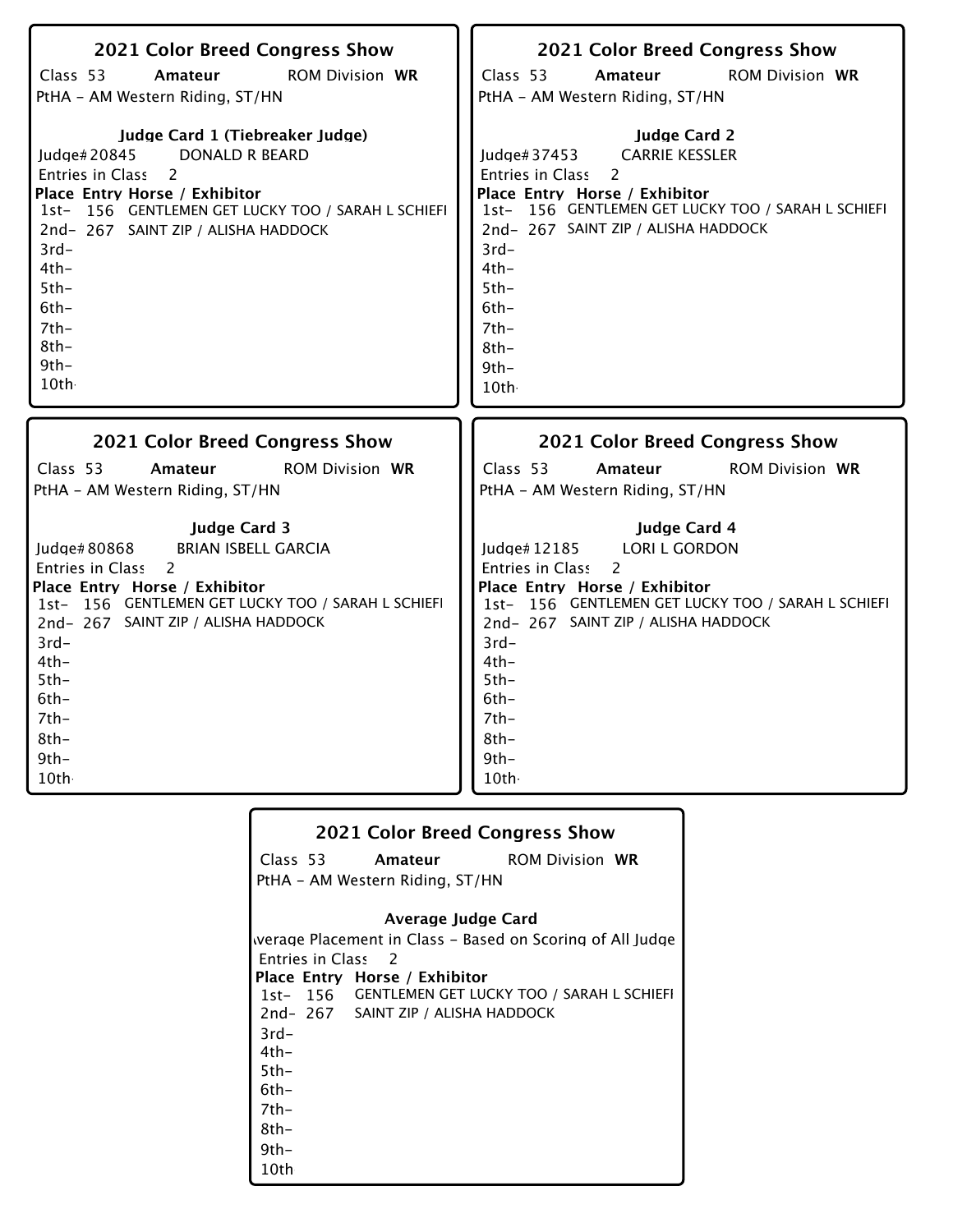## 2021 Color Breed Congress Show

Class 53 **Amateur** ROM Division **WR**

PtHA - AM Western Riding, ST/HN

**Judge Card 1 (Tiebreaker Judge)**

Judge# 20845 DONALD R BEARD

Entries in Class 2

| Place | Entry | Horse / Exhibitor |
|---|---|---|
| 1st- | 156 | GENTLEMEN GET LUCKY TOO / SARAH L SCHIEFI |
| 2nd- | 267 | SAINT ZIP / ALISHA HADDOCK |
| 3rd- | | |
| 4th- | | |
| 5th- | | |
| 6th- | | |
| 7th- | | |
| 8th- | | |
| 9th- | | |
| 10th- | | |

## 2021 Color Breed Congress Show

Class 53 **Amateur** ROM Division **WR**

PtHA - AM Western Riding, ST/HN

**Judge Card 2**

Judge# 37453 CARRIE KESSLER

Entries in Class 2

| Place | Entry | Horse / Exhibitor |
|---|---|---|
| 1st- | 156 | GENTLEMEN GET LUCKY TOO / SARAH L SCHIEFI |
| 2nd- | 267 | SAINT ZIP / ALISHA HADDOCK |
| 3rd- | | |
| 4th- | | |
| 5th- | | |
| 6th- | | |
| 7th- | | |
| 8th- | | |
| 9th- | | |
| 10th- | | |

## 2021 Color Breed Congress Show

Class 53 **Amateur** ROM Division **WR**

PtHA - AM Western Riding, ST/HN

**Judge Card 3**

Judge# 80868 BRIAN ISBELL GARCIA

Entries in Class 2

| Place | Entry | Horse / Exhibitor |
|---|---|---|
| 1st- | 156 | GENTLEMEN GET LUCKY TOO / SARAH L SCHIEFI |
| 2nd- | 267 | SAINT ZIP / ALISHA HADDOCK |
| 3rd- | | |
| 4th- | | |
| 5th- | | |
| 6th- | | |
| 7th- | | |
| 8th- | | |
| 9th- | | |
| 10th- | | |

## 2021 Color Breed Congress Show

Class 53 **Amateur** ROM Division **WR**

PtHA - AM Western Riding, ST/HN

**Judge Card 4**

Judge# 12185 LORI L GORDON

Entries in Class 2

| Place | Entry | Horse / Exhibitor |
|---|---|---|
| 1st- | 156 | GENTLEMEN GET LUCKY TOO / SARAH L SCHIEFI |
| 2nd- | 267 | SAINT ZIP / ALISHA HADDOCK |
| 3rd- | | |
| 4th- | | |
| 5th- | | |
| 6th- | | |
| 7th- | | |
| 8th- | | |
| 9th- | | |
| 10th- | | |

## 2021 Color Breed Congress Show

Class 53 **Amateur** ROM Division **WR**

PtHA - AM Western Riding, ST/HN

**Average Judge Card**

Average Placement in Class - Based on Scoring of All Judge

Entries in Class 2

| Place | Entry | Horse / Exhibitor |
|---|---|---|
| 1st- | 156 | GENTLEMEN GET LUCKY TOO / SARAH L SCHIEFI |
| 2nd- | 267 | SAINT ZIP / ALISHA HADDOCK |
| 3rd- | | |
| 4th- | | |
| 5th- | | |
| 6th- | | |
| 7th- | | |
| 8th- | | |
| 9th- | | |
| 10th | | |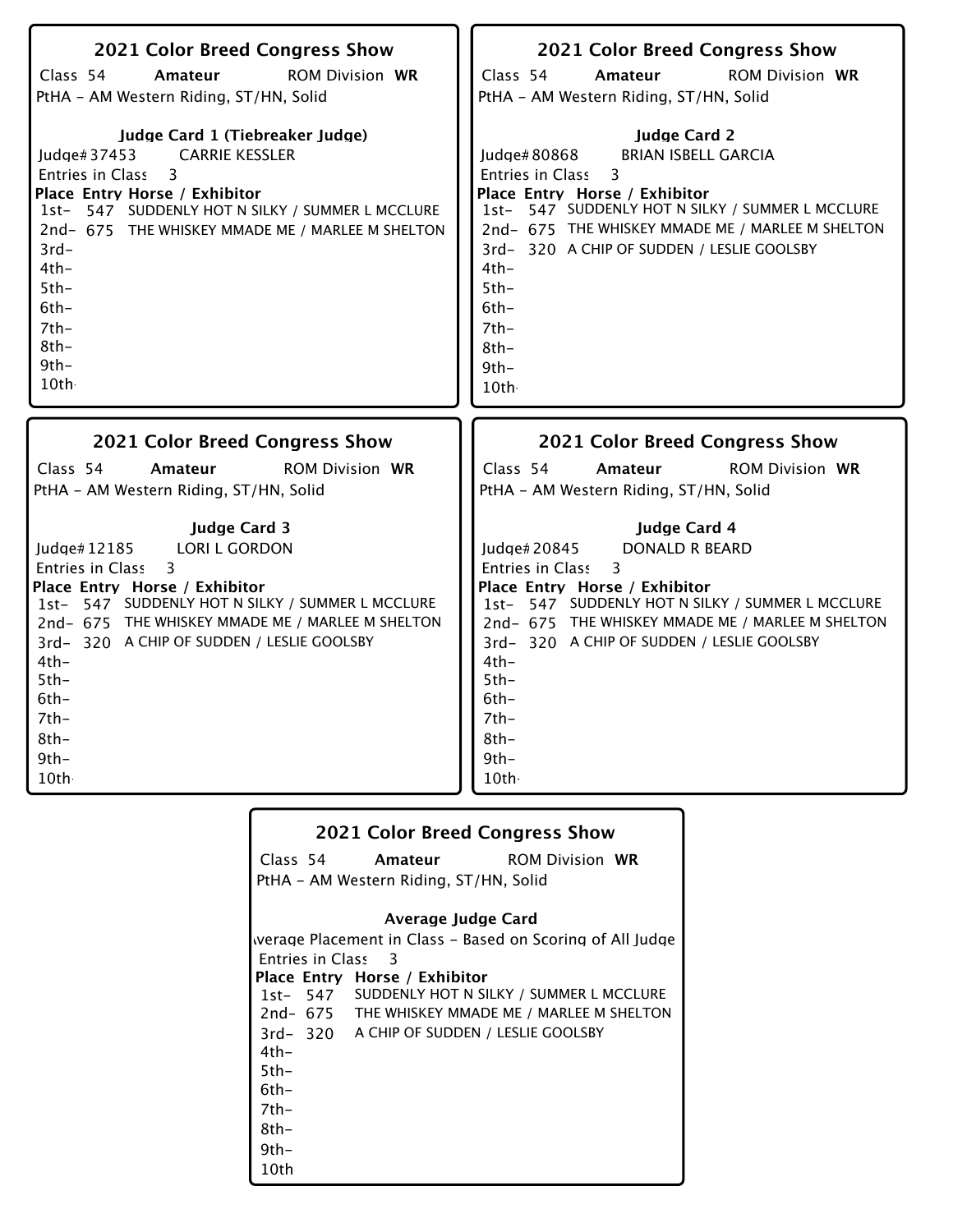## 2021 Color Breed Congress Show

Class 54 **Amateur** ROM Division **WR**

PtHA - AM Western Riding, ST/HN, Solid

### Judge Card 1 (Tiebreaker Judge)

Judge# 37453 CARRIE KESSLER

Entries in Class 3

| Place | Entry | Horse / Exhibitor |
|---|---|---|
| 1st- | 547 | SUDDENLY HOT N SILKY / SUMMER L MCCLURE |
| 2nd- | 675 | THE WHISKEY MMADE ME / MARLEE M SHELTON |
| 3rd- | | |
| 4th- | | |
| 5th- | | |
| 6th- | | |
| 7th- | | |
| 8th- | | |
| 9th- | | |
| 10th | | |

## 2021 Color Breed Congress Show

Class 54 **Amateur** ROM Division **WR**

PtHA - AM Western Riding, ST/HN, Solid

### Judge Card 2

Judge# 80868 BRIAN ISBELL GARCIA

Entries in Class 3

| Place | Entry | Horse / Exhibitor |
|---|---|---|
| 1st- | 547 | SUDDENLY HOT N SILKY / SUMMER L MCCLURE |
| 2nd- | 675 | THE WHISKEY MMADE ME / MARLEE M SHELTON |
| 3rd- | 320 | A CHIP OF SUDDEN / LESLIE GOOLSBY |
| 4th- | | |
| 5th- | | |
| 6th- | | |
| 7th- | | |
| 8th- | | |
| 9th- | | |
| 10th | | |

## 2021 Color Breed Congress Show

Class 54 **Amateur** ROM Division **WR**

PtHA - AM Western Riding, ST/HN, Solid

### Judge Card 3

Judge# 12185 LORI L GORDON

Entries in Class 3

| Place | Entry | Horse / Exhibitor |
|---|---|---|
| 1st- | 547 | SUDDENLY HOT N SILKY / SUMMER L MCCLURE |
| 2nd- | 675 | THE WHISKEY MMADE ME / MARLEE M SHELTON |
| 3rd- | 320 | A CHIP OF SUDDEN / LESLIE GOOLSBY |
| 4th- | | |
| 5th- | | |
| 6th- | | |
| 7th- | | |
| 8th- | | |
| 9th- | | |
| 10th | | |

## 2021 Color Breed Congress Show

Class 54 **Amateur** ROM Division **WR**

PtHA - AM Western Riding, ST/HN, Solid

### Judge Card 4

Judge# 20845 DONALD R BEARD

Entries in Class 3

| Place | Entry | Horse / Exhibitor |
|---|---|---|
| 1st- | 547 | SUDDENLY HOT N SILKY / SUMMER L MCCLURE |
| 2nd- | 675 | THE WHISKEY MMADE ME / MARLEE M SHELTON |
| 3rd- | 320 | A CHIP OF SUDDEN / LESLIE GOOLSBY |
| 4th- | | |
| 5th- | | |
| 6th- | | |
| 7th- | | |
| 8th- | | |
| 9th- | | |
| 10th | | |

## 2021 Color Breed Congress Show

Class 54 **Amateur** ROM Division **WR**

PtHA - AM Western Riding, ST/HN, Solid

### Average Judge Card

Average Placement in Class - Based on Scoring of All Judges

Entries in Class 3

| Place | Entry | Horse / Exhibitor |
|---|---|---|
| 1st- | 547 | SUDDENLY HOT N SILKY / SUMMER L MCCLURE |
| 2nd- | 675 | THE WHISKEY MMADE ME / MARLEE M SHELTON |
| 3rd- | 320 | A CHIP OF SUDDEN / LESLIE GOOLSBY |
| 4th- | | |
| 5th- | | |
| 6th- | | |
| 7th- | | |
| 8th- | | |
| 9th- | | |
| 10th | | |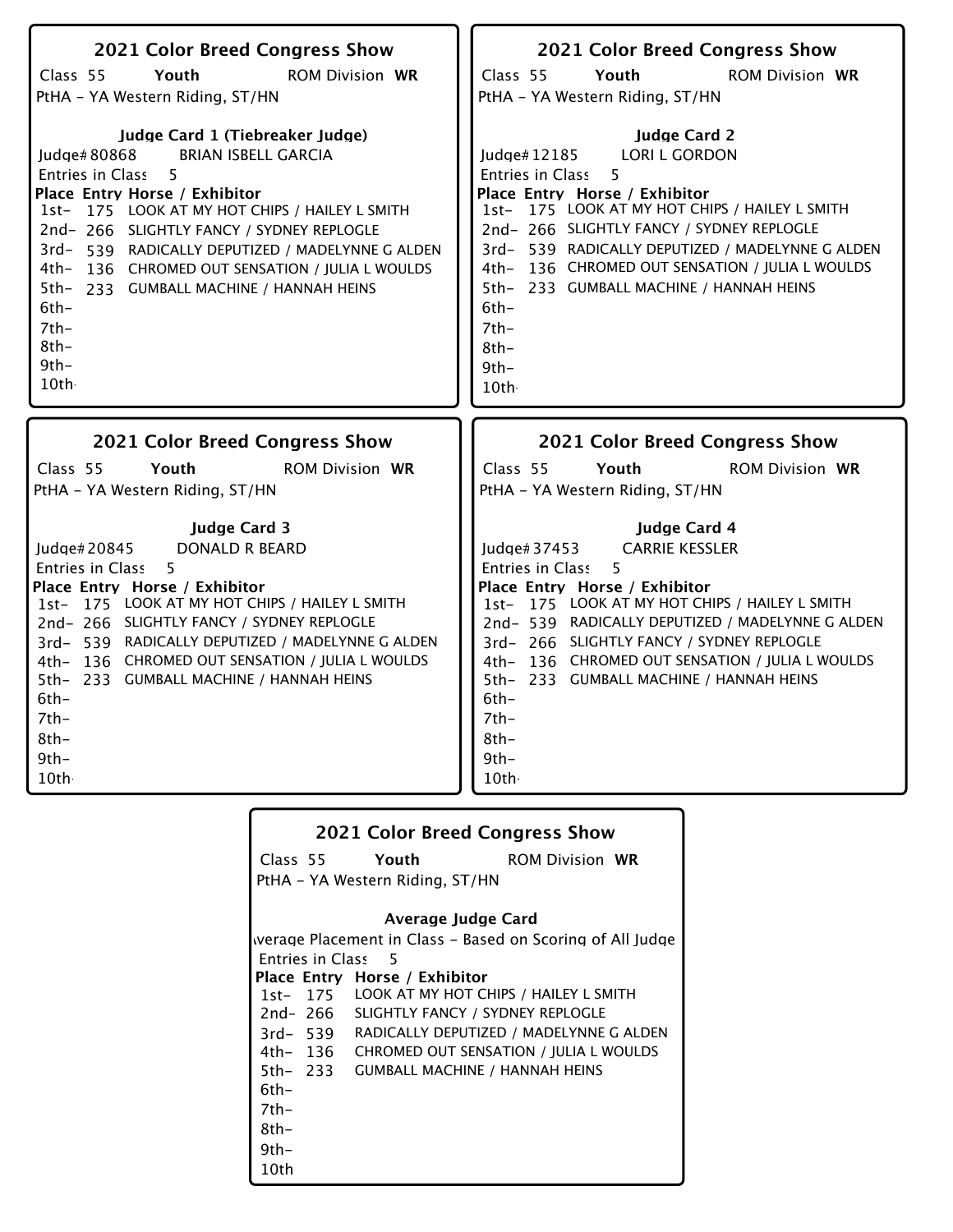## 2021 Color Breed Congress Show

Class 55 **Youth** ROM Division **WR**

PtHA - YA Western Riding, ST/HN

### Judge Card 1 (Tiebreaker Judge)

Judge# 80868 BRIAN ISBELL GARCIA

Entries in Class 5

| Place | Entry | Horse / Exhibitor |
|---|---|---|
| 1st- | 175 | LOOK AT MY HOT CHIPS / HAILEY L SMITH |
| 2nd- | 266 | SLIGHTLY FANCY / SYDNEY REPLOGLE |
| 3rd- | 539 | RADICALLY DEPUTIZED / MADELYNNE G ALDEN |
| 4th- | 136 | CHROMED OUT SENSATION / JULIA L WOULDS |
| 5th- | 233 | GUMBALL MACHINE / HANNAH HEINS |
| 6th- | | |
| 7th- | | |
| 8th- | | |
| 9th- | | |
| 10th- | | |

## 2021 Color Breed Congress Show

Class 55 **Youth** ROM Division **WR**

PtHA - YA Western Riding, ST/HN

### Judge Card 2

Judge# 12185 LORI L GORDON

Entries in Class 5

| Place | Entry | Horse / Exhibitor |
|---|---|---|
| 1st- | 175 | LOOK AT MY HOT CHIPS / HAILEY L SMITH |
| 2nd- | 266 | SLIGHTLY FANCY / SYDNEY REPLOGLE |
| 3rd- | 539 | RADICALLY DEPUTIZED / MADELYNNE G ALDEN |
| 4th- | 136 | CHROMED OUT SENSATION / JULIA L WOULDS |
| 5th- | 233 | GUMBALL MACHINE / HANNAH HEINS |
| 6th- | | |
| 7th- | | |
| 8th- | | |
| 9th- | | |
| 10th- | | |

## 2021 Color Breed Congress Show

Class 55 **Youth** ROM Division **WR**

PtHA - YA Western Riding, ST/HN

### Judge Card 3

Judge# 20845 DONALD R BEARD

Entries in Class 5

| Place | Entry | Horse / Exhibitor |
|---|---|---|
| 1st- | 175 | LOOK AT MY HOT CHIPS / HAILEY L SMITH |
| 2nd- | 266 | SLIGHTLY FANCY / SYDNEY REPLOGLE |
| 3rd- | 539 | RADICALLY DEPUTIZED / MADELYNNE G ALDEN |
| 4th- | 136 | CHROMED OUT SENSATION / JULIA L WOULDS |
| 5th- | 233 | GUMBALL MACHINE / HANNAH HEINS |
| 6th- | | |
| 7th- | | |
| 8th- | | |
| 9th- | | |
| 10th- | | |

## 2021 Color Breed Congress Show

Class 55 **Youth** ROM Division **WR**

PtHA - YA Western Riding, ST/HN

### Judge Card 4

Judge# 37453 CARRIE KESSLER

Entries in Class 5

| Place | Entry | Horse / Exhibitor |
|---|---|---|
| 1st- | 175 | LOOK AT MY HOT CHIPS / HAILEY L SMITH |
| 2nd- | 539 | RADICALLY DEPUTIZED / MADELYNNE G ALDEN |
| 3rd- | 266 | SLIGHTLY FANCY / SYDNEY REPLOGLE |
| 4th- | 136 | CHROMED OUT SENSATION / JULIA L WOULDS |
| 5th- | 233 | GUMBALL MACHINE / HANNAH HEINS |
| 6th- | | |
| 7th- | | |
| 8th- | | |
| 9th- | | |
| 10th- | | |

## 2021 Color Breed Congress Show

Class 55 **Youth** ROM Division **WR**

PtHA - YA Western Riding, ST/HN

### Average Judge Card

Average Placement in Class - Based on Scoring of All Judge

Entries in Class 5

| Place | Entry | Horse / Exhibitor |
|---|---|---|
| 1st- | 175 | LOOK AT MY HOT CHIPS / HAILEY L SMITH |
| 2nd- | 266 | SLIGHTLY FANCY / SYDNEY REPLOGLE |
| 3rd- | 539 | RADICALLY DEPUTIZED / MADELYNNE G ALDEN |
| 4th- | 136 | CHROMED OUT SENSATION / JULIA L WOULDS |
| 5th- | 233 | GUMBALL MACHINE / HANNAH HEINS |
| 6th- | | |
| 7th- | | |
| 8th- | | |
| 9th- | | |
| 10th | | |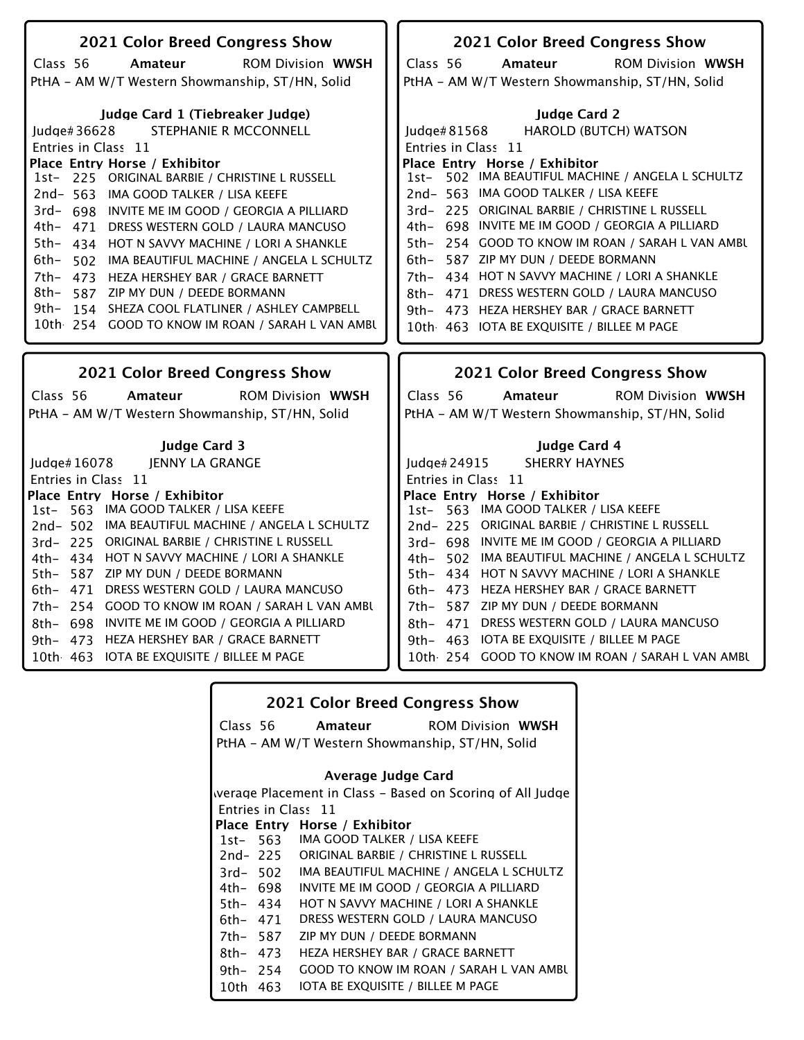## 2021 Color Breed Congress Show

Class 56 **Amateur** ROM Division **WWSH**

PtHA - AM W/T Western Showmanship, ST/HN, Solid

**Judge Card 1 (Tiebreaker Judge)**

Judge# 36628 STEPHANIE R MCCONNELL

Entries in Class 11

| Place | Entry | Horse / Exhibitor |
|---|---|---|
| 1st- | 225 | ORIGINAL BARBIE / CHRISTINE L RUSSELL |
| 2nd- | 563 | IMA GOOD TALKER / LISA KEEFE |
| 3rd- | 698 | INVITE ME IM GOOD / GEORGIA A PILLIARD |
| 4th- | 471 | DRESS WESTERN GOLD / LAURA MANCUSO |
| 5th- | 434 | HOT N SAVVY MACHINE / LORI A SHANKLE |
| 6th- | 502 | IMA BEAUTIFUL MACHINE / ANGELA L SCHULTZ |
| 7th- | 473 | HEZA HERSHEY BAR / GRACE BARNETT |
| 8th- | 587 | ZIP MY DUN / DEEDE BORMANN |
| 9th- | 154 | SHEZA COOL FLATLINER / ASHLEY CAMPBELL |
| 10th | 254 | GOOD TO KNOW IM ROAN / SARAH L VAN AMBU |

## 2021 Color Breed Congress Show

Class 56 **Amateur** ROM Division **WWSH**

PtHA - AM W/T Western Showmanship, ST/HN, Solid

**Judge Card 2**

Judge# 81568 HAROLD (BUTCH) WATSON

Entries in Class 11

| Place | Entry | Horse / Exhibitor |
|---|---|---|
| 1st- | 502 | IMA BEAUTIFUL MACHINE / ANGELA L SCHULTZ |
| 2nd- | 563 | IMA GOOD TALKER / LISA KEEFE |
| 3rd- | 225 | ORIGINAL BARBIE / CHRISTINE L RUSSELL |
| 4th- | 698 | INVITE ME IM GOOD / GEORGIA A PILLIARD |
| 5th- | 254 | GOOD TO KNOW IM ROAN / SARAH L VAN AMBU |
| 6th- | 587 | ZIP MY DUN / DEEDE BORMANN |
| 7th- | 434 | HOT N SAVVY MACHINE / LORI A SHANKLE |
| 8th- | 471 | DRESS WESTERN GOLD / LAURA MANCUSO |
| 9th- | 473 | HEZA HERSHEY BAR / GRACE BARNETT |
| 10th | 463 | IOTA BE EXQUISITE / BILLEE M PAGE |

## 2021 Color Breed Congress Show

Class 56 **Amateur** ROM Division **WWSH**

PtHA - AM W/T Western Showmanship, ST/HN, Solid

**Judge Card 3**

Judge# 16078 JENNY LA GRANGE

Entries in Class 11

| Place | Entry | Horse / Exhibitor |
|---|---|---|
| 1st- | 563 | IMA GOOD TALKER / LISA KEEFE |
| 2nd- | 502 | IMA BEAUTIFUL MACHINE / ANGELA L SCHULTZ |
| 3rd- | 225 | ORIGINAL BARBIE / CHRISTINE L RUSSELL |
| 4th- | 434 | HOT N SAVVY MACHINE / LORI A SHANKLE |
| 5th- | 587 | ZIP MY DUN / DEEDE BORMANN |
| 6th- | 471 | DRESS WESTERN GOLD / LAURA MANCUSO |
| 7th- | 254 | GOOD TO KNOW IM ROAN / SARAH L VAN AMBU |
| 8th- | 698 | INVITE ME IM GOOD / GEORGIA A PILLIARD |
| 9th- | 473 | HEZA HERSHEY BAR / GRACE BARNETT |
| 10th | 463 | IOTA BE EXQUISITE / BILLEE M PAGE |

## 2021 Color Breed Congress Show

Class 56 **Amateur** ROM Division **WWSH**

PtHA - AM W/T Western Showmanship, ST/HN, Solid

**Judge Card 4**

Judge# 24915 SHERRY HAYNES

Entries in Class 11

| Place | Entry | Horse / Exhibitor |
|---|---|---|
| 1st- | 563 | IMA GOOD TALKER / LISA KEEFE |
| 2nd- | 225 | ORIGINAL BARBIE / CHRISTINE L RUSSELL |
| 3rd- | 698 | INVITE ME IM GOOD / GEORGIA A PILLIARD |
| 4th- | 502 | IMA BEAUTIFUL MACHINE / ANGELA L SCHULTZ |
| 5th- | 434 | HOT N SAVVY MACHINE / LORI A SHANKLE |
| 6th- | 473 | HEZA HERSHEY BAR / GRACE BARNETT |
| 7th- | 587 | ZIP MY DUN / DEEDE BORMANN |
| 8th- | 471 | DRESS WESTERN GOLD / LAURA MANCUSO |
| 9th- | 463 | IOTA BE EXQUISITE / BILLEE M PAGE |
| 10th | 254 | GOOD TO KNOW IM ROAN / SARAH L VAN AMBU |

## 2021 Color Breed Congress Show

Class 56 **Amateur** ROM Division **WWSH**

PtHA - AM W/T Western Showmanship, ST/HN, Solid

**Average Judge Card**

Average Placement in Class - Based on Scoring of All Judges

Entries in Class 11

| Place | Entry | Horse / Exhibitor |
|---|---|---|
| 1st- | 563 | IMA GOOD TALKER / LISA KEEFE |
| 2nd- | 225 | ORIGINAL BARBIE / CHRISTINE L RUSSELL |
| 3rd- | 502 | IMA BEAUTIFUL MACHINE / ANGELA L SCHULTZ |
| 4th- | 698 | INVITE ME IM GOOD / GEORGIA A PILLIARD |
| 5th- | 434 | HOT N SAVVY MACHINE / LORI A SHANKLE |
| 6th- | 471 | DRESS WESTERN GOLD / LAURA MANCUSO |
| 7th- | 587 | ZIP MY DUN / DEEDE BORMANN |
| 8th- | 473 | HEZA HERSHEY BAR / GRACE BARNETT |
| 9th- | 254 | GOOD TO KNOW IM ROAN / SARAH L VAN AMBU |
| 10th | 463 | IOTA BE EXQUISITE / BILLEE M PAGE |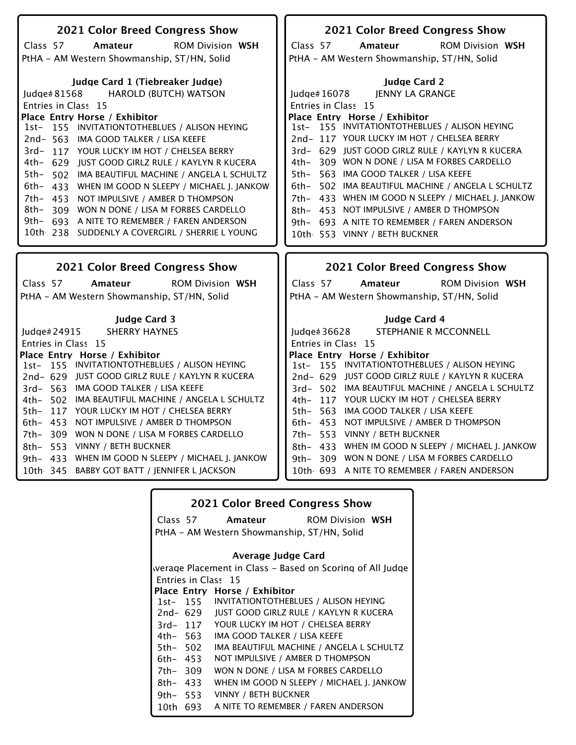## 2021 Color Breed Congress Show

Class 57 **Amateur** ROM Division **WSH**

PtHA - AM Western Showmanship, ST/HN, Solid

### Judge Card 1 (Tiebreaker Judge)

Judge# 81568 HAROLD (BUTCH) WATSON

Entries in Class 15

| Place | Entry | Horse / Exhibitor |
|---|---|---|
| 1st- | 155 | INVITATIONTOTHEBLUES / ALISON HEYING |
| 2nd- | 563 | IMA GOOD TALKER / LISA KEEFE |
| 3rd- | 117 | YOUR LUCKY IM HOT / CHELSEA BERRY |
| 4th- | 629 | JUST GOOD GIRLZ RULE / KAYLYN R KUCERA |
| 5th- | 502 | IMA BEAUTIFUL MACHINE / ANGELA L SCHULTZ |
| 6th- | 433 | WHEN IM GOOD N SLEEPY / MICHAEL J. JANKOW |
| 7th- | 453 | NOT IMPULSIVE / AMBER D THOMPSON |
| 8th- | 309 | WON N DONE / LISA M FORBES CARDELLO |
| 9th- | 693 | A NITE TO REMEMBER / FAREN ANDERSON |
| 10th | 238 | SUDDENLY A COVERGIRL / SHERRIE L YOUNG |

## 2021 Color Breed Congress Show

Class 57 **Amateur** ROM Division **WSH**

PtHA - AM Western Showmanship, ST/HN, Solid

### Judge Card 2

Judge# 16078 JENNY LA GRANGE

Entries in Class 15

| Place | Entry | Horse / Exhibitor |
|---|---|---|
| 1st- | 155 | INVITATIONTOTHEBLUES / ALISON HEYING |
| 2nd- | 117 | YOUR LUCKY IM HOT / CHELSEA BERRY |
| 3rd- | 629 | JUST GOOD GIRLZ RULE / KAYLYN R KUCERA |
| 4th- | 309 | WON N DONE / LISA M FORBES CARDELLO |
| 5th- | 563 | IMA GOOD TALKER / LISA KEEFE |
| 6th- | 502 | IMA BEAUTIFUL MACHINE / ANGELA L SCHULTZ |
| 7th- | 433 | WHEN IM GOOD N SLEEPY / MICHAEL J. JANKOW |
| 8th- | 453 | NOT IMPULSIVE / AMBER D THOMPSON |
| 9th- | 693 | A NITE TO REMEMBER / FAREN ANDERSON |
| 10th | 553 | VINNY / BETH BUCKNER |

## 2021 Color Breed Congress Show

Class 57 **Amateur** ROM Division **WSH**

PtHA - AM Western Showmanship, ST/HN, Solid

### Judge Card 3

Judge# 24915 SHERRY HAYNES

Entries in Class 15

| Place | Entry | Horse / Exhibitor |
|---|---|---|
| 1st- | 155 | INVITATIONTOTHEBLUES / ALISON HEYING |
| 2nd- | 629 | JUST GOOD GIRLZ RULE / KAYLYN R KUCERA |
| 3rd- | 563 | IMA GOOD TALKER / LISA KEEFE |
| 4th- | 502 | IMA BEAUTIFUL MACHINE / ANGELA L SCHULTZ |
| 5th- | 117 | YOUR LUCKY IM HOT / CHELSEA BERRY |
| 6th- | 453 | NOT IMPULSIVE / AMBER D THOMPSON |
| 7th- | 309 | WON N DONE / LISA M FORBES CARDELLO |
| 8th- | 553 | VINNY / BETH BUCKNER |
| 9th- | 433 | WHEN IM GOOD N SLEEPY / MICHAEL J. JANKOW |
| 10th | 345 | BABBY GOT BATT / JENNIFER L JACKSON |

## 2021 Color Breed Congress Show

Class 57 **Amateur** ROM Division **WSH**

PtHA - AM Western Showmanship, ST/HN, Solid

### Judge Card 4

Judge# 36628 STEPHANIE R MCCONNELL

Entries in Class 15

| Place | Entry | Horse / Exhibitor |
|---|---|---|
| 1st- | 155 | INVITATIONTOTHEBLUES / ALISON HEYING |
| 2nd- | 629 | JUST GOOD GIRLZ RULE / KAYLYN R KUCERA |
| 3rd- | 502 | IMA BEAUTIFUL MACHINE / ANGELA L SCHULTZ |
| 4th- | 117 | YOUR LUCKY IM HOT / CHELSEA BERRY |
| 5th- | 563 | IMA GOOD TALKER / LISA KEEFE |
| 6th- | 453 | NOT IMPULSIVE / AMBER D THOMPSON |
| 7th- | 553 | VINNY / BETH BUCKNER |
| 8th- | 433 | WHEN IM GOOD N SLEEPY / MICHAEL J. JANKOW |
| 9th- | 309 | WON N DONE / LISA M FORBES CARDELLO |
| 10th | 693 | A NITE TO REMEMBER / FAREN ANDERSON |

## 2021 Color Breed Congress Show

Class 57 **Amateur** ROM Division **WSH**

PtHA - AM Western Showmanship, ST/HN, Solid

### Average Judge Card

Average Placement in Class - Based on Scoring of All Judges

Entries in Class 15

| Place | Entry | Horse / Exhibitor |
|---|---|---|
| 1st- | 155 | INVITATIONTOTHEBLUES / ALISON HEYING |
| 2nd- | 629 | JUST GOOD GIRLZ RULE / KAYLYN R KUCERA |
| 3rd- | 117 | YOUR LUCKY IM HOT / CHELSEA BERRY |
| 4th- | 563 | IMA GOOD TALKER / LISA KEEFE |
| 5th- | 502 | IMA BEAUTIFUL MACHINE / ANGELA L SCHULTZ |
| 6th- | 453 | NOT IMPULSIVE / AMBER D THOMPSON |
| 7th- | 309 | WON N DONE / LISA M FORBES CARDELLO |
| 8th- | 433 | WHEN IM GOOD N SLEEPY / MICHAEL J. JANKOW |
| 9th- | 553 | VINNY / BETH BUCKNER |
| 10th | 693 | A NITE TO REMEMBER / FAREN ANDERSON |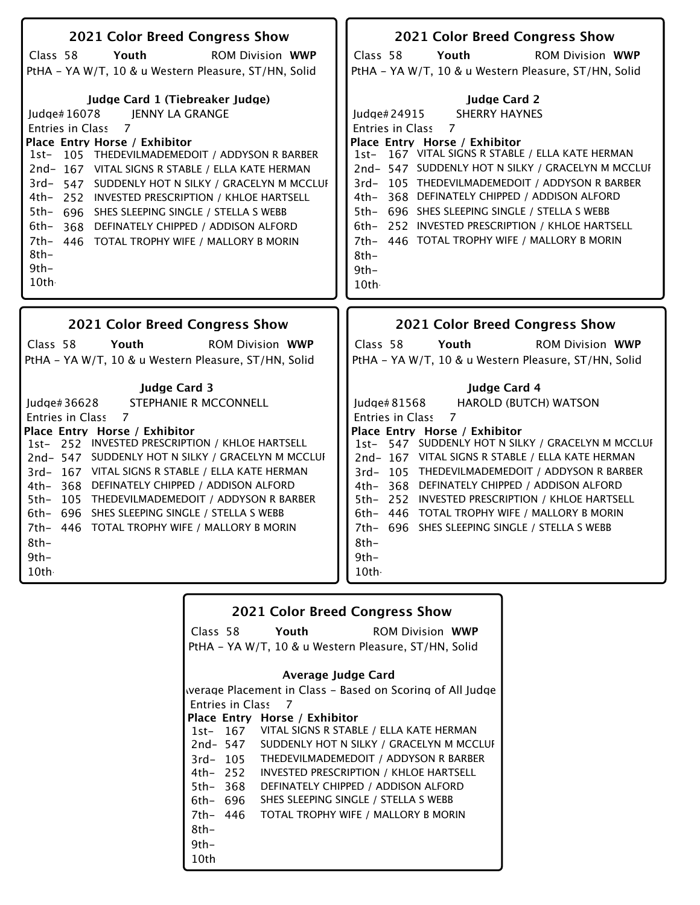## 2021 Color Breed Congress Show

Class 58 **Youth** ROM Division **WWP**

PtHA - YA W/T, 10 & u Western Pleasure, ST/HN, Solid

### Judge Card 1 (Tiebreaker Judge)

Judge# 16078 JENNY LA GRANGE

Entries in Class 7

| Place | Entry | Horse / Exhibitor |
|---|---|---|
| 1st- | 105 | THEDEVILMADEMEDOIT / ADDYSON R BARBER |
| 2nd- | 167 | VITAL SIGNS R STABLE / ELLA KATE HERMAN |
| 3rd- | 547 | SUDDENLY HOT N SILKY / GRACELYN M MCCLUI |
| 4th- | 252 | INVESTED PRESCRIPTION / KHLOE HARTSELL |
| 5th- | 696 | SHES SLEEPING SINGLE / STELLA S WEBB |
| 6th- | 368 | DEFINATELY CHIPPED / ADDISON ALFORD |
| 7th- | 446 | TOTAL TROPHY WIFE / MALLORY B MORIN |
| 8th- | | |
| 9th- | | |
| 10th | | |

## 2021 Color Breed Congress Show

Class 58 **Youth** ROM Division **WWP**

PtHA - YA W/T, 10 & u Western Pleasure, ST/HN, Solid

### Judge Card 2

Judge# 24915 SHERRY HAYNES

Entries in Class 7

| Place | Entry | Horse / Exhibitor |
|---|---|---|
| 1st- | 167 | VITAL SIGNS R STABLE / ELLA KATE HERMAN |
| 2nd- | 547 | SUDDENLY HOT N SILKY / GRACELYN M MCCLUI |
| 3rd- | 105 | THEDEVILMADEMEDOIT / ADDYSON R BARBER |
| 4th- | 368 | DEFINATELY CHIPPED / ADDISON ALFORD |
| 5th- | 696 | SHES SLEEPING SINGLE / STELLA S WEBB |
| 6th- | 252 | INVESTED PRESCRIPTION / KHLOE HARTSELL |
| 7th- | 446 | TOTAL TROPHY WIFE / MALLORY B MORIN |
| 8th- | | |
| 9th- | | |
| 10th | | |

## 2021 Color Breed Congress Show

Class 58 **Youth** ROM Division **WWP**

PtHA - YA W/T, 10 & u Western Pleasure, ST/HN, Solid

### Judge Card 3

Judge# 36628 STEPHANIE R MCCONNELL

Entries in Class 7

| Place | Entry | Horse / Exhibitor |
|---|---|---|
| 1st- | 252 | INVESTED PRESCRIPTION / KHLOE HARTSELL |
| 2nd- | 547 | SUDDENLY HOT N SILKY / GRACELYN M MCCLUI |
| 3rd- | 167 | VITAL SIGNS R STABLE / ELLA KATE HERMAN |
| 4th- | 368 | DEFINATELY CHIPPED / ADDISON ALFORD |
| 5th- | 105 | THEDEVILMADEMEDOIT / ADDYSON R BARBER |
| 6th- | 696 | SHES SLEEPING SINGLE / STELLA S WEBB |
| 7th- | 446 | TOTAL TROPHY WIFE / MALLORY B MORIN |
| 8th- | | |
| 9th- | | |
| 10th | | |

## 2021 Color Breed Congress Show

Class 58 **Youth** ROM Division **WWP**

PtHA - YA W/T, 10 & u Western Pleasure, ST/HN, Solid

### Judge Card 4

Judge# 81568 HAROLD (BUTCH) WATSON

Entries in Class 7

| Place | Entry | Horse / Exhibitor |
|---|---|---|
| 1st- | 547 | SUDDENLY HOT N SILKY / GRACELYN M MCCLUI |
| 2nd- | 167 | VITAL SIGNS R STABLE / ELLA KATE HERMAN |
| 3rd- | 105 | THEDEVILMADEMEDOIT / ADDYSON R BARBER |
| 4th- | 368 | DEFINATELY CHIPPED / ADDISON ALFORD |
| 5th- | 252 | INVESTED PRESCRIPTION / KHLOE HARTSELL |
| 6th- | 446 | TOTAL TROPHY WIFE / MALLORY B MORIN |
| 7th- | 696 | SHES SLEEPING SINGLE / STELLA S WEBB |
| 8th- | | |
| 9th- | | |
| 10th | | |

## 2021 Color Breed Congress Show

Class 58 **Youth** ROM Division **WWP**

PtHA - YA W/T, 10 & u Western Pleasure, ST/HN, Solid

### Average Judge Card

Average Placement in Class - Based on Scoring of All Judges

Entries in Class 7

| Place | Entry | Horse / Exhibitor |
|---|---|---|
| 1st- | 167 | VITAL SIGNS R STABLE / ELLA KATE HERMAN |
| 2nd- | 547 | SUDDENLY HOT N SILKY / GRACELYN M MCCLUI |
| 3rd- | 105 | THEDEVILMADEMEDOIT / ADDYSON R BARBER |
| 4th- | 252 | INVESTED PRESCRIPTION / KHLOE HARTSELL |
| 5th- | 368 | DEFINATELY CHIPPED / ADDISON ALFORD |
| 6th- | 696 | SHES SLEEPING SINGLE / STELLA S WEBB |
| 7th- | 446 | TOTAL TROPHY WIFE / MALLORY B MORIN |
| 8th- | | |
| 9th- | | |
| 10th | | |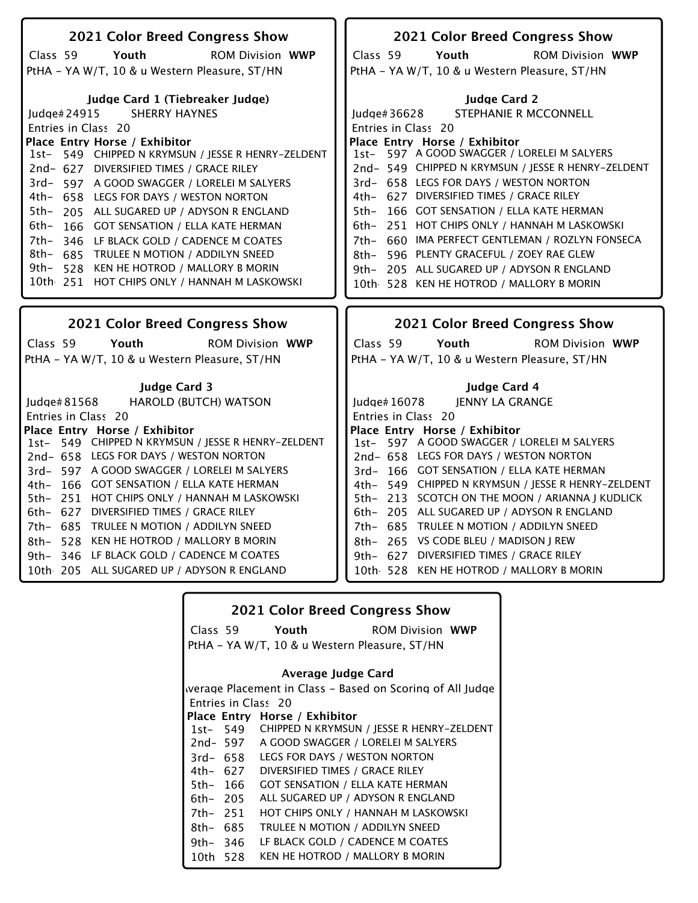## 2021 Color Breed Congress Show

Class 59 **Youth** ROM Division **WWP**

PtHA - YA W/T, 10 & u Western Pleasure, ST/HN

### Judge Card 1 (Tiebreaker Judge)

Judge# 24915 SHERRY HAYNES

Entries in Class 20

| Place | Entry | Horse / Exhibitor |
|---|---|---|
| 1st- | 549 | CHIPPED N KRYMSUN / JESSE R HENRY-ZELDENT |
| 2nd- | 627 | DIVERSIFIED TIMES / GRACE RILEY |
| 3rd- | 597 | A GOOD SWAGGER / LORELEI M SALYERS |
| 4th- | 658 | LEGS FOR DAYS / WESTON NORTON |
| 5th- | 205 | ALL SUGARED UP / ADYSON R ENGLAND |
| 6th- | 166 | GOT SENSATION / ELLA KATE HERMAN |
| 7th- | 346 | LF BLACK GOLD / CADENCE M COATES |
| 8th- | 685 | TRULEE N MOTION / ADDILYN SNEED |
| 9th- | 528 | KEN HE HOTROD / MALLORY B MORIN |
| 10th | 251 | HOT CHIPS ONLY / HANNAH M LASKOWSKI |

## 2021 Color Breed Congress Show

Class 59 **Youth** ROM Division **WWP**

PtHA - YA W/T, 10 & u Western Pleasure, ST/HN

### Judge Card 2

Judge# 36628 STEPHANIE R MCCONNELL

Entries in Class 20

| Place | Entry | Horse / Exhibitor |
|---|---|---|
| 1st- | 597 | A GOOD SWAGGER / LORELEI M SALYERS |
| 2nd- | 549 | CHIPPED N KRYMSUN / JESSE R HENRY-ZELDENT |
| 3rd- | 658 | LEGS FOR DAYS / WESTON NORTON |
| 4th- | 627 | DIVERSIFIED TIMES / GRACE RILEY |
| 5th- | 166 | GOT SENSATION / ELLA KATE HERMAN |
| 6th- | 251 | HOT CHIPS ONLY / HANNAH M LASKOWSKI |
| 7th- | 660 | IMA PERFECT GENTLEMAN / ROZLYN FONSECA |
| 8th- | 596 | PLENTY GRACEFUL / ZOEY RAE GLEW |
| 9th- | 205 | ALL SUGARED UP / ADYSON R ENGLAND |
| 10th | 528 | KEN HE HOTROD / MALLORY B MORIN |

## 2021 Color Breed Congress Show

Class 59 **Youth** ROM Division **WWP**

PtHA - YA W/T, 10 & u Western Pleasure, ST/HN

### Judge Card 3

Judge# 81568 HAROLD (BUTCH) WATSON

Entries in Class 20

| Place | Entry | Horse / Exhibitor |
|---|---|---|
| 1st- | 549 | CHIPPED N KRYMSUN / JESSE R HENRY-ZELDENT |
| 2nd- | 658 | LEGS FOR DAYS / WESTON NORTON |
| 3rd- | 597 | A GOOD SWAGGER / LORELEI M SALYERS |
| 4th- | 166 | GOT SENSATION / ELLA KATE HERMAN |
| 5th- | 251 | HOT CHIPS ONLY / HANNAH M LASKOWSKI |
| 6th- | 627 | DIVERSIFIED TIMES / GRACE RILEY |
| 7th- | 685 | TRULEE N MOTION / ADDILYN SNEED |
| 8th- | 528 | KEN HE HOTROD / MALLORY B MORIN |
| 9th- | 346 | LF BLACK GOLD / CADENCE M COATES |
| 10th | 205 | ALL SUGARED UP / ADYSON R ENGLAND |

## 2021 Color Breed Congress Show

Class 59 **Youth** ROM Division **WWP**

PtHA - YA W/T, 10 & u Western Pleasure, ST/HN

### Judge Card 4

Judge# 16078 JENNY LA GRANGE

Entries in Class 20

| Place | Entry | Horse / Exhibitor |
|---|---|---|
| 1st- | 597 | A GOOD SWAGGER / LORELEI M SALYERS |
| 2nd- | 658 | LEGS FOR DAYS / WESTON NORTON |
| 3rd- | 166 | GOT SENSATION / ELLA KATE HERMAN |
| 4th- | 549 | CHIPPED N KRYMSUN / JESSE R HENRY-ZELDENT |
| 5th- | 213 | SCOTCH ON THE MOON / ARIANNA J KUDLICK |
| 6th- | 205 | ALL SUGARED UP / ADYSON R ENGLAND |
| 7th- | 685 | TRULEE N MOTION / ADDILYN SNEED |
| 8th- | 265 | VS CODE BLEU / MADISON J REW |
| 9th- | 627 | DIVERSIFIED TIMES / GRACE RILEY |
| 10th | 528 | KEN HE HOTROD / MALLORY B MORIN |

## 2021 Color Breed Congress Show

Class 59 **Youth** ROM Division **WWP**

PtHA - YA W/T, 10 & u Western Pleasure, ST/HN

### Average Judge Card

Average Placement in Class - Based on Scoring of All Judges

Entries in Class 20

| Place | Entry | Horse / Exhibitor |
|---|---|---|
| 1st- | 549 | CHIPPED N KRYMSUN / JESSE R HENRY-ZELDENT |
| 2nd- | 597 | A GOOD SWAGGER / LORELEI M SALYERS |
| 3rd- | 658 | LEGS FOR DAYS / WESTON NORTON |
| 4th- | 627 | DIVERSIFIED TIMES / GRACE RILEY |
| 5th- | 166 | GOT SENSATION / ELLA KATE HERMAN |
| 6th- | 205 | ALL SUGARED UP / ADYSON R ENGLAND |
| 7th- | 251 | HOT CHIPS ONLY / HANNAH M LASKOWSKI |
| 8th- | 685 | TRULEE N MOTION / ADDILYN SNEED |
| 9th- | 346 | LF BLACK GOLD / CADENCE M COATES |
| 10th | 528 | KEN HE HOTROD / MALLORY B MORIN |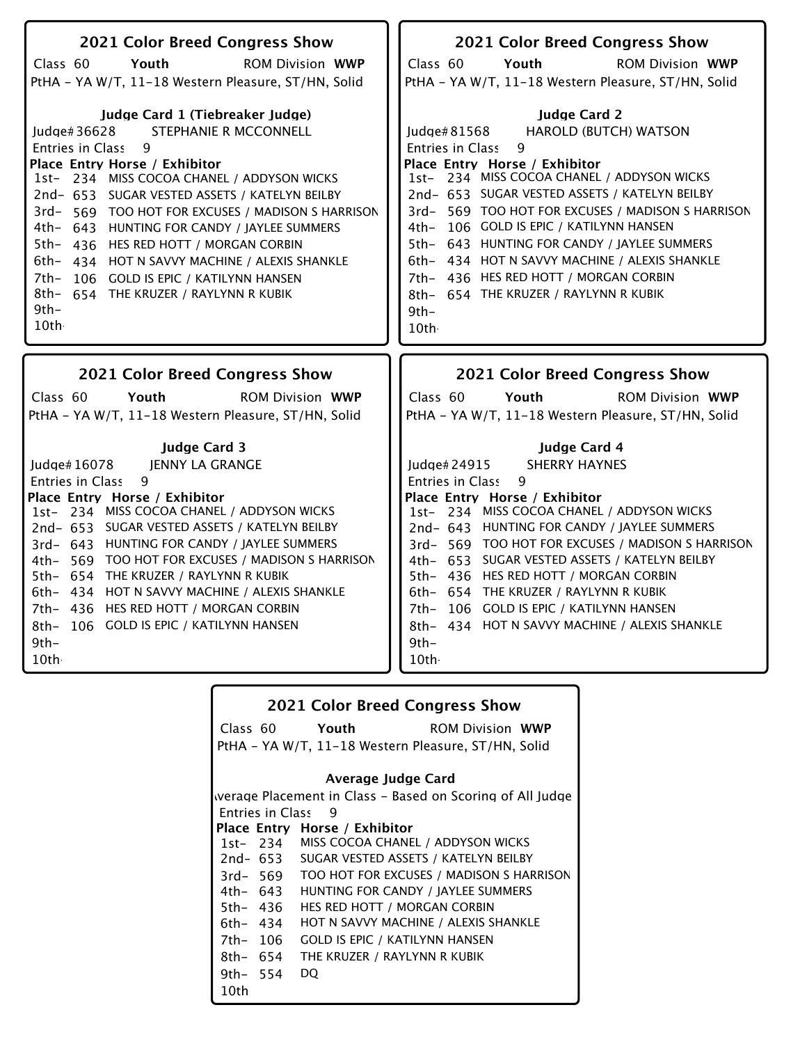## 2021 Color Breed Congress Show

Class 60 **Youth** ROM Division **WWP**

PtHA - YA W/T, 11-18 Western Pleasure, ST/HN, Solid

### Judge Card 1 (Tiebreaker Judge)

Judge# 36628 STEPHANIE R MCCONNELL

Entries in Class 9

| Place | Entry | Horse / Exhibitor |
|---|---|---|
| 1st- | 234 | MISS COCOA CHANEL / ADDYSON WICKS |
| 2nd- | 653 | SUGAR VESTED ASSETS / KATELYN BEILBY |
| 3rd- | 569 | TOO HOT FOR EXCUSES / MADISON S HARRISON |
| 4th- | 643 | HUNTING FOR CANDY / JAYLEE SUMMERS |
| 5th- | 436 | HES RED HOTT / MORGAN CORBIN |
| 6th- | 434 | HOT N SAVVY MACHINE / ALEXIS SHANKLE |
| 7th- | 106 | GOLD IS EPIC / KATILYNN HANSEN |
| 8th- | 654 | THE KRUZER / RAYLYNN R KUBIK |
| 9th- | | |
| 10th- | | |

## 2021 Color Breed Congress Show

Class 60 **Youth** ROM Division **WWP**

PtHA - YA W/T, 11-18 Western Pleasure, ST/HN, Solid

### Judge Card 2

Judge# 81568 HAROLD (BUTCH) WATSON

Entries in Class 9

| Place | Entry | Horse / Exhibitor |
|---|---|---|
| 1st- | 234 | MISS COCOA CHANEL / ADDYSON WICKS |
| 2nd- | 653 | SUGAR VESTED ASSETS / KATELYN BEILBY |
| 3rd- | 569 | TOO HOT FOR EXCUSES / MADISON S HARRISON |
| 4th- | 106 | GOLD IS EPIC / KATILYNN HANSEN |
| 5th- | 643 | HUNTING FOR CANDY / JAYLEE SUMMERS |
| 6th- | 434 | HOT N SAVVY MACHINE / ALEXIS SHANKLE |
| 7th- | 436 | HES RED HOTT / MORGAN CORBIN |
| 8th- | 654 | THE KRUZER / RAYLYNN R KUBIK |
| 9th- | | |
| 10th- | | |

## 2021 Color Breed Congress Show

Class 60 **Youth** ROM Division **WWP**

PtHA - YA W/T, 11-18 Western Pleasure, ST/HN, Solid

### Judge Card 3

Judge# 16078 JENNY LA GRANGE

Entries in Class 9

| Place | Entry | Horse / Exhibitor |
|---|---|---|
| 1st- | 234 | MISS COCOA CHANEL / ADDYSON WICKS |
| 2nd- | 653 | SUGAR VESTED ASSETS / KATELYN BEILBY |
| 3rd- | 643 | HUNTING FOR CANDY / JAYLEE SUMMERS |
| 4th- | 569 | TOO HOT FOR EXCUSES / MADISON S HARRISON |
| 5th- | 654 | THE KRUZER / RAYLYNN R KUBIK |
| 6th- | 434 | HOT N SAVVY MACHINE / ALEXIS SHANKLE |
| 7th- | 436 | HES RED HOTT / MORGAN CORBIN |
| 8th- | 106 | GOLD IS EPIC / KATILYNN HANSEN |
| 9th- | | |
| 10th- | | |

## 2021 Color Breed Congress Show

Class 60 **Youth** ROM Division **WWP**

PtHA - YA W/T, 11-18 Western Pleasure, ST/HN, Solid

### Judge Card 4

Judge# 24915 SHERRY HAYNES

Entries in Class 9

| Place | Entry | Horse / Exhibitor |
|---|---|---|
| 1st- | 234 | MISS COCOA CHANEL / ADDYSON WICKS |
| 2nd- | 643 | HUNTING FOR CANDY / JAYLEE SUMMERS |
| 3rd- | 569 | TOO HOT FOR EXCUSES / MADISON S HARRISON |
| 4th- | 653 | SUGAR VESTED ASSETS / KATELYN BEILBY |
| 5th- | 436 | HES RED HOTT / MORGAN CORBIN |
| 6th- | 654 | THE KRUZER / RAYLYNN R KUBIK |
| 7th- | 106 | GOLD IS EPIC / KATILYNN HANSEN |
| 8th- | 434 | HOT N SAVVY MACHINE / ALEXIS SHANKLE |
| 9th- | | |
| 10th- | | |

## 2021 Color Breed Congress Show

Class 60 **Youth** ROM Division **WWP**

PtHA - YA W/T, 11-18 Western Pleasure, ST/HN, Solid

### Average Judge Card

Average Placement in Class - Based on Scoring of All Judges

Entries in Class 9

| Place | Entry | Horse / Exhibitor |
|---|---|---|
| 1st- | 234 | MISS COCOA CHANEL / ADDYSON WICKS |
| 2nd- | 653 | SUGAR VESTED ASSETS / KATELYN BEILBY |
| 3rd- | 569 | TOO HOT FOR EXCUSES / MADISON S HARRISON |
| 4th- | 643 | HUNTING FOR CANDY / JAYLEE SUMMERS |
| 5th- | 436 | HES RED HOTT / MORGAN CORBIN |
| 6th- | 434 | HOT N SAVVY MACHINE / ALEXIS SHANKLE |
| 7th- | 106 | GOLD IS EPIC / KATILYNN HANSEN |
| 8th- | 654 | THE KRUZER / RAYLYNN R KUBIK |
| 9th- | 554 | DQ |
| 10th | | |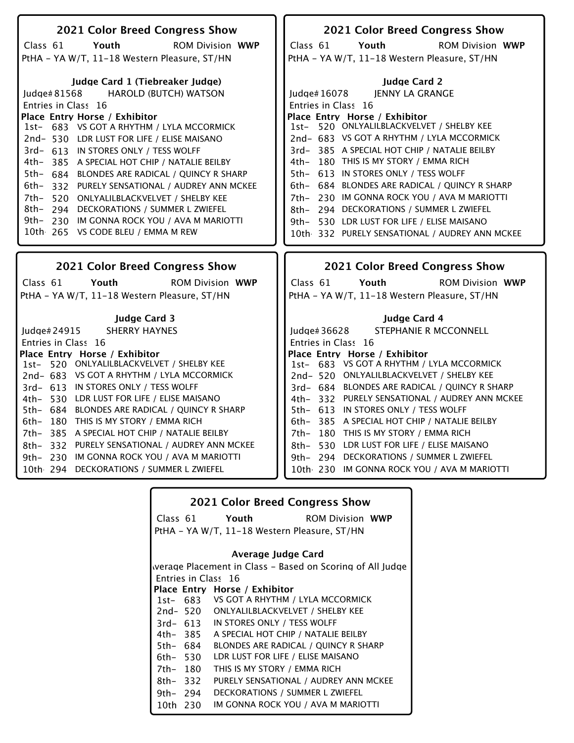## 2021 Color Breed Congress Show

Class 61 **Youth** ROM Division **WWP**

PtHA - YA W/T, 11-18 Western Pleasure, ST/HN

### Judge Card 1 (Tiebreaker Judge)

Judge# 81568 HAROLD (BUTCH) WATSON

Entries in Class 16

| Place | Entry | Horse / Exhibitor |
|---|---|---|
| 1st- | 683 | VS GOT A RHYTHM / LYLA MCCORMICK |
| 2nd- | 530 | LDR LUST FOR LIFE / ELISE MAISANO |
| 3rd- | 613 | IN STORES ONLY / TESS WOLFF |
| 4th- | 385 | A SPECIAL HOT CHIP / NATALIE BEILBY |
| 5th- | 684 | BLONDES ARE RADICAL / QUINCY R SHARP |
| 6th- | 332 | PURELY SENSATIONAL / AUDREY ANN MCKEE |
| 7th- | 520 | ONLYALILBLACKVELVET / SHELBY KEE |
| 8th- | 294 | DECKORATIONS / SUMMER L ZWIEFEL |
| 9th- | 230 | IM GONNA ROCK YOU / AVA M MARIOTTI |
| 10th | 265 | VS CODE BLEU / EMMA M REW |

## 2021 Color Breed Congress Show

Class 61 **Youth** ROM Division **WWP**

PtHA - YA W/T, 11-18 Western Pleasure, ST/HN

### Judge Card 2

Judge# 16078 JENNY LA GRANGE

Entries in Class 16

| Place | Entry | Horse / Exhibitor |
|---|---|---|
| 1st- | 520 | ONLYALILBLACKVELVET / SHELBY KEE |
| 2nd- | 683 | VS GOT A RHYTHM / LYLA MCCORMICK |
| 3rd- | 385 | A SPECIAL HOT CHIP / NATALIE BEILBY |
| 4th- | 180 | THIS IS MY STORY / EMMA RICH |
| 5th- | 613 | IN STORES ONLY / TESS WOLFF |
| 6th- | 684 | BLONDES ARE RADICAL / QUINCY R SHARP |
| 7th- | 230 | IM GONNA ROCK YOU / AVA M MARIOTTI |
| 8th- | 294 | DECKORATIONS / SUMMER L ZWIEFEL |
| 9th- | 530 | LDR LUST FOR LIFE / ELISE MAISANO |
| 10th | 332 | PURELY SENSATIONAL / AUDREY ANN MCKEE |

## 2021 Color Breed Congress Show

Class 61 **Youth** ROM Division **WWP**

PtHA - YA W/T, 11-18 Western Pleasure, ST/HN

### Judge Card 3

Judge# 24915 SHERRY HAYNES

Entries in Class 16

| Place | Entry | Horse / Exhibitor |
|---|---|---|
| 1st- | 520 | ONLYALILBLACKVELVET / SHELBY KEE |
| 2nd- | 683 | VS GOT A RHYTHM / LYLA MCCORMICK |
| 3rd- | 613 | IN STORES ONLY / TESS WOLFF |
| 4th- | 530 | LDR LUST FOR LIFE / ELISE MAISANO |
| 5th- | 684 | BLONDES ARE RADICAL / QUINCY R SHARP |
| 6th- | 180 | THIS IS MY STORY / EMMA RICH |
| 7th- | 385 | A SPECIAL HOT CHIP / NATALIE BEILBY |
| 8th- | 332 | PURELY SENSATIONAL / AUDREY ANN MCKEE |
| 9th- | 230 | IM GONNA ROCK YOU / AVA M MARIOTTI |
| 10th | 294 | DECKORATIONS / SUMMER L ZWIEFEL |

## 2021 Color Breed Congress Show

Class 61 **Youth** ROM Division **WWP**

PtHA - YA W/T, 11-18 Western Pleasure, ST/HN

### Judge Card 4

Judge# 36628 STEPHANIE R MCCONNELL

Entries in Class 16

| Place | Entry | Horse / Exhibitor |
|---|---|---|
| 1st- | 683 | VS GOT A RHYTHM / LYLA MCCORMICK |
| 2nd- | 520 | ONLYALILBLACKVELVET / SHELBY KEE |
| 3rd- | 684 | BLONDES ARE RADICAL / QUINCY R SHARP |
| 4th- | 332 | PURELY SENSATIONAL / AUDREY ANN MCKEE |
| 5th- | 613 | IN STORES ONLY / TESS WOLFF |
| 6th- | 385 | A SPECIAL HOT CHIP / NATALIE BEILBY |
| 7th- | 180 | THIS IS MY STORY / EMMA RICH |
| 8th- | 530 | LDR LUST FOR LIFE / ELISE MAISANO |
| 9th- | 294 | DECKORATIONS / SUMMER L ZWIEFEL |
| 10th | 230 | IM GONNA ROCK YOU / AVA M MARIOTTI |

## 2021 Color Breed Congress Show

Class 61 **Youth** ROM Division **WWP**

PtHA - YA W/T, 11-18 Western Pleasure, ST/HN

### Average Judge Card

Average Placement in Class - Based on Scoring of All Judge

Entries in Class 16

| Place | Entry | Horse / Exhibitor |
|---|---|---|
| 1st- | 683 | VS GOT A RHYTHM / LYLA MCCORMICK |
| 2nd- | 520 | ONLYALILBLACKVELVET / SHELBY KEE |
| 3rd- | 613 | IN STORES ONLY / TESS WOLFF |
| 4th- | 385 | A SPECIAL HOT CHIP / NATALIE BEILBY |
| 5th- | 684 | BLONDES ARE RADICAL / QUINCY R SHARP |
| 6th- | 530 | LDR LUST FOR LIFE / ELISE MAISANO |
| 7th- | 180 | THIS IS MY STORY / EMMA RICH |
| 8th- | 332 | PURELY SENSATIONAL / AUDREY ANN MCKEE |
| 9th- | 294 | DECKORATIONS / SUMMER L ZWIEFEL |
| 10th | 230 | IM GONNA ROCK YOU / AVA M MARIOTTI |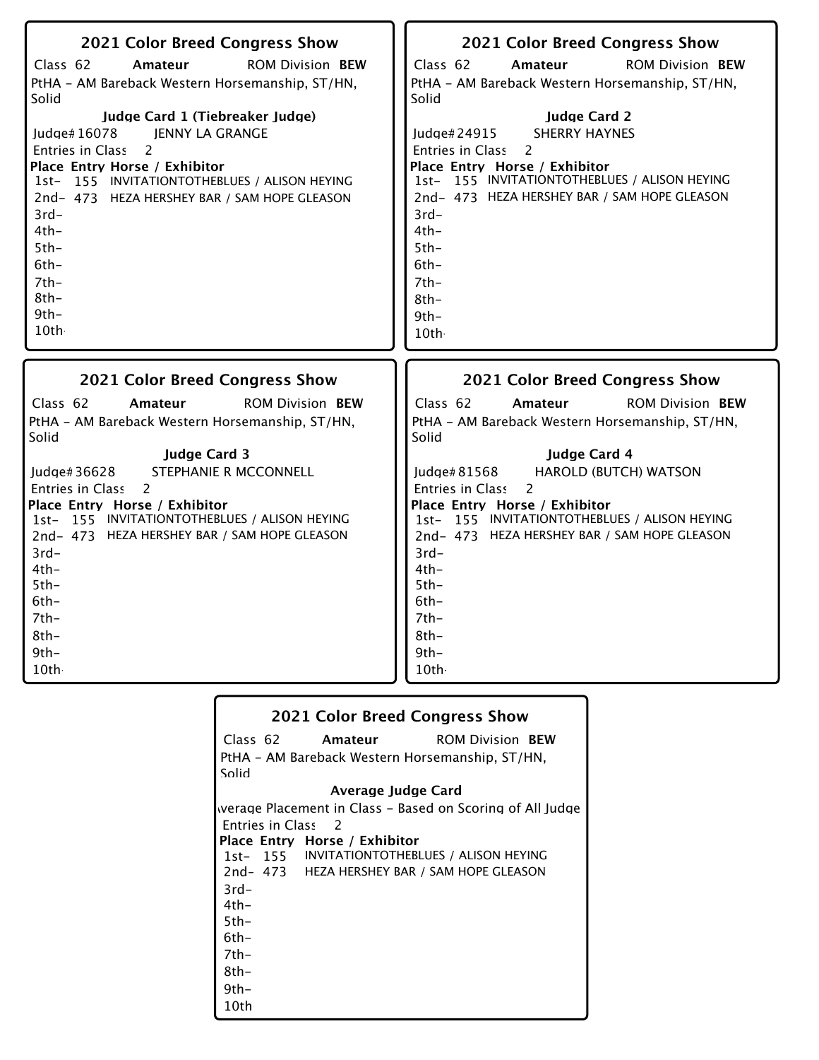## 2021 Color Breed Congress Show

Class 62 **Amateur** ROM Division **BEW**

PtHA - AM Bareback Western Horsemanship, ST/HN, Solid

### Judge Card 1 (Tiebreaker Judge)

Judge# 16078 JENNY LA GRANGE

Entries in Class 2

| Place | Entry | Horse / Exhibitor |
|---|---|---|
| 1st- | 155 | INVITATIONTOTHEBLUES / ALISON HEYING |
| 2nd- | 473 | HEZA HERSHEY BAR / SAM HOPE GLEASON |
| 3rd- | | |
| 4th- | | |
| 5th- | | |
| 6th- | | |
| 7th- | | |
| 8th- | | |
| 9th- | | |
| 10th- | | |

## 2021 Color Breed Congress Show

Class 62 **Amateur** ROM Division **BEW**

PtHA - AM Bareback Western Horsemanship, ST/HN, Solid

### Judge Card 2

Judge# 24915 SHERRY HAYNES

Entries in Class 2

| Place | Entry | Horse / Exhibitor |
|---|---|---|
| 1st- | 155 | INVITATIONTOTHEBLUES / ALISON HEYING |
| 2nd- | 473 | HEZA HERSHEY BAR / SAM HOPE GLEASON |
| 3rd- | | |
| 4th- | | |
| 5th- | | |
| 6th- | | |
| 7th- | | |
| 8th- | | |
| 9th- | | |
| 10th- | | |

## 2021 Color Breed Congress Show

Class 62 **Amateur** ROM Division **BEW**

PtHA - AM Bareback Western Horsemanship, ST/HN, Solid

### Judge Card 3

Judge# 36628 STEPHANIE R MCCONNELL

Entries in Class 2

| Place | Entry | Horse / Exhibitor |
|---|---|---|
| 1st- | 155 | INVITATIONTOTHEBLUES / ALISON HEYING |
| 2nd- | 473 | HEZA HERSHEY BAR / SAM HOPE GLEASON |
| 3rd- | | |
| 4th- | | |
| 5th- | | |
| 6th- | | |
| 7th- | | |
| 8th- | | |
| 9th- | | |
| 10th- | | |

## 2021 Color Breed Congress Show

Class 62 **Amateur** ROM Division **BEW**

PtHA - AM Bareback Western Horsemanship, ST/HN, Solid

### Judge Card 4

Judge# 81568 HAROLD (BUTCH) WATSON

Entries in Class 2

| Place | Entry | Horse / Exhibitor |
|---|---|---|
| 1st- | 155 | INVITATIONTOTHEBLUES / ALISON HEYING |
| 2nd- | 473 | HEZA HERSHEY BAR / SAM HOPE GLEASON |
| 3rd- | | |
| 4th- | | |
| 5th- | | |
| 6th- | | |
| 7th- | | |
| 8th- | | |
| 9th- | | |
| 10th- | | |

## 2021 Color Breed Congress Show

Class 62 **Amateur** ROM Division **BEW**

PtHA - AM Bareback Western Horsemanship, ST/HN, Solid

### Average Judge Card

Average Placement in Class - Based on Scoring of All Judges

Entries in Class 2

| Place | Entry | Horse / Exhibitor |
|---|---|---|
| 1st- | 155 | INVITATIONTOTHEBLUES / ALISON HEYING |
| 2nd- | 473 | HEZA HERSHEY BAR / SAM HOPE GLEASON |
| 3rd- | | |
| 4th- | | |
| 5th- | | |
| 6th- | | |
| 7th- | | |
| 8th- | | |
| 9th- | | |
| 10th | | |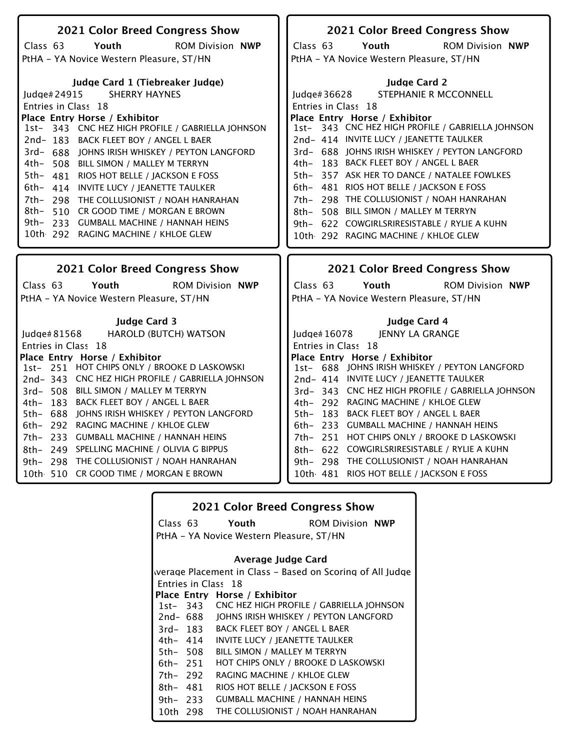## 2021 Color Breed Congress Show

Class 63 **Youth** ROM Division **NWP**

PtHA - YA Novice Western Pleasure, ST/HN

### Judge Card 1 (Tiebreaker Judge)

Judge# 24915 SHERRY HAYNES

Entries in Class 18

| Place | Entry | Horse / Exhibitor |
|---|---|---|
| 1st- | 343 | CNC HEZ HIGH PROFILE / GABRIELLA JOHNSON |
| 2nd- | 183 | BACK FLEET BOY / ANGEL L BAER |
| 3rd- | 688 | JOHNS IRISH WHISKEY / PEYTON LANGFORD |
| 4th- | 508 | BILL SIMON / MALLEY M TERRYN |
| 5th- | 481 | RIOS HOT BELLE / JACKSON E FOSS |
| 6th- | 414 | INVITE LUCY / JEANETTE TAULKER |
| 7th- | 298 | THE COLLUSIONIST / NOAH HANRAHAN |
| 8th- | 510 | CR GOOD TIME / MORGAN E BROWN |
| 9th- | 233 | GUMBALL MACHINE / HANNAH HEINS |
| 10th | 292 | RAGING MACHINE / KHLOE GLEW |

## 2021 Color Breed Congress Show

Class 63 **Youth** ROM Division **NWP**

PtHA - YA Novice Western Pleasure, ST/HN

### Judge Card 2

Judge# 36628 STEPHANIE R MCCONNELL

Entries in Class 18

| Place | Entry | Horse / Exhibitor |
|---|---|---|
| 1st- | 343 | CNC HEZ HIGH PROFILE / GABRIELLA JOHNSON |
| 2nd- | 414 | INVITE LUCY / JEANETTE TAULKER |
| 3rd- | 688 | JOHNS IRISH WHISKEY / PEYTON LANGFORD |
| 4th- | 183 | BACK FLEET BOY / ANGEL L BAER |
| 5th- | 357 | ASK HER TO DANCE / NATALEE FOWLKES |
| 6th- | 481 | RIOS HOT BELLE / JACKSON E FOSS |
| 7th- | 298 | THE COLLUSIONIST / NOAH HANRAHAN |
| 8th- | 508 | BILL SIMON / MALLEY M TERRYN |
| 9th- | 622 | COWGIRLSRIRESISTABLE / RYLIE A KUHN |
| 10th | 292 | RAGING MACHINE / KHLOE GLEW |

## 2021 Color Breed Congress Show

Class 63 **Youth** ROM Division **NWP**

PtHA - YA Novice Western Pleasure, ST/HN

### Judge Card 3

Judge# 81568 HAROLD (BUTCH) WATSON

Entries in Class 18

| Place | Entry | Horse / Exhibitor |
|---|---|---|
| 1st- | 251 | HOT CHIPS ONLY / BROOKE D LASKOWSKI |
| 2nd- | 343 | CNC HEZ HIGH PROFILE / GABRIELLA JOHNSON |
| 3rd- | 508 | BILL SIMON / MALLEY M TERRYN |
| 4th- | 183 | BACK FLEET BOY / ANGEL L BAER |
| 5th- | 688 | JOHNS IRISH WHISKEY / PEYTON LANGFORD |
| 6th- | 292 | RAGING MACHINE / KHLOE GLEW |
| 7th- | 233 | GUMBALL MACHINE / HANNAH HEINS |
| 8th- | 249 | SPELLING MACHINE / OLIVIA G BIPPUS |
| 9th- | 298 | THE COLLUSIONIST / NOAH HANRAHAN |
| 10th | 510 | CR GOOD TIME / MORGAN E BROWN |

## 2021 Color Breed Congress Show

Class 63 **Youth** ROM Division **NWP**

PtHA - YA Novice Western Pleasure, ST/HN

### Judge Card 4

Judge# 16078 JENNY LA GRANGE

Entries in Class 18

| Place | Entry | Horse / Exhibitor |
|---|---|---|
| 1st- | 688 | JOHNS IRISH WHISKEY / PEYTON LANGFORD |
| 2nd- | 414 | INVITE LUCY / JEANETTE TAULKER |
| 3rd- | 343 | CNC HEZ HIGH PROFILE / GABRIELLA JOHNSON |
| 4th- | 292 | RAGING MACHINE / KHLOE GLEW |
| 5th- | 183 | BACK FLEET BOY / ANGEL L BAER |
| 6th- | 233 | GUMBALL MACHINE / HANNAH HEINS |
| 7th- | 251 | HOT CHIPS ONLY / BROOKE D LASKOWSKI |
| 8th- | 622 | COWGIRLSRIRESISTABLE / RYLIE A KUHN |
| 9th- | 298 | THE COLLUSIONIST / NOAH HANRAHAN |
| 10th | 481 | RIOS HOT BELLE / JACKSON E FOSS |

## 2021 Color Breed Congress Show

Class 63 **Youth** ROM Division **NWP**

PtHA - YA Novice Western Pleasure, ST/HN

### Average Judge Card

Average Placement in Class - Based on Scoring of All Judges

Entries in Class 18

| Place | Entry | Horse / Exhibitor |
|---|---|---|
| 1st- | 343 | CNC HEZ HIGH PROFILE / GABRIELLA JOHNSON |
| 2nd- | 688 | JOHNS IRISH WHISKEY / PEYTON LANGFORD |
| 3rd- | 183 | BACK FLEET BOY / ANGEL L BAER |
| 4th- | 414 | INVITE LUCY / JEANETTE TAULKER |
| 5th- | 508 | BILL SIMON / MALLEY M TERRYN |
| 6th- | 251 | HOT CHIPS ONLY / BROOKE D LASKOWSKI |
| 7th- | 292 | RAGING MACHINE / KHLOE GLEW |
| 8th- | 481 | RIOS HOT BELLE / JACKSON E FOSS |
| 9th- | 233 | GUMBALL MACHINE / HANNAH HEINS |
| 10th | 298 | THE COLLUSIONIST / NOAH HANRAHAN |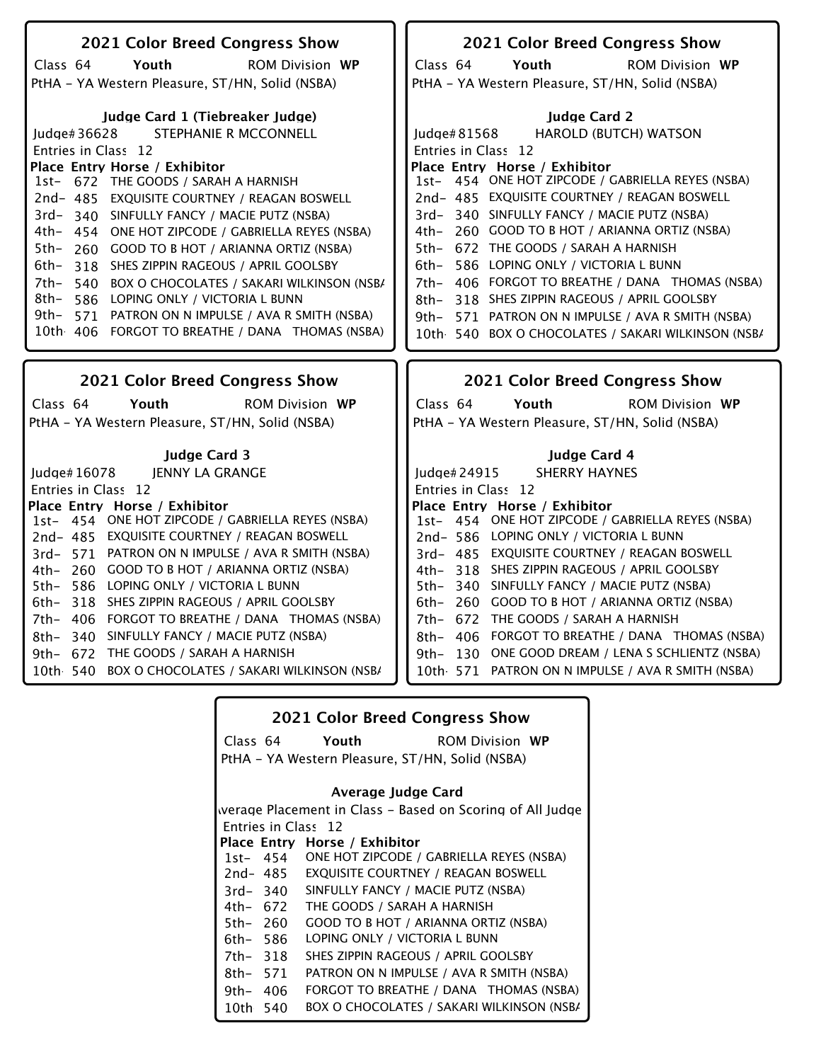## 2021 Color Breed Congress Show

Class 64 **Youth** ROM Division **WP**

PtHA - YA Western Pleasure, ST/HN, Solid (NSBA)

### Judge Card 1 (Tiebreaker Judge)

Judge# 36628 STEPHANIE R MCCONNELL

Entries in Class 12

| Place | Entry | Horse / Exhibitor |
|---|---|---|
| 1st- | 672 | THE GOODS / SARAH A HARNISH |
| 2nd- | 485 | EXQUISITE COURTNEY / REAGAN BOSWELL |
| 3rd- | 340 | SINFULLY FANCY / MACIE PUTZ (NSBA) |
| 4th- | 454 | ONE HOT ZIPCODE / GABRIELLA REYES (NSBA) |
| 5th- | 260 | GOOD TO B HOT / ARIANNA ORTIZ (NSBA) |
| 6th- | 318 | SHES ZIPPIN RAGEOUS / APRIL GOOLSBY |
| 7th- | 540 | BOX O CHOCOLATES / SAKARI WILKINSON (NSBA |
| 8th- | 586 | LOPING ONLY / VICTORIA L BUNN |
| 9th- | 571 | PATRON ON N IMPULSE / AVA R SMITH (NSBA) |
| 10th | 406 | FORGOT TO BREATHE / DANA THOMAS (NSBA) |

## 2021 Color Breed Congress Show

Class 64 **Youth** ROM Division **WP**

PtHA - YA Western Pleasure, ST/HN, Solid (NSBA)

### Judge Card 2

Judge# 81568 HAROLD (BUTCH) WATSON

Entries in Class 12

| Place | Entry | Horse / Exhibitor |
|---|---|---|
| 1st- | 454 | ONE HOT ZIPCODE / GABRIELLA REYES (NSBA) |
| 2nd- | 485 | EXQUISITE COURTNEY / REAGAN BOSWELL |
| 3rd- | 340 | SINFULLY FANCY / MACIE PUTZ (NSBA) |
| 4th- | 260 | GOOD TO B HOT / ARIANNA ORTIZ (NSBA) |
| 5th- | 672 | THE GOODS / SARAH A HARNISH |
| 6th- | 586 | LOPING ONLY / VICTORIA L BUNN |
| 7th- | 406 | FORGOT TO BREATHE / DANA THOMAS (NSBA) |
| 8th- | 318 | SHES ZIPPIN RAGEOUS / APRIL GOOLSBY |
| 9th- | 571 | PATRON ON N IMPULSE / AVA R SMITH (NSBA) |
| 10th | 540 | BOX O CHOCOLATES / SAKARI WILKINSON (NSBA |

## 2021 Color Breed Congress Show

Class 64 **Youth** ROM Division **WP**

PtHA - YA Western Pleasure, ST/HN, Solid (NSBA)

### Judge Card 3

Judge# 16078 JENNY LA GRANGE

Entries in Class 12

| Place | Entry | Horse / Exhibitor |
|---|---|---|
| 1st- | 454 | ONE HOT ZIPCODE / GABRIELLA REYES (NSBA) |
| 2nd- | 485 | EXQUISITE COURTNEY / REAGAN BOSWELL |
| 3rd- | 571 | PATRON ON N IMPULSE / AVA R SMITH (NSBA) |
| 4th- | 260 | GOOD TO B HOT / ARIANNA ORTIZ (NSBA) |
| 5th- | 586 | LOPING ONLY / VICTORIA L BUNN |
| 6th- | 318 | SHES ZIPPIN RAGEOUS / APRIL GOOLSBY |
| 7th- | 406 | FORGOT TO BREATHE / DANA THOMAS (NSBA) |
| 8th- | 340 | SINFULLY FANCY / MACIE PUTZ (NSBA) |
| 9th- | 672 | THE GOODS / SARAH A HARNISH |
| 10th | 540 | BOX O CHOCOLATES / SAKARI WILKINSON (NSBA |

## 2021 Color Breed Congress Show

Class 64 **Youth** ROM Division **WP**

PtHA - YA Western Pleasure, ST/HN, Solid (NSBA)

### Judge Card 4

Judge# 24915 SHERRY HAYNES

Entries in Class 12

| Place | Entry | Horse / Exhibitor |
|---|---|---|
| 1st- | 454 | ONE HOT ZIPCODE / GABRIELLA REYES (NSBA) |
| 2nd- | 586 | LOPING ONLY / VICTORIA L BUNN |
| 3rd- | 485 | EXQUISITE COURTNEY / REAGAN BOSWELL |
| 4th- | 318 | SHES ZIPPIN RAGEOUS / APRIL GOOLSBY |
| 5th- | 340 | SINFULLY FANCY / MACIE PUTZ (NSBA) |
| 6th- | 260 | GOOD TO B HOT / ARIANNA ORTIZ (NSBA) |
| 7th- | 672 | THE GOODS / SARAH A HARNISH |
| 8th- | 406 | FORGOT TO BREATHE / DANA THOMAS (NSBA) |
| 9th- | 130 | ONE GOOD DREAM / LENA S SCHLIENTZ (NSBA) |
| 10th | 571 | PATRON ON N IMPULSE / AVA R SMITH (NSBA) |

## 2021 Color Breed Congress Show

Class 64 **Youth** ROM Division **WP**

PtHA - YA Western Pleasure, ST/HN, Solid (NSBA)

### Average Judge Card

Average Placement in Class - Based on Scoring of All Judge

Entries in Class 12

| Place | Entry | Horse / Exhibitor |
|---|---|---|
| 1st- | 454 | ONE HOT ZIPCODE / GABRIELLA REYES (NSBA) |
| 2nd- | 485 | EXQUISITE COURTNEY / REAGAN BOSWELL |
| 3rd- | 340 | SINFULLY FANCY / MACIE PUTZ (NSBA) |
| 4th- | 672 | THE GOODS / SARAH A HARNISH |
| 5th- | 260 | GOOD TO B HOT / ARIANNA ORTIZ (NSBA) |
| 6th- | 586 | LOPING ONLY / VICTORIA L BUNN |
| 7th- | 318 | SHES ZIPPIN RAGEOUS / APRIL GOOLSBY |
| 8th- | 571 | PATRON ON N IMPULSE / AVA R SMITH (NSBA) |
| 9th- | 406 | FORGOT TO BREATHE / DANA THOMAS (NSBA) |
| 10th | 540 | BOX O CHOCOLATES / SAKARI WILKINSON (NSBA |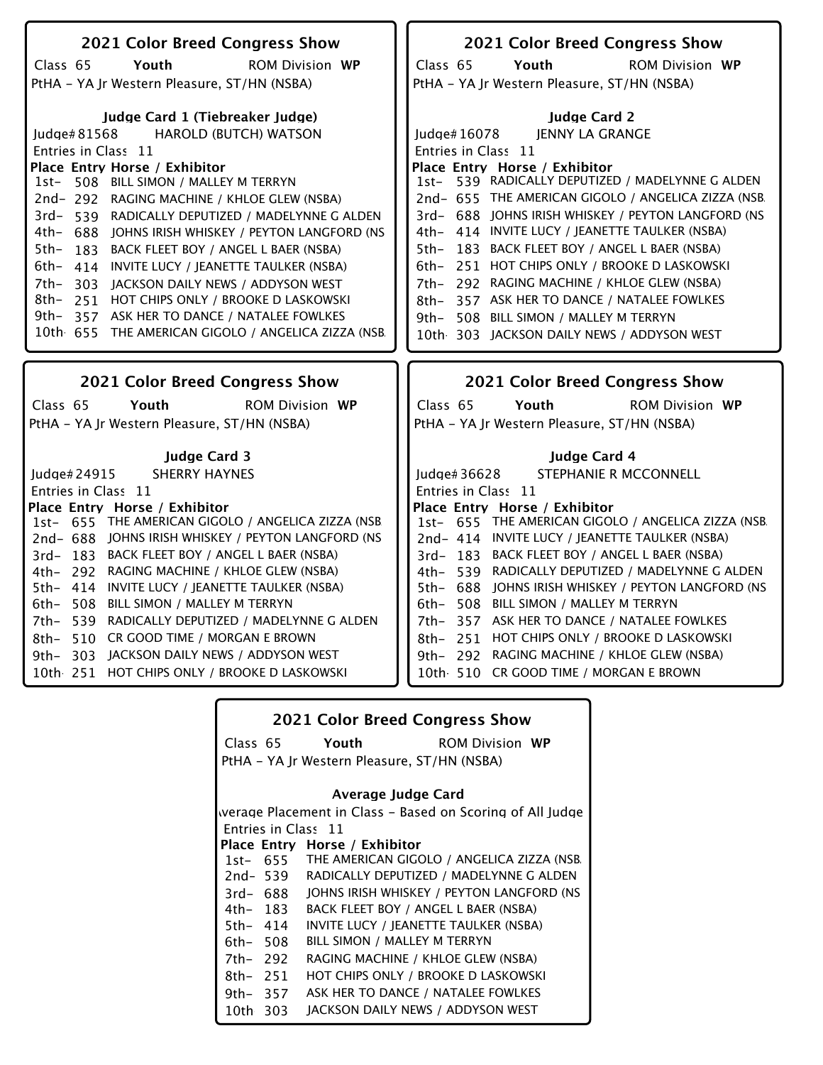## 2021 Color Breed Congress Show

Class 65 **Youth** ROM Division **WP**

PtHA - YA Jr Western Pleasure, ST/HN (NSBA)

### Judge Card 1 (Tiebreaker Judge)

Judge# 81568 HAROLD (BUTCH) WATSON

Entries in Class 11

| Place | Entry | Horse / Exhibitor |
|---|---|---|
| 1st- | 508 | BILL SIMON / MALLEY M TERRYN |
| 2nd- | 292 | RAGING MACHINE / KHLOE GLEW (NSBA) |
| 3rd- | 539 | RADICALLY DEPUTIZED / MADELYNNE G ALDEN |
| 4th- | 688 | JOHNS IRISH WHISKEY / PEYTON LANGFORD (NS |
| 5th- | 183 | BACK FLEET BOY / ANGEL L BAER (NSBA) |
| 6th- | 414 | INVITE LUCY / JEANETTE TAULKER (NSBA) |
| 7th- | 303 | JACKSON DAILY NEWS / ADDYSON WEST |
| 8th- | 251 | HOT CHIPS ONLY / BROOKE D LASKOWSKI |
| 9th- | 357 | ASK HER TO DANCE / NATALEE FOWLKES |
| 10th | 655 | THE AMERICAN GIGOLO / ANGELICA ZIZZA (NSB |

## 2021 Color Breed Congress Show

Class 65 **Youth** ROM Division **WP**

PtHA - YA Jr Western Pleasure, ST/HN (NSBA)

### Judge Card 2

Judge# 16078 JENNY LA GRANGE

Entries in Class 11

| Place | Entry | Horse / Exhibitor |
|---|---|---|
| 1st- | 539 | RADICALLY DEPUTIZED / MADELYNNE G ALDEN |
| 2nd- | 655 | THE AMERICAN GIGOLO / ANGELICA ZIZZA (NSB |
| 3rd- | 688 | JOHNS IRISH WHISKEY / PEYTON LANGFORD (NS |
| 4th- | 414 | INVITE LUCY / JEANETTE TAULKER (NSBA) |
| 5th- | 183 | BACK FLEET BOY / ANGEL L BAER (NSBA) |
| 6th- | 251 | HOT CHIPS ONLY / BROOKE D LASKOWSKI |
| 7th- | 292 | RAGING MACHINE / KHLOE GLEW (NSBA) |
| 8th- | 357 | ASK HER TO DANCE / NATALEE FOWLKES |
| 9th- | 508 | BILL SIMON / MALLEY M TERRYN |
| 10th | 303 | JACKSON DAILY NEWS / ADDYSON WEST |

## 2021 Color Breed Congress Show

Class 65 **Youth** ROM Division **WP**

PtHA - YA Jr Western Pleasure, ST/HN (NSBA)

### Judge Card 3

Judge# 24915 SHERRY HAYNES

Entries in Class 11

| Place | Entry | Horse / Exhibitor |
|---|---|---|
| 1st- | 655 | THE AMERICAN GIGOLO / ANGELICA ZIZZA (NSB |
| 2nd- | 688 | JOHNS IRISH WHISKEY / PEYTON LANGFORD (NS |
| 3rd- | 183 | BACK FLEET BOY / ANGEL L BAER (NSBA) |
| 4th- | 292 | RAGING MACHINE / KHLOE GLEW (NSBA) |
| 5th- | 414 | INVITE LUCY / JEANETTE TAULKER (NSBA) |
| 6th- | 508 | BILL SIMON / MALLEY M TERRYN |
| 7th- | 539 | RADICALLY DEPUTIZED / MADELYNNE G ALDEN |
| 8th- | 510 | CR GOOD TIME / MORGAN E BROWN |
| 9th- | 303 | JACKSON DAILY NEWS / ADDYSON WEST |
| 10th | 251 | HOT CHIPS ONLY / BROOKE D LASKOWSKI |

## 2021 Color Breed Congress Show

Class 65 **Youth** ROM Division **WP**

PtHA - YA Jr Western Pleasure, ST/HN (NSBA)

### Judge Card 4

Judge# 36628 STEPHANIE R MCCONNELL

Entries in Class 11

| Place | Entry | Horse / Exhibitor |
|---|---|---|
| 1st- | 655 | THE AMERICAN GIGOLO / ANGELICA ZIZZA (NSB |
| 2nd- | 414 | INVITE LUCY / JEANETTE TAULKER (NSBA) |
| 3rd- | 183 | BACK FLEET BOY / ANGEL L BAER (NSBA) |
| 4th- | 539 | RADICALLY DEPUTIZED / MADELYNNE G ALDEN |
| 5th- | 688 | JOHNS IRISH WHISKEY / PEYTON LANGFORD (NS |
| 6th- | 508 | BILL SIMON / MALLEY M TERRYN |
| 7th- | 357 | ASK HER TO DANCE / NATALEE FOWLKES |
| 8th- | 251 | HOT CHIPS ONLY / BROOKE D LASKOWSKI |
| 9th- | 292 | RAGING MACHINE / KHLOE GLEW (NSBA) |
| 10th | 510 | CR GOOD TIME / MORGAN E BROWN |

## 2021 Color Breed Congress Show

Class 65 **Youth** ROM Division **WP**

PtHA - YA Jr Western Pleasure, ST/HN (NSBA)

### Average Judge Card

Average Placement in Class - Based on Scoring of All Judge

Entries in Class 11

| Place | Entry | Horse / Exhibitor |
|---|---|---|
| 1st- | 655 | THE AMERICAN GIGOLO / ANGELICA ZIZZA (NSB |
| 2nd- | 539 | RADICALLY DEPUTIZED / MADELYNNE G ALDEN |
| 3rd- | 688 | JOHNS IRISH WHISKEY / PEYTON LANGFORD (NS |
| 4th- | 183 | BACK FLEET BOY / ANGEL L BAER (NSBA) |
| 5th- | 414 | INVITE LUCY / JEANETTE TAULKER (NSBA) |
| 6th- | 508 | BILL SIMON / MALLEY M TERRYN |
| 7th- | 292 | RAGING MACHINE / KHLOE GLEW (NSBA) |
| 8th- | 251 | HOT CHIPS ONLY / BROOKE D LASKOWSKI |
| 9th- | 357 | ASK HER TO DANCE / NATALEE FOWLKES |
| 10th | 303 | JACKSON DAILY NEWS / ADDYSON WEST |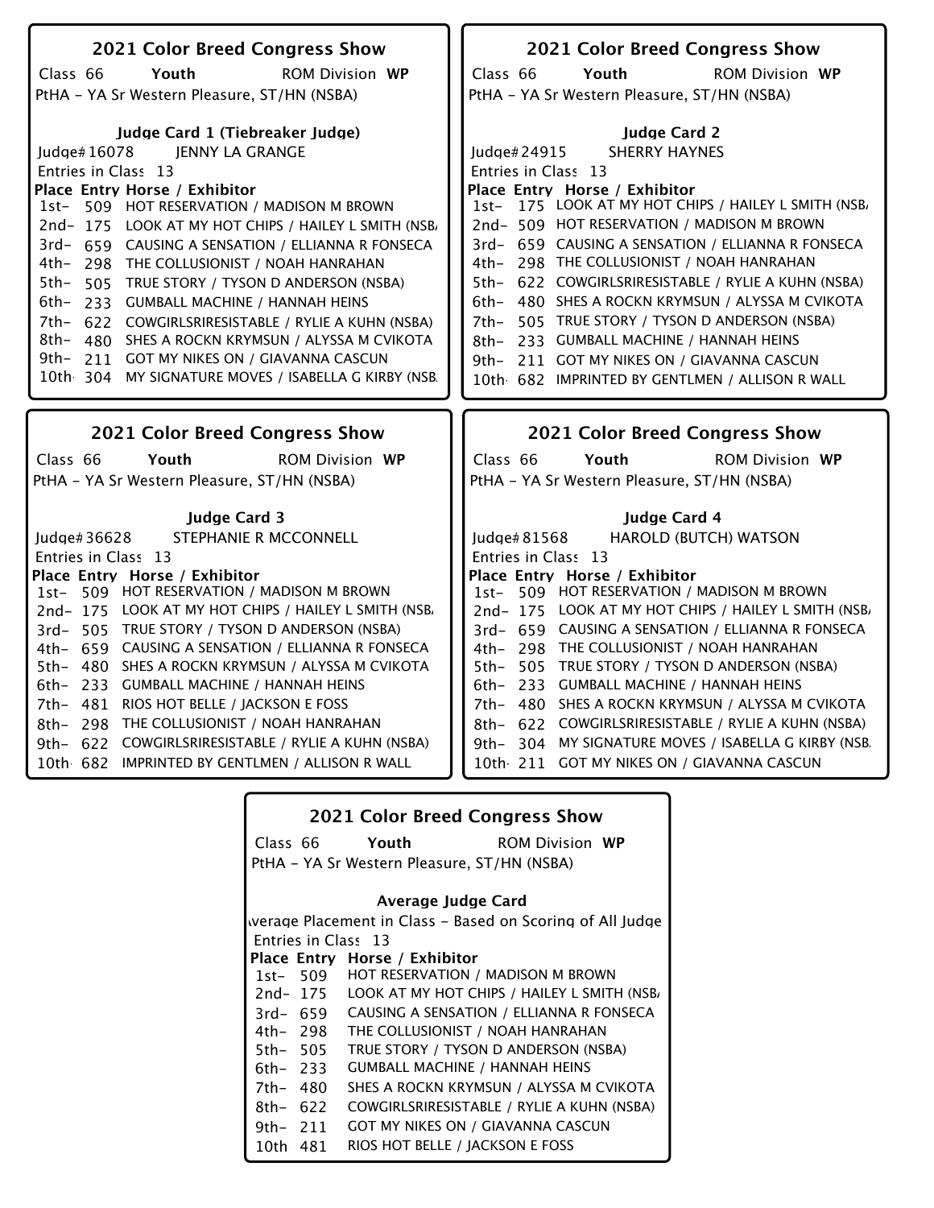## 2021 Color Breed Congress Show

Class 66 **Youth** ROM Division **WP**

PtHA - YA Sr Western Pleasure, ST/HN (NSBA)

### Judge Card 1 (Tiebreaker Judge)

Judge# 16078 JENNY LA GRANGE

Entries in Class 13

| Place | Entry | Horse / Exhibitor |
|---|---|---|
| 1st- | 509 | HOT RESERVATION / MADISON M BROWN |
| 2nd- | 175 | LOOK AT MY HOT CHIPS / HAILEY L SMITH (NSBA |
| 3rd- | 659 | CAUSING A SENSATION / ELLIANNA R FONSECA |
| 4th- | 298 | THE COLLUSIONIST / NOAH HANRAHAN |
| 5th- | 505 | TRUE STORY / TYSON D ANDERSON (NSBA) |
| 6th- | 233 | GUMBALL MACHINE / HANNAH HEINS |
| 7th- | 622 | COWGIRLSRIRESISTABLE / RYLIE A KUHN (NSBA) |
| 8th- | 480 | SHES A ROCKN KRYMSUN / ALYSSA M CVIKOTA |
| 9th- | 211 | GOT MY NIKES ON / GIAVANNA CASCUN |
| 10th | 304 | MY SIGNATURE MOVES / ISABELLA G KIRBY (NSB |

## 2021 Color Breed Congress Show

Class 66 **Youth** ROM Division **WP**

PtHA - YA Sr Western Pleasure, ST/HN (NSBA)

### Judge Card 2

Judge# 24915 SHERRY HAYNES

Entries in Class 13

| Place | Entry | Horse / Exhibitor |
|---|---|---|
| 1st- | 175 | LOOK AT MY HOT CHIPS / HAILEY L SMITH (NSBA |
| 2nd- | 509 | HOT RESERVATION / MADISON M BROWN |
| 3rd- | 659 | CAUSING A SENSATION / ELLIANNA R FONSECA |
| 4th- | 298 | THE COLLUSIONIST / NOAH HANRAHAN |
| 5th- | 622 | COWGIRLSRIRESISTABLE / RYLIE A KUHN (NSBA) |
| 6th- | 480 | SHES A ROCKN KRYMSUN / ALYSSA M CVIKOTA |
| 7th- | 505 | TRUE STORY / TYSON D ANDERSON (NSBA) |
| 8th- | 233 | GUMBALL MACHINE / HANNAH HEINS |
| 9th- | 211 | GOT MY NIKES ON / GIAVANNA CASCUN |
| 10th | 682 | IMPRINTED BY GENTLMEN / ALLISON R WALL |

## 2021 Color Breed Congress Show

Class 66 **Youth** ROM Division **WP**

PtHA - YA Sr Western Pleasure, ST/HN (NSBA)

### Judge Card 3

Judge# 36628 STEPHANIE R MCCONNELL

Entries in Class 13

| Place | Entry | Horse / Exhibitor |
|---|---|---|
| 1st- | 509 | HOT RESERVATION / MADISON M BROWN |
| 2nd- | 175 | LOOK AT MY HOT CHIPS / HAILEY L SMITH (NSBA |
| 3rd- | 505 | TRUE STORY / TYSON D ANDERSON (NSBA) |
| 4th- | 659 | CAUSING A SENSATION / ELLIANNA R FONSECA |
| 5th- | 480 | SHES A ROCKN KRYMSUN / ALYSSA M CVIKOTA |
| 6th- | 233 | GUMBALL MACHINE / HANNAH HEINS |
| 7th- | 481 | RIOS HOT BELLE / JACKSON E FOSS |
| 8th- | 298 | THE COLLUSIONIST / NOAH HANRAHAN |
| 9th- | 622 | COWGIRLSRIRESISTABLE / RYLIE A KUHN (NSBA) |
| 10th | 682 | IMPRINTED BY GENTLMEN / ALLISON R WALL |

## 2021 Color Breed Congress Show

Class 66 **Youth** ROM Division **WP**

PtHA - YA Sr Western Pleasure, ST/HN (NSBA)

### Judge Card 4

Judge# 81568 HAROLD (BUTCH) WATSON

Entries in Class 13

| Place | Entry | Horse / Exhibitor |
|---|---|---|
| 1st- | 509 | HOT RESERVATION / MADISON M BROWN |
| 2nd- | 175 | LOOK AT MY HOT CHIPS / HAILEY L SMITH (NSBA |
| 3rd- | 659 | CAUSING A SENSATION / ELLIANNA R FONSECA |
| 4th- | 298 | THE COLLUSIONIST / NOAH HANRAHAN |
| 5th- | 505 | TRUE STORY / TYSON D ANDERSON (NSBA) |
| 6th- | 233 | GUMBALL MACHINE / HANNAH HEINS |
| 7th- | 480 | SHES A ROCKN KRYMSUN / ALYSSA M CVIKOTA |
| 8th- | 622 | COWGIRLSRIRESISTABLE / RYLIE A KUHN (NSBA) |
| 9th- | 304 | MY SIGNATURE MOVES / ISABELLA G KIRBY (NSB |
| 10th | 211 | GOT MY NIKES ON / GIAVANNA CASCUN |

## 2021 Color Breed Congress Show

Class 66 **Youth** ROM Division **WP**

PtHA - YA Sr Western Pleasure, ST/HN (NSBA)

### Average Judge Card

Average Placement in Class - Based on Scoring of All Judges

Entries in Class 13

| Place | Entry | Horse / Exhibitor |
|---|---|---|
| 1st- | 509 | HOT RESERVATION / MADISON M BROWN |
| 2nd- | 175 | LOOK AT MY HOT CHIPS / HAILEY L SMITH (NSBA |
| 3rd- | 659 | CAUSING A SENSATION / ELLIANNA R FONSECA |
| 4th- | 298 | THE COLLUSIONIST / NOAH HANRAHAN |
| 5th- | 505 | TRUE STORY / TYSON D ANDERSON (NSBA) |
| 6th- | 233 | GUMBALL MACHINE / HANNAH HEINS |
| 7th- | 480 | SHES A ROCKN KRYMSUN / ALYSSA M CVIKOTA |
| 8th- | 622 | COWGIRLSRIRESISTABLE / RYLIE A KUHN (NSBA) |
| 9th- | 211 | GOT MY NIKES ON / GIAVANNA CASCUN |
| 10th | 481 | RIOS HOT BELLE / JACKSON E FOSS |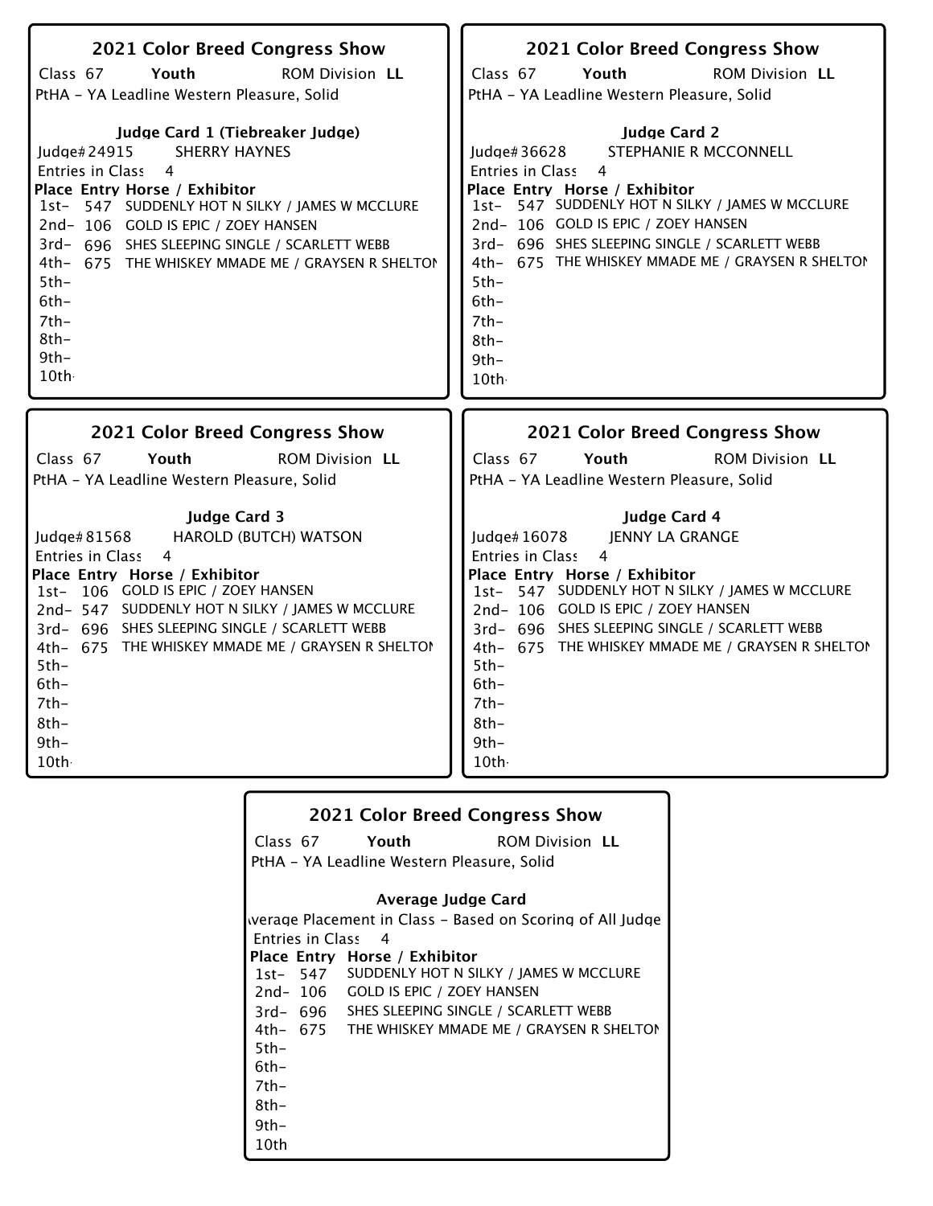## 2021 Color Breed Congress Show

Class 67 **Youth** ROM Division **LL**

PtHA - YA Leadline Western Pleasure, Solid

### Judge Card 1 (Tiebreaker Judge)

Judge# 24915 SHERRY HAYNES

Entries in Class 4

| Place | Entry | Horse / Exhibitor |
|---|---|---|
| 1st- | 547 | SUDDENLY HOT N SILKY / JAMES W MCCLURE |
| 2nd- | 106 | GOLD IS EPIC / ZOEY HANSEN |
| 3rd- | 696 | SHES SLEEPING SINGLE / SCARLETT WEBB |
| 4th- | 675 | THE WHISKEY MMADE ME / GRAYSEN R SHELTON |
| 5th- | | |
| 6th- | | |
| 7th- | | |
| 8th- | | |
| 9th- | | |
| 10th- | | |

## 2021 Color Breed Congress Show

Class 67 **Youth** ROM Division **LL**

PtHA - YA Leadline Western Pleasure, Solid

### Judge Card 2

Judge# 36628 STEPHANIE R MCCONNELL

Entries in Class 4

| Place | Entry | Horse / Exhibitor |
|---|---|---|
| 1st- | 547 | SUDDENLY HOT N SILKY / JAMES W MCCLURE |
| 2nd- | 106 | GOLD IS EPIC / ZOEY HANSEN |
| 3rd- | 696 | SHES SLEEPING SINGLE / SCARLETT WEBB |
| 4th- | 675 | THE WHISKEY MMADE ME / GRAYSEN R SHELTON |
| 5th- | | |
| 6th- | | |
| 7th- | | |
| 8th- | | |
| 9th- | | |
| 10th- | | |

## 2021 Color Breed Congress Show

Class 67 **Youth** ROM Division **LL**

PtHA - YA Leadline Western Pleasure, Solid

### Judge Card 3

Judge# 81568 HAROLD (BUTCH) WATSON

Entries in Class 4

| Place | Entry | Horse / Exhibitor |
|---|---|---|
| 1st- | 106 | GOLD IS EPIC / ZOEY HANSEN |
| 2nd- | 547 | SUDDENLY HOT N SILKY / JAMES W MCCLURE |
| 3rd- | 696 | SHES SLEEPING SINGLE / SCARLETT WEBB |
| 4th- | 675 | THE WHISKEY MMADE ME / GRAYSEN R SHELTON |
| 5th- | | |
| 6th- | | |
| 7th- | | |
| 8th- | | |
| 9th- | | |
| 10th- | | |

## 2021 Color Breed Congress Show

Class 67 **Youth** ROM Division **LL**

PtHA - YA Leadline Western Pleasure, Solid

### Judge Card 4

Judge# 16078 JENNY LA GRANGE

Entries in Class 4

| Place | Entry | Horse / Exhibitor |
|---|---|---|
| 1st- | 547 | SUDDENLY HOT N SILKY / JAMES W MCCLURE |
| 2nd- | 106 | GOLD IS EPIC / ZOEY HANSEN |
| 3rd- | 696 | SHES SLEEPING SINGLE / SCARLETT WEBB |
| 4th- | 675 | THE WHISKEY MMADE ME / GRAYSEN R SHELTON |
| 5th- | | |
| 6th- | | |
| 7th- | | |
| 8th- | | |
| 9th- | | |
| 10th- | | |

## 2021 Color Breed Congress Show

Class 67 **Youth** ROM Division **LL**

PtHA - YA Leadline Western Pleasure, Solid

### Average Judge Card

Average Placement in Class - Based on Scoring of All Judges

Entries in Class 4

| Place | Entry | Horse / Exhibitor |
|---|---|---|
| 1st- | 547 | SUDDENLY HOT N SILKY / JAMES W MCCLURE |
| 2nd- | 106 | GOLD IS EPIC / ZOEY HANSEN |
| 3rd- | 696 | SHES SLEEPING SINGLE / SCARLETT WEBB |
| 4th- | 675 | THE WHISKEY MMADE ME / GRAYSEN R SHELTON |
| 5th- | | |
| 6th- | | |
| 7th- | | |
| 8th- | | |
| 9th- | | |
| 10th | | |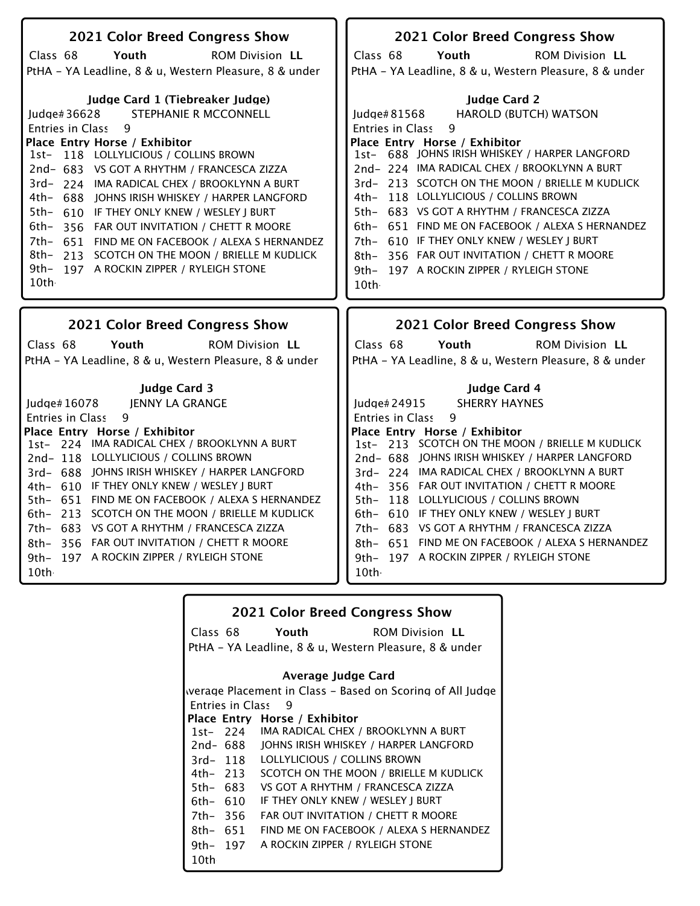## 2021 Color Breed Congress Show

Class 68 **Youth** ROM Division **LL**

PtHA - YA Leadline, 8 & u, Western Pleasure, 8 & under

### Judge Card 1 (Tiebreaker Judge)

Judge# 36628 STEPHANIE R MCCONNELL

Entries in Class 9

| Place | Entry | Horse / Exhibitor |
|---|---|---|
| 1st- | 118 | LOLLYLICIOUS / COLLINS BROWN |
| 2nd- | 683 | VS GOT A RHYTHM / FRANCESCA ZIZZA |
| 3rd- | 224 | IMA RADICAL CHEX / BROOKLYNN A BURT |
| 4th- | 688 | JOHNS IRISH WHISKEY / HARPER LANGFORD |
| 5th- | 610 | IF THEY ONLY KNEW / WESLEY J BURT |
| 6th- | 356 | FAR OUT INVITATION / CHETT R MOORE |
| 7th- | 651 | FIND ME ON FACEBOOK / ALEXA S HERNANDEZ |
| 8th- | 213 | SCOTCH ON THE MOON / BRIELLE M KUDLICK |
| 9th- | 197 | A ROCKIN ZIPPER / RYLEIGH STONE |
| 10th | | |

## 2021 Color Breed Congress Show

Class 68 **Youth** ROM Division **LL**

PtHA - YA Leadline, 8 & u, Western Pleasure, 8 & under

### Judge Card 2

Judge# 81568 HAROLD (BUTCH) WATSON

Entries in Class 9

| Place | Entry | Horse / Exhibitor |
|---|---|---|
| 1st- | 688 | JOHNS IRISH WHISKEY / HARPER LANGFORD |
| 2nd- | 224 | IMA RADICAL CHEX / BROOKLYNN A BURT |
| 3rd- | 213 | SCOTCH ON THE MOON / BRIELLE M KUDLICK |
| 4th- | 118 | LOLLYLICIOUS / COLLINS BROWN |
| 5th- | 683 | VS GOT A RHYTHM / FRANCESCA ZIZZA |
| 6th- | 651 | FIND ME ON FACEBOOK / ALEXA S HERNANDEZ |
| 7th- | 610 | IF THEY ONLY KNEW / WESLEY J BURT |
| 8th- | 356 | FAR OUT INVITATION / CHETT R MOORE |
| 9th- | 197 | A ROCKIN ZIPPER / RYLEIGH STONE |
| 10th | | |

## 2021 Color Breed Congress Show

Class 68 **Youth** ROM Division **LL**

PtHA - YA Leadline, 8 & u, Western Pleasure, 8 & under

### Judge Card 3

Judge# 16078 JENNY LA GRANGE

Entries in Class 9

| Place | Entry | Horse / Exhibitor |
|---|---|---|
| 1st- | 224 | IMA RADICAL CHEX / BROOKLYNN A BURT |
| 2nd- | 118 | LOLLYLICIOUS / COLLINS BROWN |
| 3rd- | 688 | JOHNS IRISH WHISKEY / HARPER LANGFORD |
| 4th- | 610 | IF THEY ONLY KNEW / WESLEY J BURT |
| 5th- | 651 | FIND ME ON FACEBOOK / ALEXA S HERNANDEZ |
| 6th- | 213 | SCOTCH ON THE MOON / BRIELLE M KUDLICK |
| 7th- | 683 | VS GOT A RHYTHM / FRANCESCA ZIZZA |
| 8th- | 356 | FAR OUT INVITATION / CHETT R MOORE |
| 9th- | 197 | A ROCKIN ZIPPER / RYLEIGH STONE |
| 10th | | |

## 2021 Color Breed Congress Show

Class 68 **Youth** ROM Division **LL**

PtHA - YA Leadline, 8 & u, Western Pleasure, 8 & under

### Judge Card 4

Judge# 24915 SHERRY HAYNES

Entries in Class 9

| Place | Entry | Horse / Exhibitor |
|---|---|---|
| 1st- | 213 | SCOTCH ON THE MOON / BRIELLE M KUDLICK |
| 2nd- | 688 | JOHNS IRISH WHISKEY / HARPER LANGFORD |
| 3rd- | 224 | IMA RADICAL CHEX / BROOKLYNN A BURT |
| 4th- | 356 | FAR OUT INVITATION / CHETT R MOORE |
| 5th- | 118 | LOLLYLICIOUS / COLLINS BROWN |
| 6th- | 610 | IF THEY ONLY KNEW / WESLEY J BURT |
| 7th- | 683 | VS GOT A RHYTHM / FRANCESCA ZIZZA |
| 8th- | 651 | FIND ME ON FACEBOOK / ALEXA S HERNANDEZ |
| 9th- | 197 | A ROCKIN ZIPPER / RYLEIGH STONE |
| 10th | | |

## 2021 Color Breed Congress Show

Class 68 **Youth** ROM Division **LL**

PtHA - YA Leadline, 8 & u, Western Pleasure, 8 & under

### Average Judge Card

Average Placement in Class - Based on Scoring of All Judge

Entries in Class 9

| Place | Entry | Horse / Exhibitor |
|---|---|---|
| 1st- | 224 | IMA RADICAL CHEX / BROOKLYNN A BURT |
| 2nd- | 688 | JOHNS IRISH WHISKEY / HARPER LANGFORD |
| 3rd- | 118 | LOLLYLICIOUS / COLLINS BROWN |
| 4th- | 213 | SCOTCH ON THE MOON / BRIELLE M KUDLICK |
| 5th- | 683 | VS GOT A RHYTHM / FRANCESCA ZIZZA |
| 6th- | 610 | IF THEY ONLY KNEW / WESLEY J BURT |
| 7th- | 356 | FAR OUT INVITATION / CHETT R MOORE |
| 8th- | 651 | FIND ME ON FACEBOOK / ALEXA S HERNANDEZ |
| 9th- | 197 | A ROCKIN ZIPPER / RYLEIGH STONE |
| 10th | | |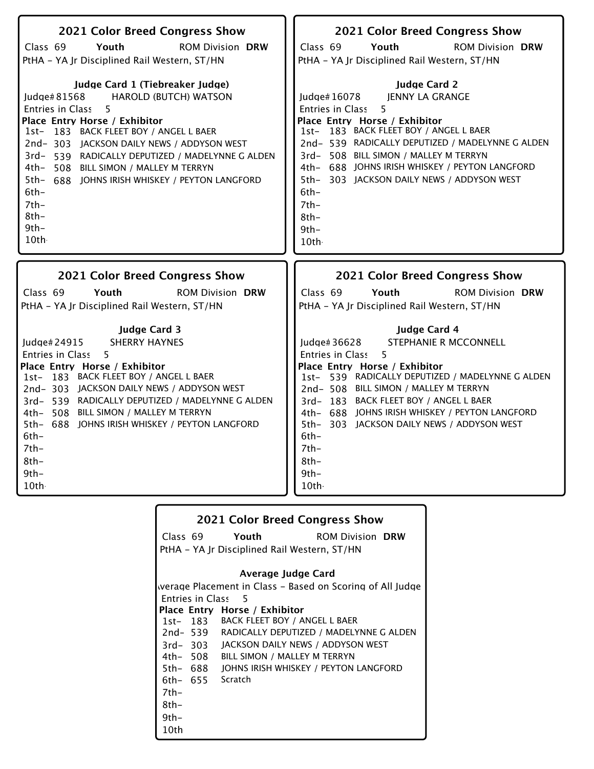## 2021 Color Breed Congress Show

Class 69 **Youth** ROM Division **DRW**

PtHA - YA Jr Disciplined Rail Western, ST/HN

**Judge Card 1 (Tiebreaker Judge)**

Judge# 81568 HAROLD (BUTCH) WATSON

Entries in Class 5

| Place | Entry | Horse / Exhibitor |
|---|---|---|
| 1st- | 183 | BACK FLEET BOY / ANGEL L BAER |
| 2nd- | 303 | JACKSON DAILY NEWS / ADDYSON WEST |
| 3rd- | 539 | RADICALLY DEPUTIZED / MADELYNNE G ALDEN |
| 4th- | 508 | BILL SIMON / MALLEY M TERRYN |
| 5th- | 688 | JOHNS IRISH WHISKEY / PEYTON LANGFORD |
| 6th- | | |
| 7th- | | |
| 8th- | | |
| 9th- | | |
| 10th | | |

## 2021 Color Breed Congress Show

Class 69 **Youth** ROM Division **DRW**

PtHA - YA Jr Disciplined Rail Western, ST/HN

**Judge Card 2**

Judge# 16078 JENNY LA GRANGE

Entries in Class 5

| Place | Entry | Horse / Exhibitor |
|---|---|---|
| 1st- | 183 | BACK FLEET BOY / ANGEL L BAER |
| 2nd- | 539 | RADICALLY DEPUTIZED / MADELYNNE G ALDEN |
| 3rd- | 508 | BILL SIMON / MALLEY M TERRYN |
| 4th- | 688 | JOHNS IRISH WHISKEY / PEYTON LANGFORD |
| 5th- | 303 | JACKSON DAILY NEWS / ADDYSON WEST |
| 6th- | | |
| 7th- | | |
| 8th- | | |
| 9th- | | |
| 10th | | |

## 2021 Color Breed Congress Show

Class 69 **Youth** ROM Division **DRW**

PtHA - YA Jr Disciplined Rail Western, ST/HN

**Judge Card 3**

Judge# 24915 SHERRY HAYNES

Entries in Class 5

| Place | Entry | Horse / Exhibitor |
|---|---|---|
| 1st- | 183 | BACK FLEET BOY / ANGEL L BAER |
| 2nd- | 303 | JACKSON DAILY NEWS / ADDYSON WEST |
| 3rd- | 539 | RADICALLY DEPUTIZED / MADELYNNE G ALDEN |
| 4th- | 508 | BILL SIMON / MALLEY M TERRYN |
| 5th- | 688 | JOHNS IRISH WHISKEY / PEYTON LANGFORD |
| 6th- | | |
| 7th- | | |
| 8th- | | |
| 9th- | | |
| 10th | | |

## 2021 Color Breed Congress Show

Class 69 **Youth** ROM Division **DRW**

PtHA - YA Jr Disciplined Rail Western, ST/HN

**Judge Card 4**

Judge# 36628 STEPHANIE R MCCONNELL

Entries in Class 5

| Place | Entry | Horse / Exhibitor |
|---|---|---|
| 1st- | 539 | RADICALLY DEPUTIZED / MADELYNNE G ALDEN |
| 2nd- | 508 | BILL SIMON / MALLEY M TERRYN |
| 3rd- | 183 | BACK FLEET BOY / ANGEL L BAER |
| 4th- | 688 | JOHNS IRISH WHISKEY / PEYTON LANGFORD |
| 5th- | 303 | JACKSON DAILY NEWS / ADDYSON WEST |
| 6th- | | |
| 7th- | | |
| 8th- | | |
| 9th- | | |
| 10th | | |

## 2021 Color Breed Congress Show

Class 69 **Youth** ROM Division **DRW**

PtHA - YA Jr Disciplined Rail Western, ST/HN

**Average Judge Card**

Average Placement in Class - Based on Scoring of All Judge

Entries in Class 5

| Place | Entry | Horse / Exhibitor |
|---|---|---|
| 1st- | 183 | BACK FLEET BOY / ANGEL L BAER |
| 2nd- | 539 | RADICALLY DEPUTIZED / MADELYNNE G ALDEN |
| 3rd- | 303 | JACKSON DAILY NEWS / ADDYSON WEST |
| 4th- | 508 | BILL SIMON / MALLEY M TERRYN |
| 5th- | 688 | JOHNS IRISH WHISKEY / PEYTON LANGFORD |
| 6th- | 655 | Scratch |
| 7th- | | |
| 8th- | | |
| 9th- | | |
| 10th | | |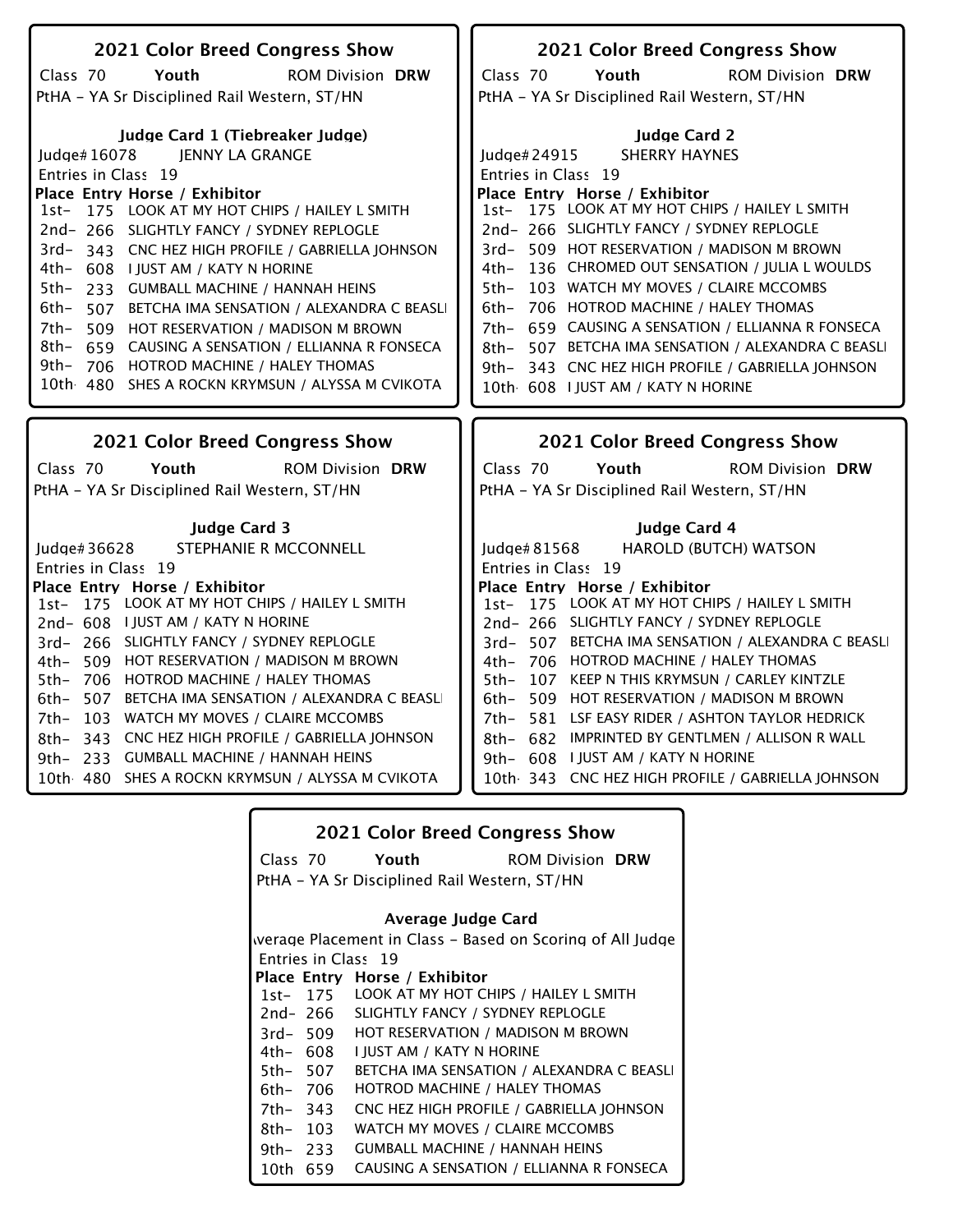## 2021 Color Breed Congress Show

Class 70 **Youth** ROM Division **DRW**

PtHA - YA Sr Disciplined Rail Western, ST/HN

### Judge Card 1 (Tiebreaker Judge)

Judge# 16078 JENNY LA GRANGE

Entries in Class 19

| Place | Entry | Horse / Exhibitor |
|---|---|---|
| 1st- | 175 | LOOK AT MY HOT CHIPS / HAILEY L SMITH |
| 2nd- | 266 | SLIGHTLY FANCY / SYDNEY REPLOGLE |
| 3rd- | 343 | CNC HEZ HIGH PROFILE / GABRIELLA JOHNSON |
| 4th- | 608 | I JUST AM / KATY N HORINE |
| 5th- | 233 | GUMBALL MACHINE / HANNAH HEINS |
| 6th- | 507 | BETCHA IMA SENSATION / ALEXANDRA C BEASLI |
| 7th- | 509 | HOT RESERVATION / MADISON M BROWN |
| 8th- | 659 | CAUSING A SENSATION / ELLIANNA R FONSECA |
| 9th- | 706 | HOTROD MACHINE / HALEY THOMAS |
| 10th | 480 | SHES A ROCKN KRYMSUN / ALYSSA M CVIKOTA |

## 2021 Color Breed Congress Show

Class 70 **Youth** ROM Division **DRW**

PtHA - YA Sr Disciplined Rail Western, ST/HN

### Judge Card 2

Judge# 24915 SHERRY HAYNES

Entries in Class 19

| Place | Entry | Horse / Exhibitor |
|---|---|---|
| 1st- | 175 | LOOK AT MY HOT CHIPS / HAILEY L SMITH |
| 2nd- | 266 | SLIGHTLY FANCY / SYDNEY REPLOGLE |
| 3rd- | 509 | HOT RESERVATION / MADISON M BROWN |
| 4th- | 136 | CHROMED OUT SENSATION / JULIA L WOULDS |
| 5th- | 103 | WATCH MY MOVES / CLAIRE MCCOMBS |
| 6th- | 706 | HOTROD MACHINE / HALEY THOMAS |
| 7th- | 659 | CAUSING A SENSATION / ELLIANNA R FONSECA |
| 8th- | 507 | BETCHA IMA SENSATION / ALEXANDRA C BEASLI |
| 9th- | 343 | CNC HEZ HIGH PROFILE / GABRIELLA JOHNSON |
| 10th | 608 | I JUST AM / KATY N HORINE |

## 2021 Color Breed Congress Show

Class 70 **Youth** ROM Division **DRW**

PtHA - YA Sr Disciplined Rail Western, ST/HN

### Judge Card 3

Judge# 36628 STEPHANIE R MCCONNELL

Entries in Class 19

| Place | Entry | Horse / Exhibitor |
|---|---|---|
| 1st- | 175 | LOOK AT MY HOT CHIPS / HAILEY L SMITH |
| 2nd- | 608 | I JUST AM / KATY N HORINE |
| 3rd- | 266 | SLIGHTLY FANCY / SYDNEY REPLOGLE |
| 4th- | 509 | HOT RESERVATION / MADISON M BROWN |
| 5th- | 706 | HOTROD MACHINE / HALEY THOMAS |
| 6th- | 507 | BETCHA IMA SENSATION / ALEXANDRA C BEASLI |
| 7th- | 103 | WATCH MY MOVES / CLAIRE MCCOMBS |
| 8th- | 343 | CNC HEZ HIGH PROFILE / GABRIELLA JOHNSON |
| 9th- | 233 | GUMBALL MACHINE / HANNAH HEINS |
| 10th | 480 | SHES A ROCKN KRYMSUN / ALYSSA M CVIKOTA |

## 2021 Color Breed Congress Show

Class 70 **Youth** ROM Division **DRW**

PtHA - YA Sr Disciplined Rail Western, ST/HN

### Judge Card 4

Judge# 81568 HAROLD (BUTCH) WATSON

Entries in Class 19

| Place | Entry | Horse / Exhibitor |
|---|---|---|
| 1st- | 175 | LOOK AT MY HOT CHIPS / HAILEY L SMITH |
| 2nd- | 266 | SLIGHTLY FANCY / SYDNEY REPLOGLE |
| 3rd- | 507 | BETCHA IMA SENSATION / ALEXANDRA C BEASLI |
| 4th- | 706 | HOTROD MACHINE / HALEY THOMAS |
| 5th- | 107 | KEEP N THIS KRYMSUN / CARLEY KINTZLE |
| 6th- | 509 | HOT RESERVATION / MADISON M BROWN |
| 7th- | 581 | LSF EASY RIDER / ASHTON TAYLOR HEDRICK |
| 8th- | 682 | IMPRINTED BY GENTLMEN / ALLISON R WALL |
| 9th- | 608 | I JUST AM / KATY N HORINE |
| 10th | 343 | CNC HEZ HIGH PROFILE / GABRIELLA JOHNSON |

## 2021 Color Breed Congress Show

Class 70 **Youth** ROM Division **DRW**

PtHA - YA Sr Disciplined Rail Western, ST/HN

### Average Judge Card

Average Placement in Class - Based on Scoring of All Judge

Entries in Class 19

| Place | Entry | Horse / Exhibitor |
|---|---|---|
| 1st- | 175 | LOOK AT MY HOT CHIPS / HAILEY L SMITH |
| 2nd- | 266 | SLIGHTLY FANCY / SYDNEY REPLOGLE |
| 3rd- | 509 | HOT RESERVATION / MADISON M BROWN |
| 4th- | 608 | I JUST AM / KATY N HORINE |
| 5th- | 507 | BETCHA IMA SENSATION / ALEXANDRA C BEASLI |
| 6th- | 706 | HOTROD MACHINE / HALEY THOMAS |
| 7th- | 343 | CNC HEZ HIGH PROFILE / GABRIELLA JOHNSON |
| 8th- | 103 | WATCH MY MOVES / CLAIRE MCCOMBS |
| 9th- | 233 | GUMBALL MACHINE / HANNAH HEINS |
| 10th | 659 | CAUSING A SENSATION / ELLIANNA R FONSECA |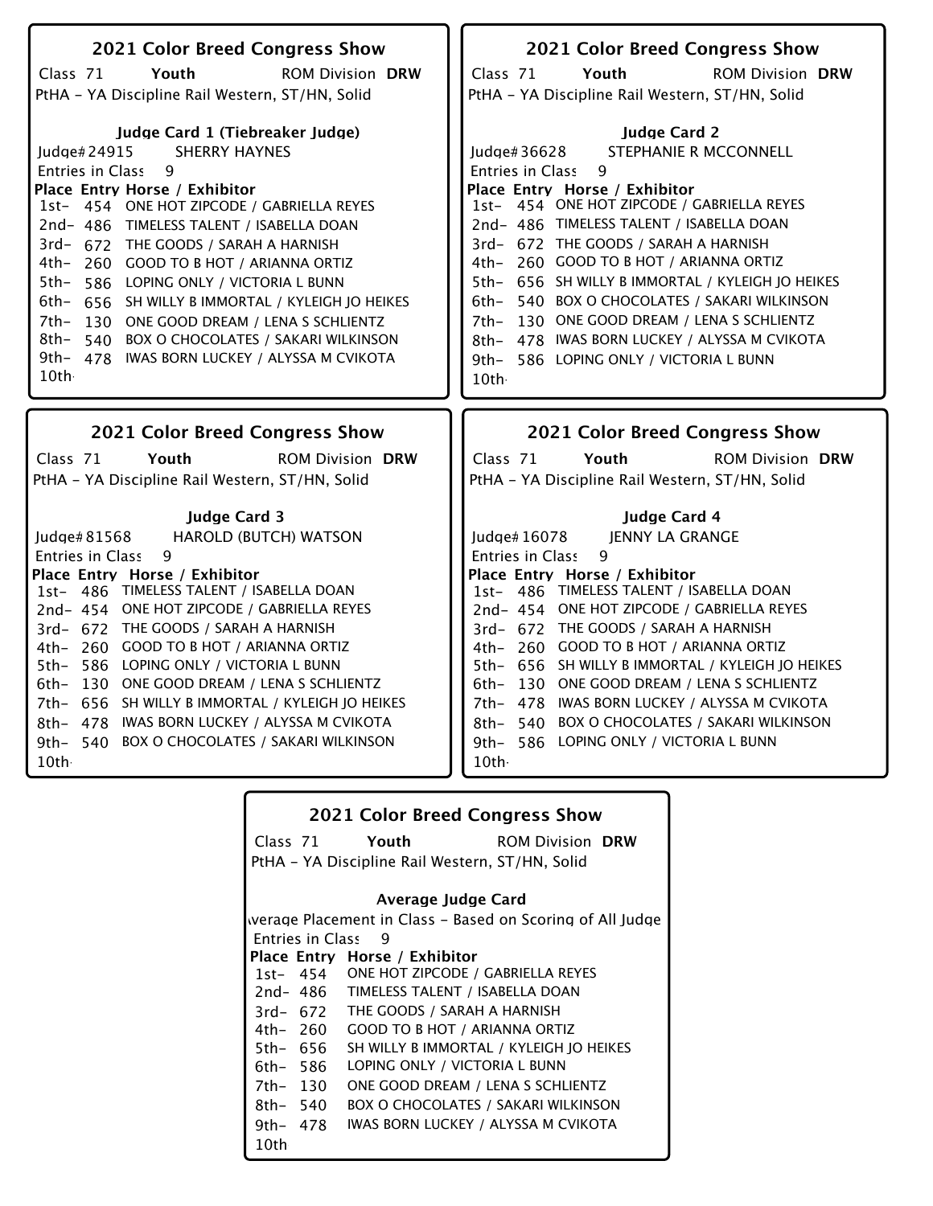## 2021 Color Breed Congress Show

Class 71 **Youth** ROM Division **DRW**

PtHA - YA Discipline Rail Western, ST/HN, Solid

### Judge Card 1 (Tiebreaker Judge)

Judge# 24915 SHERRY HAYNES

Entries in Class 9

| Place | Entry | Horse / Exhibitor |
|---|---|---|
| 1st- | 454 | ONE HOT ZIPCODE / GABRIELLA REYES |
| 2nd- | 486 | TIMELESS TALENT / ISABELLA DOAN |
| 3rd- | 672 | THE GOODS / SARAH A HARNISH |
| 4th- | 260 | GOOD TO B HOT / ARIANNA ORTIZ |
| 5th- | 586 | LOPING ONLY / VICTORIA L BUNN |
| 6th- | 656 | SH WILLY B IMMORTAL / KYLEIGH JO HEIKES |
| 7th- | 130 | ONE GOOD DREAM / LENA S SCHLIENTZ |
| 8th- | 540 | BOX O CHOCOLATES / SAKARI WILKINSON |
| 9th- | 478 | IWAS BORN LUCKEY / ALYSSA M CVIKOTA |
| 10th- | | |

## 2021 Color Breed Congress Show

Class 71 **Youth** ROM Division **DRW**

PtHA - YA Discipline Rail Western, ST/HN, Solid

### Judge Card 2

Judge# 36628 STEPHANIE R MCCONNELL

Entries in Class 9

| Place | Entry | Horse / Exhibitor |
|---|---|---|
| 1st- | 454 | ONE HOT ZIPCODE / GABRIELLA REYES |
| 2nd- | 486 | TIMELESS TALENT / ISABELLA DOAN |
| 3rd- | 672 | THE GOODS / SARAH A HARNISH |
| 4th- | 260 | GOOD TO B HOT / ARIANNA ORTIZ |
| 5th- | 656 | SH WILLY B IMMORTAL / KYLEIGH JO HEIKES |
| 6th- | 540 | BOX O CHOCOLATES / SAKARI WILKINSON |
| 7th- | 130 | ONE GOOD DREAM / LENA S SCHLIENTZ |
| 8th- | 478 | IWAS BORN LUCKEY / ALYSSA M CVIKOTA |
| 9th- | 586 | LOPING ONLY / VICTORIA L BUNN |
| 10th- | | |

## 2021 Color Breed Congress Show

Class 71 **Youth** ROM Division **DRW**

PtHA - YA Discipline Rail Western, ST/HN, Solid

### Judge Card 3

Judge# 81568 HAROLD (BUTCH) WATSON

Entries in Class 9

| Place | Entry | Horse / Exhibitor |
|---|---|---|
| 1st- | 486 | TIMELESS TALENT / ISABELLA DOAN |
| 2nd- | 454 | ONE HOT ZIPCODE / GABRIELLA REYES |
| 3rd- | 672 | THE GOODS / SARAH A HARNISH |
| 4th- | 260 | GOOD TO B HOT / ARIANNA ORTIZ |
| 5th- | 586 | LOPING ONLY / VICTORIA L BUNN |
| 6th- | 130 | ONE GOOD DREAM / LENA S SCHLIENTZ |
| 7th- | 656 | SH WILLY B IMMORTAL / KYLEIGH JO HEIKES |
| 8th- | 478 | IWAS BORN LUCKEY / ALYSSA M CVIKOTA |
| 9th- | 540 | BOX O CHOCOLATES / SAKARI WILKINSON |
| 10th- | | |

## 2021 Color Breed Congress Show

Class 71 **Youth** ROM Division **DRW**

PtHA - YA Discipline Rail Western, ST/HN, Solid

### Judge Card 4

Judge# 16078 JENNY LA GRANGE

Entries in Class 9

| Place | Entry | Horse / Exhibitor |
|---|---|---|
| 1st- | 486 | TIMELESS TALENT / ISABELLA DOAN |
| 2nd- | 454 | ONE HOT ZIPCODE / GABRIELLA REYES |
| 3rd- | 672 | THE GOODS / SARAH A HARNISH |
| 4th- | 260 | GOOD TO B HOT / ARIANNA ORTIZ |
| 5th- | 656 | SH WILLY B IMMORTAL / KYLEIGH JO HEIKES |
| 6th- | 130 | ONE GOOD DREAM / LENA S SCHLIENTZ |
| 7th- | 478 | IWAS BORN LUCKEY / ALYSSA M CVIKOTA |
| 8th- | 540 | BOX O CHOCOLATES / SAKARI WILKINSON |
| 9th- | 586 | LOPING ONLY / VICTORIA L BUNN |
| 10th- | | |

## 2021 Color Breed Congress Show

Class 71 **Youth** ROM Division **DRW**

PtHA - YA Discipline Rail Western, ST/HN, Solid

### Average Judge Card

Average Placement in Class - Based on Scoring of All Judge

Entries in Class 9

| Place | Entry | Horse / Exhibitor |
|---|---|---|
| 1st- | 454 | ONE HOT ZIPCODE / GABRIELLA REYES |
| 2nd- | 486 | TIMELESS TALENT / ISABELLA DOAN |
| 3rd- | 672 | THE GOODS / SARAH A HARNISH |
| 4th- | 260 | GOOD TO B HOT / ARIANNA ORTIZ |
| 5th- | 656 | SH WILLY B IMMORTAL / KYLEIGH JO HEIKES |
| 6th- | 586 | LOPING ONLY / VICTORIA L BUNN |
| 7th- | 130 | ONE GOOD DREAM / LENA S SCHLIENTZ |
| 8th- | 540 | BOX O CHOCOLATES / SAKARI WILKINSON |
| 9th- | 478 | IWAS BORN LUCKEY / ALYSSA M CVIKOTA |
| 10th | | |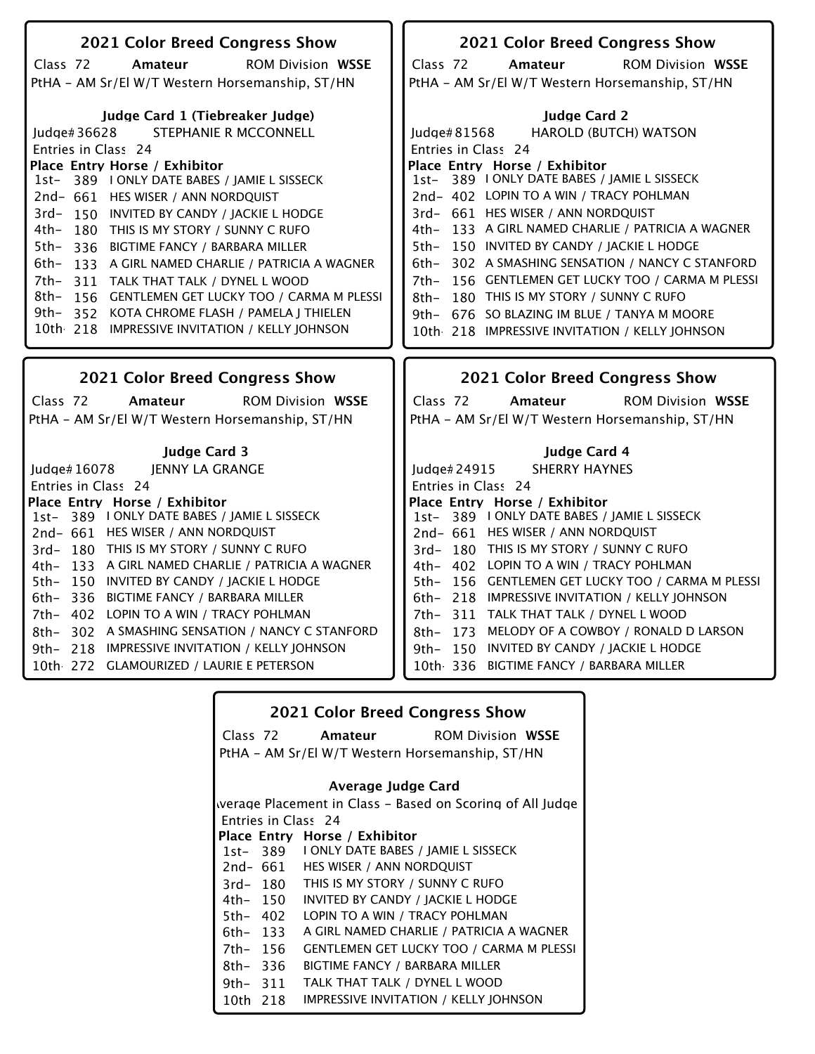## 2021 Color Breed Congress Show

Class 72 **Amateur** ROM Division **WSSE**

PtHA - AM Sr/El W/T Western Horsemanship, ST/HN

### Judge Card 1 (Tiebreaker Judge)

Judge# 36628 STEPHANIE R MCCONNELL

Entries in Class 24

| Place | Entry | Horse / Exhibitor |
|---|---|---|
| 1st- | 389 | I ONLY DATE BABES / JAMIE L SISSECK |
| 2nd- | 661 | HES WISER / ANN NORDQUIST |
| 3rd- | 150 | INVITED BY CANDY / JACKIE L HODGE |
| 4th- | 180 | THIS IS MY STORY / SUNNY C RUFO |
| 5th- | 336 | BIGTIME FANCY / BARBARA MILLER |
| 6th- | 133 | A GIRL NAMED CHARLIE / PATRICIA A WAGNER |
| 7th- | 311 | TALK THAT TALK / DYNEL L WOOD |
| 8th- | 156 | GENTLEMEN GET LUCKY TOO / CARMA M PLESSI |
| 9th- | 352 | KOTA CHROME FLASH / PAMELA J THIELEN |
| 10th | 218 | IMPRESSIVE INVITATION / KELLY JOHNSON |

## 2021 Color Breed Congress Show

Class 72 **Amateur** ROM Division **WSSE**

PtHA - AM Sr/El W/T Western Horsemanship, ST/HN

### Judge Card 2

Judge# 81568 HAROLD (BUTCH) WATSON

Entries in Class 24

| Place | Entry | Horse / Exhibitor |
|---|---|---|
| 1st- | 389 | I ONLY DATE BABES / JAMIE L SISSECK |
| 2nd- | 402 | LOPIN TO A WIN / TRACY POHLMAN |
| 3rd- | 661 | HES WISER / ANN NORDQUIST |
| 4th- | 133 | A GIRL NAMED CHARLIE / PATRICIA A WAGNER |
| 5th- | 150 | INVITED BY CANDY / JACKIE L HODGE |
| 6th- | 302 | A SMASHING SENSATION / NANCY C STANFORD |
| 7th- | 156 | GENTLEMEN GET LUCKY TOO / CARMA M PLESSI |
| 8th- | 180 | THIS IS MY STORY / SUNNY C RUFO |
| 9th- | 676 | SO BLAZING IM BLUE / TANYA M MOORE |
| 10th | 218 | IMPRESSIVE INVITATION / KELLY JOHNSON |

## 2021 Color Breed Congress Show

Class 72 **Amateur** ROM Division **WSSE**

PtHA - AM Sr/El W/T Western Horsemanship, ST/HN

### Judge Card 3

Judge# 16078 JENNY LA GRANGE

Entries in Class 24

| Place | Entry | Horse / Exhibitor |
|---|---|---|
| 1st- | 389 | I ONLY DATE BABES / JAMIE L SISSECK |
| 2nd- | 661 | HES WISER / ANN NORDQUIST |
| 3rd- | 180 | THIS IS MY STORY / SUNNY C RUFO |
| 4th- | 133 | A GIRL NAMED CHARLIE / PATRICIA A WAGNER |
| 5th- | 150 | INVITED BY CANDY / JACKIE L HODGE |
| 6th- | 336 | BIGTIME FANCY / BARBARA MILLER |
| 7th- | 402 | LOPIN TO A WIN / TRACY POHLMAN |
| 8th- | 302 | A SMASHING SENSATION / NANCY C STANFORD |
| 9th- | 218 | IMPRESSIVE INVITATION / KELLY JOHNSON |
| 10th | 272 | GLAMOURIZED / LAURIE E PETERSON |

## 2021 Color Breed Congress Show

Class 72 **Amateur** ROM Division **WSSE**

PtHA - AM Sr/El W/T Western Horsemanship, ST/HN

### Judge Card 4

Judge# 24915 SHERRY HAYNES

Entries in Class 24

| Place | Entry | Horse / Exhibitor |
|---|---|---|
| 1st- | 389 | I ONLY DATE BABES / JAMIE L SISSECK |
| 2nd- | 661 | HES WISER / ANN NORDQUIST |
| 3rd- | 180 | THIS IS MY STORY / SUNNY C RUFO |
| 4th- | 402 | LOPIN TO A WIN / TRACY POHLMAN |
| 5th- | 156 | GENTLEMEN GET LUCKY TOO / CARMA M PLESSI |
| 6th- | 218 | IMPRESSIVE INVITATION / KELLY JOHNSON |
| 7th- | 311 | TALK THAT TALK / DYNEL L WOOD |
| 8th- | 173 | MELODY OF A COWBOY / RONALD D LARSON |
| 9th- | 150 | INVITED BY CANDY / JACKIE L HODGE |
| 10th | 336 | BIGTIME FANCY / BARBARA MILLER |

## 2021 Color Breed Congress Show

Class 72 **Amateur** ROM Division **WSSE**

PtHA - AM Sr/El W/T Western Horsemanship, ST/HN

### Average Judge Card

Average Placement in Class - Based on Scoring of All Judge

Entries in Class 24

| Place | Entry | Horse / Exhibitor |
|---|---|---|
| 1st- | 389 | I ONLY DATE BABES / JAMIE L SISSECK |
| 2nd- | 661 | HES WISER / ANN NORDQUIST |
| 3rd- | 180 | THIS IS MY STORY / SUNNY C RUFO |
| 4th- | 150 | INVITED BY CANDY / JACKIE L HODGE |
| 5th- | 402 | LOPIN TO A WIN / TRACY POHLMAN |
| 6th- | 133 | A GIRL NAMED CHARLIE / PATRICIA A WAGNER |
| 7th- | 156 | GENTLEMEN GET LUCKY TOO / CARMA M PLESSI |
| 8th- | 336 | BIGTIME FANCY / BARBARA MILLER |
| 9th- | 311 | TALK THAT TALK / DYNEL L WOOD |
| 10th | 218 | IMPRESSIVE INVITATION / KELLY JOHNSON |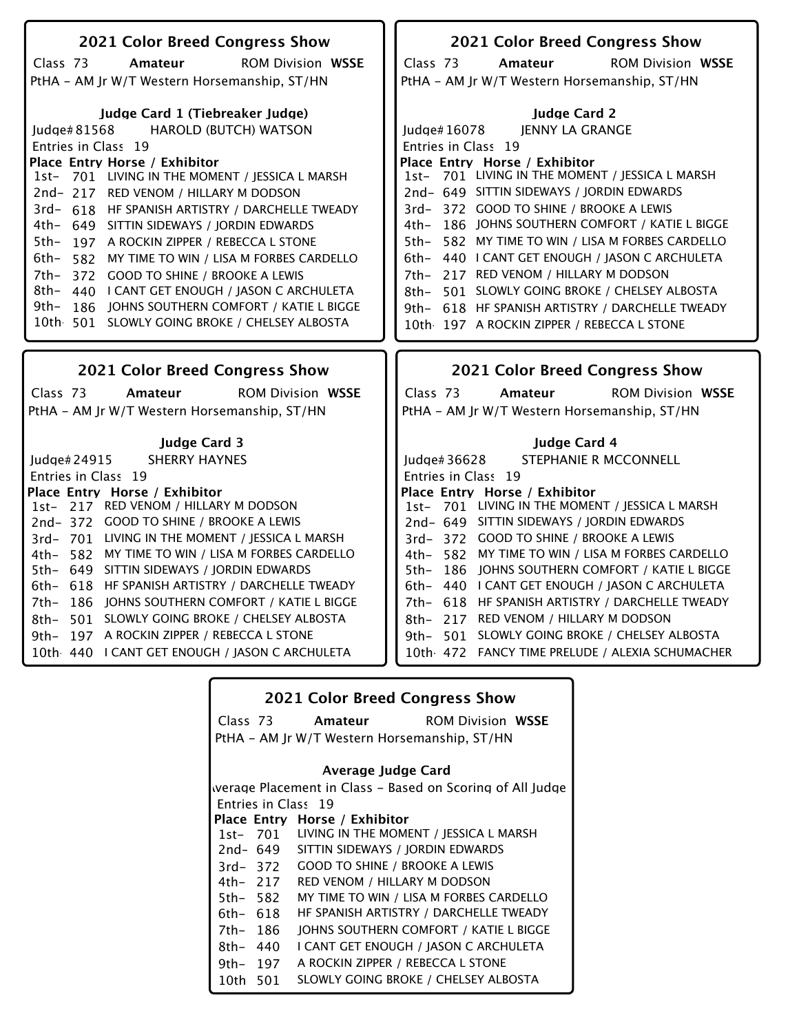## 2021 Color Breed Congress Show

Class 73 **Amateur** ROM Division **WSSE**

PtHA - AM Jr W/T Western Horsemanship, ST/HN

**Judge Card 1 (Tiebreaker Judge)**

Judge# 81568 HAROLD (BUTCH) WATSON

Entries in Class 19

| Place | Entry | Horse / Exhibitor |
|---|---|---|
| 1st- | 701 | LIVING IN THE MOMENT / JESSICA L MARSH |
| 2nd- | 217 | RED VENOM / HILLARY M DODSON |
| 3rd- | 618 | HF SPANISH ARTISTRY / DARCHELLE TWEADY |
| 4th- | 649 | SITTIN SIDEWAYS / JORDIN EDWARDS |
| 5th- | 197 | A ROCKIN ZIPPER / REBECCA L STONE |
| 6th- | 582 | MY TIME TO WIN / LISA M FORBES CARDELLO |
| 7th- | 372 | GOOD TO SHINE / BROOKE A LEWIS |
| 8th- | 440 | I CANT GET ENOUGH / JASON C ARCHULETA |
| 9th- | 186 | JOHNS SOUTHERN COMFORT / KATIE L BIGGE |
| 10th | 501 | SLOWLY GOING BROKE / CHELSEY ALBOSTA |

## 2021 Color Breed Congress Show

Class 73 **Amateur** ROM Division **WSSE**

PtHA - AM Jr W/T Western Horsemanship, ST/HN

**Judge Card 2**

Judge# 16078 JENNY LA GRANGE

Entries in Class 19

| Place | Entry | Horse / Exhibitor |
|---|---|---|
| 1st- | 701 | LIVING IN THE MOMENT / JESSICA L MARSH |
| 2nd- | 649 | SITTIN SIDEWAYS / JORDIN EDWARDS |
| 3rd- | 372 | GOOD TO SHINE / BROOKE A LEWIS |
| 4th- | 186 | JOHNS SOUTHERN COMFORT / KATIE L BIGGE |
| 5th- | 582 | MY TIME TO WIN / LISA M FORBES CARDELLO |
| 6th- | 440 | I CANT GET ENOUGH / JASON C ARCHULETA |
| 7th- | 217 | RED VENOM / HILLARY M DODSON |
| 8th- | 501 | SLOWLY GOING BROKE / CHELSEY ALBOSTA |
| 9th- | 618 | HF SPANISH ARTISTRY / DARCHELLE TWEADY |
| 10th | 197 | A ROCKIN ZIPPER / REBECCA L STONE |

## 2021 Color Breed Congress Show

Class 73 **Amateur** ROM Division **WSSE**

PtHA - AM Jr W/T Western Horsemanship, ST/HN

**Judge Card 3**

Judge# 24915 SHERRY HAYNES

Entries in Class 19

| Place | Entry | Horse / Exhibitor |
|---|---|---|
| 1st- | 217 | RED VENOM / HILLARY M DODSON |
| 2nd- | 372 | GOOD TO SHINE / BROOKE A LEWIS |
| 3rd- | 701 | LIVING IN THE MOMENT / JESSICA L MARSH |
| 4th- | 582 | MY TIME TO WIN / LISA M FORBES CARDELLO |
| 5th- | 649 | SITTIN SIDEWAYS / JORDIN EDWARDS |
| 6th- | 618 | HF SPANISH ARTISTRY / DARCHELLE TWEADY |
| 7th- | 186 | JOHNS SOUTHERN COMFORT / KATIE L BIGGE |
| 8th- | 501 | SLOWLY GOING BROKE / CHELSEY ALBOSTA |
| 9th- | 197 | A ROCKIN ZIPPER / REBECCA L STONE |
| 10th | 440 | I CANT GET ENOUGH / JASON C ARCHULETA |

## 2021 Color Breed Congress Show

Class 73 **Amateur** ROM Division **WSSE**

PtHA - AM Jr W/T Western Horsemanship, ST/HN

**Judge Card 4**

Judge# 36628 STEPHANIE R MCCONNELL

Entries in Class 19

| Place | Entry | Horse / Exhibitor |
|---|---|---|
| 1st- | 701 | LIVING IN THE MOMENT / JESSICA L MARSH |
| 2nd- | 649 | SITTIN SIDEWAYS / JORDIN EDWARDS |
| 3rd- | 372 | GOOD TO SHINE / BROOKE A LEWIS |
| 4th- | 582 | MY TIME TO WIN / LISA M FORBES CARDELLO |
| 5th- | 186 | JOHNS SOUTHERN COMFORT / KATIE L BIGGE |
| 6th- | 440 | I CANT GET ENOUGH / JASON C ARCHULETA |
| 7th- | 618 | HF SPANISH ARTISTRY / DARCHELLE TWEADY |
| 8th- | 217 | RED VENOM / HILLARY M DODSON |
| 9th- | 501 | SLOWLY GOING BROKE / CHELSEY ALBOSTA |
| 10th | 472 | FANCY TIME PRELUDE / ALEXIA SCHUMACHER |

## 2021 Color Breed Congress Show

Class 73 **Amateur** ROM Division **WSSE**

PtHA - AM Jr W/T Western Horsemanship, ST/HN

**Average Judge Card**

Average Placement in Class - Based on Scoring of All Judges

Entries in Class 19

| Place | Entry | Horse / Exhibitor |
|---|---|---|
| 1st- | 701 | LIVING IN THE MOMENT / JESSICA L MARSH |
| 2nd- | 649 | SITTIN SIDEWAYS / JORDIN EDWARDS |
| 3rd- | 372 | GOOD TO SHINE / BROOKE A LEWIS |
| 4th- | 217 | RED VENOM / HILLARY M DODSON |
| 5th- | 582 | MY TIME TO WIN / LISA M FORBES CARDELLO |
| 6th- | 618 | HF SPANISH ARTISTRY / DARCHELLE TWEADY |
| 7th- | 186 | JOHNS SOUTHERN COMFORT / KATIE L BIGGE |
| 8th- | 440 | I CANT GET ENOUGH / JASON C ARCHULETA |
| 9th- | 197 | A ROCKIN ZIPPER / REBECCA L STONE |
| 10th | 501 | SLOWLY GOING BROKE / CHELSEY ALBOSTA |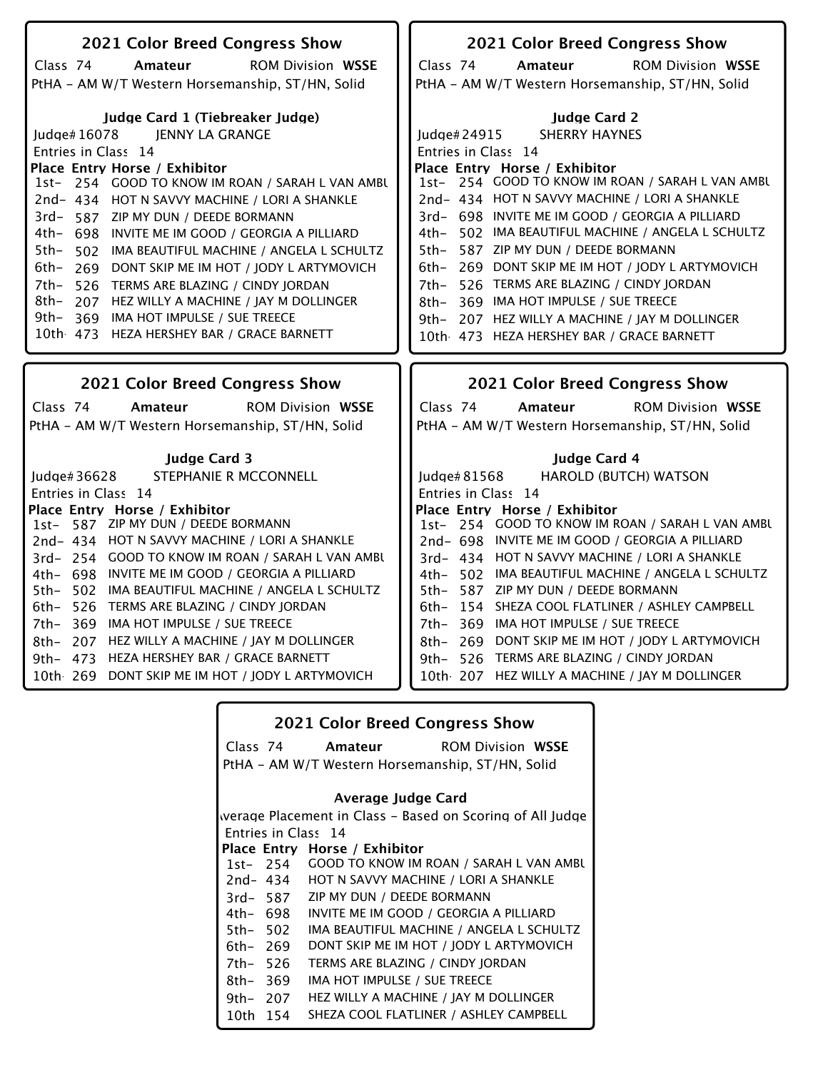## 2021 Color Breed Congress Show

Class 74 **Amateur** ROM Division **WSSE**

PtHA - AM W/T Western Horsemanship, ST/HN, Solid

### Judge Card 1 (Tiebreaker Judge)

Judge# 16078 JENNY LA GRANGE

Entries in Class 14

| Place | Entry | Horse / Exhibitor |
|---|---|---|
| 1st- | 254 | GOOD TO KNOW IM ROAN / SARAH L VAN AMBU |
| 2nd- | 434 | HOT N SAVVY MACHINE / LORI A SHANKLE |
| 3rd- | 587 | ZIP MY DUN / DEEDE BORMANN |
| 4th- | 698 | INVITE ME IM GOOD / GEORGIA A PILLIARD |
| 5th- | 502 | IMA BEAUTIFUL MACHINE / ANGELA L SCHULTZ |
| 6th- | 269 | DONT SKIP ME IM HOT / JODY L ARTYMOVICH |
| 7th- | 526 | TERMS ARE BLAZING / CINDY JORDAN |
| 8th- | 207 | HEZ WILLY A MACHINE / JAY M DOLLINGER |
| 9th- | 369 | IMA HOT IMPULSE / SUE TREECE |
| 10th | 473 | HEZA HERSHEY BAR / GRACE BARNETT |

## 2021 Color Breed Congress Show

Class 74 **Amateur** ROM Division **WSSE**

PtHA - AM W/T Western Horsemanship, ST/HN, Solid

### Judge Card 2

Judge# 24915 SHERRY HAYNES

Entries in Class 14

| Place | Entry | Horse / Exhibitor |
|---|---|---|
| 1st- | 254 | GOOD TO KNOW IM ROAN / SARAH L VAN AMBU |
| 2nd- | 434 | HOT N SAVVY MACHINE / LORI A SHANKLE |
| 3rd- | 698 | INVITE ME IM GOOD / GEORGIA A PILLIARD |
| 4th- | 502 | IMA BEAUTIFUL MACHINE / ANGELA L SCHULTZ |
| 5th- | 587 | ZIP MY DUN / DEEDE BORMANN |
| 6th- | 269 | DONT SKIP ME IM HOT / JODY L ARTYMOVICH |
| 7th- | 526 | TERMS ARE BLAZING / CINDY JORDAN |
| 8th- | 369 | IMA HOT IMPULSE / SUE TREECE |
| 9th- | 207 | HEZ WILLY A MACHINE / JAY M DOLLINGER |
| 10th | 473 | HEZA HERSHEY BAR / GRACE BARNETT |

## 2021 Color Breed Congress Show

Class 74 **Amateur** ROM Division **WSSE**

PtHA - AM W/T Western Horsemanship, ST/HN, Solid

### Judge Card 3

Judge# 36628 STEPHANIE R MCCONNELL

Entries in Class 14

| Place | Entry | Horse / Exhibitor |
|---|---|---|
| 1st- | 587 | ZIP MY DUN / DEEDE BORMANN |
| 2nd- | 434 | HOT N SAVVY MACHINE / LORI A SHANKLE |
| 3rd- | 254 | GOOD TO KNOW IM ROAN / SARAH L VAN AMBU |
| 4th- | 698 | INVITE ME IM GOOD / GEORGIA A PILLIARD |
| 5th- | 502 | IMA BEAUTIFUL MACHINE / ANGELA L SCHULTZ |
| 6th- | 526 | TERMS ARE BLAZING / CINDY JORDAN |
| 7th- | 369 | IMA HOT IMPULSE / SUE TREECE |
| 8th- | 207 | HEZ WILLY A MACHINE / JAY M DOLLINGER |
| 9th- | 473 | HEZA HERSHEY BAR / GRACE BARNETT |
| 10th | 269 | DONT SKIP ME IM HOT / JODY L ARTYMOVICH |

## 2021 Color Breed Congress Show

Class 74 **Amateur** ROM Division **WSSE**

PtHA - AM W/T Western Horsemanship, ST/HN, Solid

### Judge Card 4

Judge# 81568 HAROLD (BUTCH) WATSON

Entries in Class 14

| Place | Entry | Horse / Exhibitor |
|---|---|---|
| 1st- | 254 | GOOD TO KNOW IM ROAN / SARAH L VAN AMBU |
| 2nd- | 698 | INVITE ME IM GOOD / GEORGIA A PILLIARD |
| 3rd- | 434 | HOT N SAVVY MACHINE / LORI A SHANKLE |
| 4th- | 502 | IMA BEAUTIFUL MACHINE / ANGELA L SCHULTZ |
| 5th- | 587 | ZIP MY DUN / DEEDE BORMANN |
| 6th- | 154 | SHEZA COOL FLATLINER / ASHLEY CAMPBELL |
| 7th- | 369 | IMA HOT IMPULSE / SUE TREECE |
| 8th- | 269 | DONT SKIP ME IM HOT / JODY L ARTYMOVICH |
| 9th- | 526 | TERMS ARE BLAZING / CINDY JORDAN |
| 10th | 207 | HEZ WILLY A MACHINE / JAY M DOLLINGER |

## 2021 Color Breed Congress Show

Class 74 **Amateur** ROM Division **WSSE**

PtHA - AM W/T Western Horsemanship, ST/HN, Solid

### Average Judge Card

Average Placement in Class - Based on Scoring of All Judges

Entries in Class 14

| Place | Entry | Horse / Exhibitor |
|---|---|---|
| 1st- | 254 | GOOD TO KNOW IM ROAN / SARAH L VAN AMBU |
| 2nd- | 434 | HOT N SAVVY MACHINE / LORI A SHANKLE |
| 3rd- | 587 | ZIP MY DUN / DEEDE BORMANN |
| 4th- | 698 | INVITE ME IM GOOD / GEORGIA A PILLIARD |
| 5th- | 502 | IMA BEAUTIFUL MACHINE / ANGELA L SCHULTZ |
| 6th- | 269 | DONT SKIP ME IM HOT / JODY L ARTYMOVICH |
| 7th- | 526 | TERMS ARE BLAZING / CINDY JORDAN |
| 8th- | 369 | IMA HOT IMPULSE / SUE TREECE |
| 9th- | 207 | HEZ WILLY A MACHINE / JAY M DOLLINGER |
| 10th | 154 | SHEZA COOL FLATLINER / ASHLEY CAMPBELL |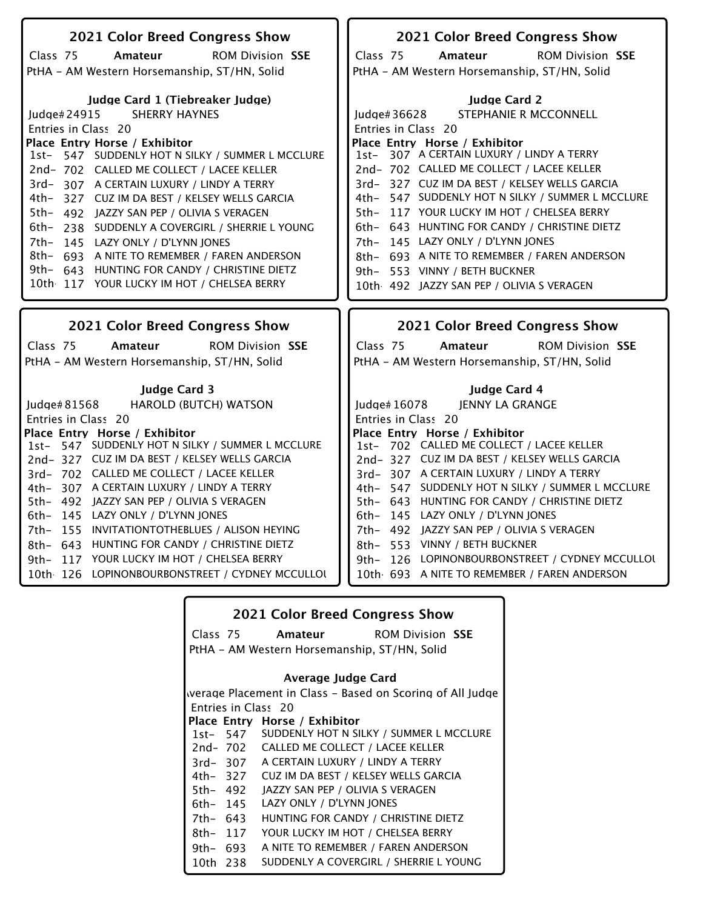## 2021 Color Breed Congress Show

Class 75 **Amateur** ROM Division **SSE**

PtHA - AM Western Horsemanship, ST/HN, Solid

### Judge Card 1 (Tiebreaker Judge)

Judge# 24915 SHERRY HAYNES

Entries in Class 20

| Place | Entry | Horse / Exhibitor |
|---|---|---|
| 1st- | 547 | SUDDENLY HOT N SILKY / SUMMER L MCCLURE |
| 2nd- | 702 | CALLED ME COLLECT / LACEE KELLER |
| 3rd- | 307 | A CERTAIN LUXURY / LINDY A TERRY |
| 4th- | 327 | CUZ IM DA BEST / KELSEY WELLS GARCIA |
| 5th- | 492 | JAZZY SAN PEP / OLIVIA S VERAGEN |
| 6th- | 238 | SUDDENLY A COVERGIRL / SHERRIE L YOUNG |
| 7th- | 145 | LAZY ONLY / D'LYNN JONES |
| 8th- | 693 | A NITE TO REMEMBER / FAREN ANDERSON |
| 9th- | 643 | HUNTING FOR CANDY / CHRISTINE DIETZ |
| 10th | 117 | YOUR LUCKY IM HOT / CHELSEA BERRY |

## 2021 Color Breed Congress Show

Class 75 **Amateur** ROM Division **SSE**

PtHA - AM Western Horsemanship, ST/HN, Solid

### Judge Card 2

Judge# 36628 STEPHANIE R MCCONNELL

Entries in Class 20

| Place | Entry | Horse / Exhibitor |
|---|---|---|
| 1st- | 307 | A CERTAIN LUXURY / LINDY A TERRY |
| 2nd- | 702 | CALLED ME COLLECT / LACEE KELLER |
| 3rd- | 327 | CUZ IM DA BEST / KELSEY WELLS GARCIA |
| 4th- | 547 | SUDDENLY HOT N SILKY / SUMMER L MCCLURE |
| 5th- | 117 | YOUR LUCKY IM HOT / CHELSEA BERRY |
| 6th- | 643 | HUNTING FOR CANDY / CHRISTINE DIETZ |
| 7th- | 145 | LAZY ONLY / D'LYNN JONES |
| 8th- | 693 | A NITE TO REMEMBER / FAREN ANDERSON |
| 9th- | 553 | VINNY / BETH BUCKNER |
| 10th | 492 | JAZZY SAN PEP / OLIVIA S VERAGEN |

## 2021 Color Breed Congress Show

Class 75 **Amateur** ROM Division **SSE**

PtHA - AM Western Horsemanship, ST/HN, Solid

### Judge Card 3

Judge# 81568 HAROLD (BUTCH) WATSON

Entries in Class 20

| Place | Entry | Horse / Exhibitor |
|---|---|---|
| 1st- | 547 | SUDDENLY HOT N SILKY / SUMMER L MCCLURE |
| 2nd- | 327 | CUZ IM DA BEST / KELSEY WELLS GARCIA |
| 3rd- | 702 | CALLED ME COLLECT / LACEE KELLER |
| 4th- | 307 | A CERTAIN LUXURY / LINDY A TERRY |
| 5th- | 492 | JAZZY SAN PEP / OLIVIA S VERAGEN |
| 6th- | 145 | LAZY ONLY / D'LYNN JONES |
| 7th- | 155 | INVITATIONTOTHEBLUES / ALISON HEYING |
| 8th- | 643 | HUNTING FOR CANDY / CHRISTINE DIETZ |
| 9th- | 117 | YOUR LUCKY IM HOT / CHELSEA BERRY |
| 10th | 126 | LOPINONBOURBONSTREET / CYDNEY MCCULLOU |

## 2021 Color Breed Congress Show

Class 75 **Amateur** ROM Division **SSE**

PtHA - AM Western Horsemanship, ST/HN, Solid

### Judge Card 4

Judge# 16078 JENNY LA GRANGE

Entries in Class 20

| Place | Entry | Horse / Exhibitor |
|---|---|---|
| 1st- | 702 | CALLED ME COLLECT / LACEE KELLER |
| 2nd- | 327 | CUZ IM DA BEST / KELSEY WELLS GARCIA |
| 3rd- | 307 | A CERTAIN LUXURY / LINDY A TERRY |
| 4th- | 547 | SUDDENLY HOT N SILKY / SUMMER L MCCLURE |
| 5th- | 643 | HUNTING FOR CANDY / CHRISTINE DIETZ |
| 6th- | 145 | LAZY ONLY / D'LYNN JONES |
| 7th- | 492 | JAZZY SAN PEP / OLIVIA S VERAGEN |
| 8th- | 553 | VINNY / BETH BUCKNER |
| 9th- | 126 | LOPINONBOURBONSTREET / CYDNEY MCCULLOU |
| 10th | 693 | A NITE TO REMEMBER / FAREN ANDERSON |

## 2021 Color Breed Congress Show

Class 75 **Amateur** ROM Division **SSE**

PtHA - AM Western Horsemanship, ST/HN, Solid

### Average Judge Card

Average Placement in Class - Based on Scoring of All Judges

Entries in Class 20

| Place | Entry | Horse / Exhibitor |
|---|---|---|
| 1st- | 547 | SUDDENLY HOT N SILKY / SUMMER L MCCLURE |
| 2nd- | 702 | CALLED ME COLLECT / LACEE KELLER |
| 3rd- | 307 | A CERTAIN LUXURY / LINDY A TERRY |
| 4th- | 327 | CUZ IM DA BEST / KELSEY WELLS GARCIA |
| 5th- | 492 | JAZZY SAN PEP / OLIVIA S VERAGEN |
| 6th- | 145 | LAZY ONLY / D'LYNN JONES |
| 7th- | 643 | HUNTING FOR CANDY / CHRISTINE DIETZ |
| 8th- | 117 | YOUR LUCKY IM HOT / CHELSEA BERRY |
| 9th- | 693 | A NITE TO REMEMBER / FAREN ANDERSON |
| 10th | 238 | SUDDENLY A COVERGIRL / SHERRIE L YOUNG |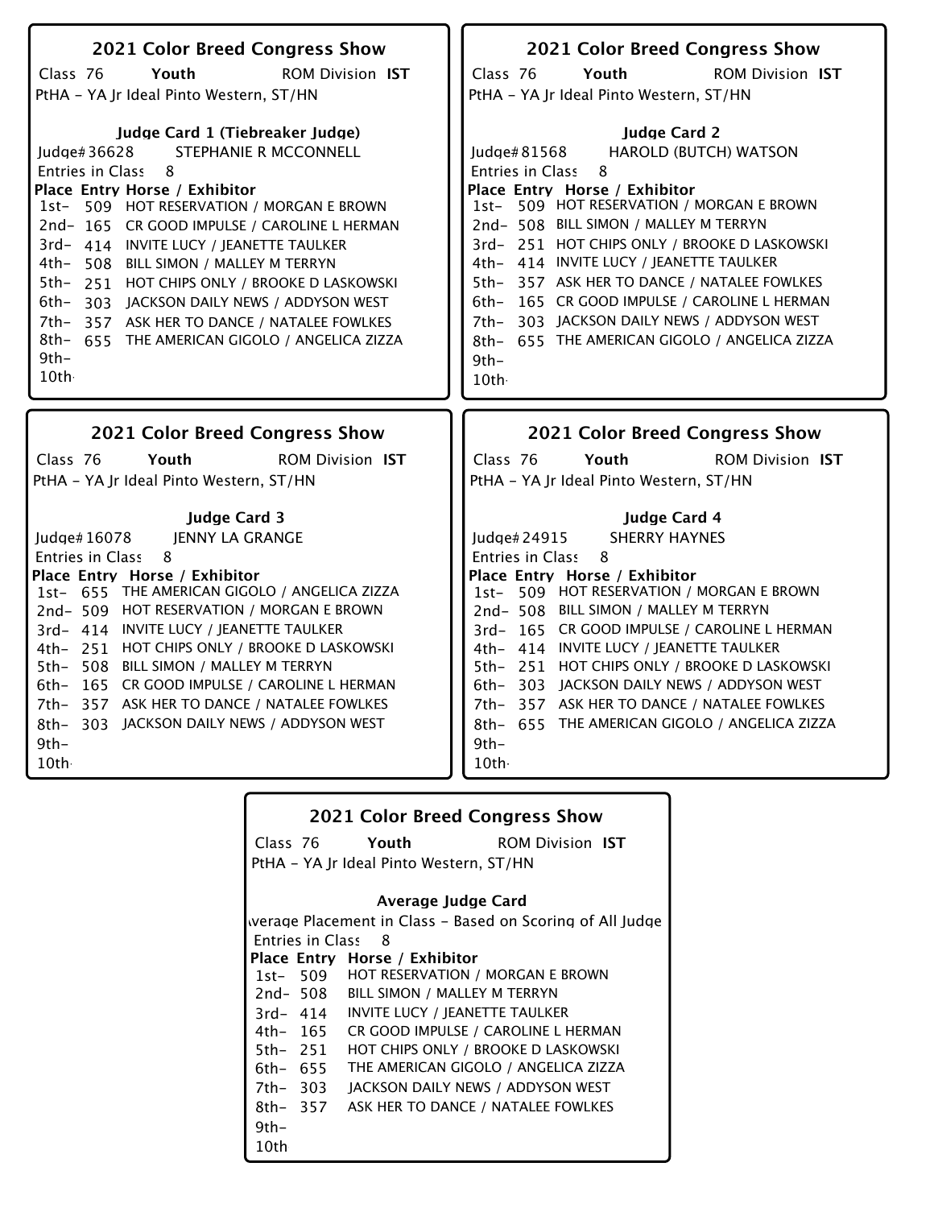## 2021 Color Breed Congress Show

Class 76 **Youth** ROM Division **IST**

PtHA - YA Jr Ideal Pinto Western, ST/HN

### Judge Card 1 (Tiebreaker Judge)

Judge# 36628 STEPHANIE R MCCONNELL

Entries in Class 8

| Place | Entry | Horse / Exhibitor |
|---|---|---|
| 1st- | 509 | HOT RESERVATION / MORGAN E BROWN |
| 2nd- | 165 | CR GOOD IMPULSE / CAROLINE L HERMAN |
| 3rd- | 414 | INVITE LUCY / JEANETTE TAULKER |
| 4th- | 508 | BILL SIMON / MALLEY M TERRYN |
| 5th- | 251 | HOT CHIPS ONLY / BROOKE D LASKOWSKI |
| 6th- | 303 | JACKSON DAILY NEWS / ADDYSON WEST |
| 7th- | 357 | ASK HER TO DANCE / NATALEE FOWLKES |
| 8th- | 655 | THE AMERICAN GIGOLO / ANGELICA ZIZZA |
| 9th- | | |
| 10th | | |

## 2021 Color Breed Congress Show

Class 76 **Youth** ROM Division **IST**

PtHA - YA Jr Ideal Pinto Western, ST/HN

### Judge Card 2

Judge# 81568 HAROLD (BUTCH) WATSON

Entries in Class 8

| Place | Entry | Horse / Exhibitor |
|---|---|---|
| 1st- | 509 | HOT RESERVATION / MORGAN E BROWN |
| 2nd- | 508 | BILL SIMON / MALLEY M TERRYN |
| 3rd- | 251 | HOT CHIPS ONLY / BROOKE D LASKOWSKI |
| 4th- | 414 | INVITE LUCY / JEANETTE TAULKER |
| 5th- | 357 | ASK HER TO DANCE / NATALEE FOWLKES |
| 6th- | 165 | CR GOOD IMPULSE / CAROLINE L HERMAN |
| 7th- | 303 | JACKSON DAILY NEWS / ADDYSON WEST |
| 8th- | 655 | THE AMERICAN GIGOLO / ANGELICA ZIZZA |
| 9th- | | |
| 10th | | |

## 2021 Color Breed Congress Show

Class 76 **Youth** ROM Division **IST**

PtHA - YA Jr Ideal Pinto Western, ST/HN

### Judge Card 3

Judge# 16078 JENNY LA GRANGE

Entries in Class 8

| Place | Entry | Horse / Exhibitor |
|---|---|---|
| 1st- | 655 | THE AMERICAN GIGOLO / ANGELICA ZIZZA |
| 2nd- | 509 | HOT RESERVATION / MORGAN E BROWN |
| 3rd- | 414 | INVITE LUCY / JEANETTE TAULKER |
| 4th- | 251 | HOT CHIPS ONLY / BROOKE D LASKOWSKI |
| 5th- | 508 | BILL SIMON / MALLEY M TERRYN |
| 6th- | 165 | CR GOOD IMPULSE / CAROLINE L HERMAN |
| 7th- | 357 | ASK HER TO DANCE / NATALEE FOWLKES |
| 8th- | 303 | JACKSON DAILY NEWS / ADDYSON WEST |
| 9th- | | |
| 10th | | |

## 2021 Color Breed Congress Show

Class 76 **Youth** ROM Division **IST**

PtHA - YA Jr Ideal Pinto Western, ST/HN

### Judge Card 4

Judge# 24915 SHERRY HAYNES

Entries in Class 8

| Place | Entry | Horse / Exhibitor |
|---|---|---|
| 1st- | 509 | HOT RESERVATION / MORGAN E BROWN |
| 2nd- | 508 | BILL SIMON / MALLEY M TERRYN |
| 3rd- | 165 | CR GOOD IMPULSE / CAROLINE L HERMAN |
| 4th- | 414 | INVITE LUCY / JEANETTE TAULKER |
| 5th- | 251 | HOT CHIPS ONLY / BROOKE D LASKOWSKI |
| 6th- | 303 | JACKSON DAILY NEWS / ADDYSON WEST |
| 7th- | 357 | ASK HER TO DANCE / NATALEE FOWLKES |
| 8th- | 655 | THE AMERICAN GIGOLO / ANGELICA ZIZZA |
| 9th- | | |
| 10th | | |

## 2021 Color Breed Congress Show

Class 76 **Youth** ROM Division **IST**

PtHA - YA Jr Ideal Pinto Western, ST/HN

### Average Judge Card

Average Placement in Class - Based on Scoring of All Judge

Entries in Class 8

| Place | Entry | Horse / Exhibitor |
|---|---|---|
| 1st- | 509 | HOT RESERVATION / MORGAN E BROWN |
| 2nd- | 508 | BILL SIMON / MALLEY M TERRYN |
| 3rd- | 414 | INVITE LUCY / JEANETTE TAULKER |
| 4th- | 165 | CR GOOD IMPULSE / CAROLINE L HERMAN |
| 5th- | 251 | HOT CHIPS ONLY / BROOKE D LASKOWSKI |
| 6th- | 655 | THE AMERICAN GIGOLO / ANGELICA ZIZZA |
| 7th- | 303 | JACKSON DAILY NEWS / ADDYSON WEST |
| 8th- | 357 | ASK HER TO DANCE / NATALEE FOWLKES |
| 9th- | | |
| 10th | | |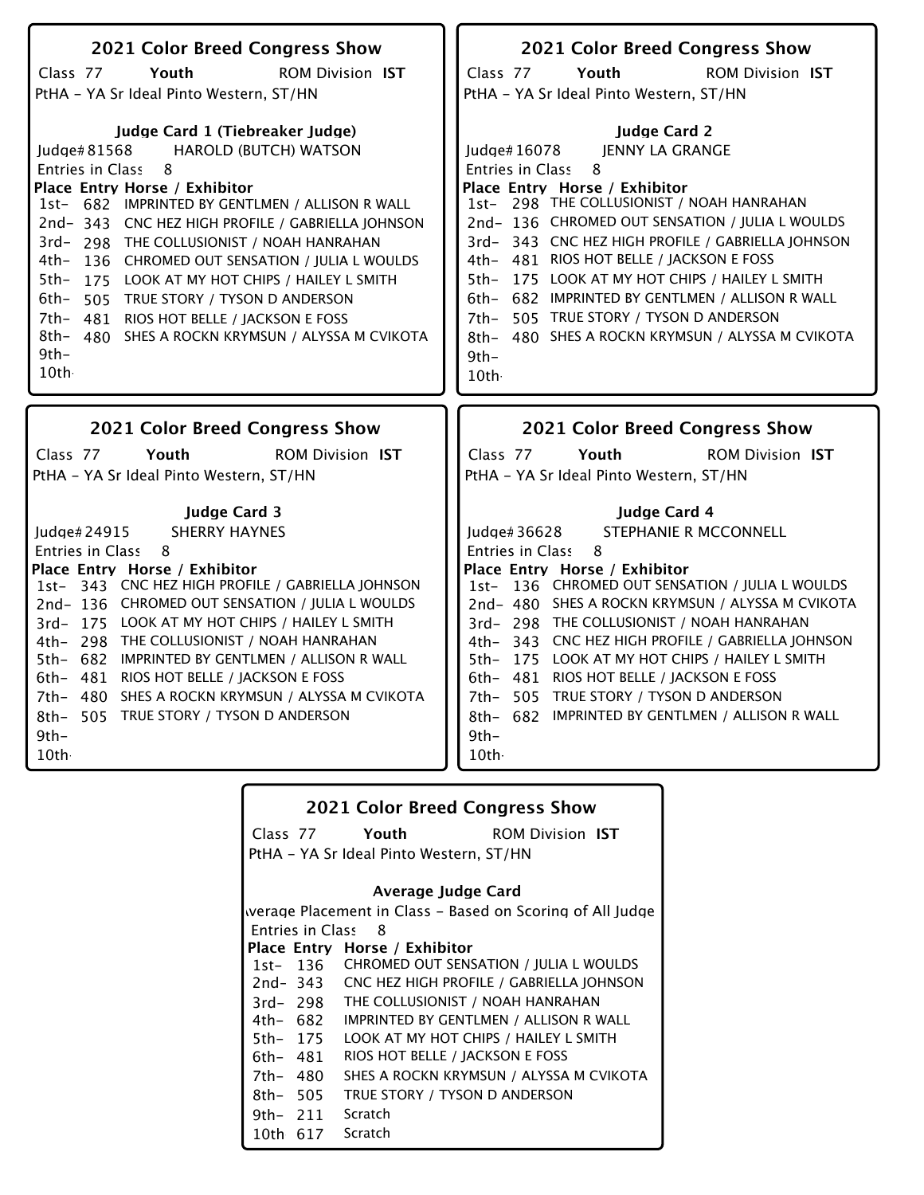## 2021 Color Breed Congress Show

Class 77 **Youth** ROM Division **IST**

PtHA - YA Sr Ideal Pinto Western, ST/HN

### Judge Card 1 (Tiebreaker Judge)

Judge# 81568 HAROLD (BUTCH) WATSON

Entries in Class 8

| Place | Entry | Horse / Exhibitor |
|---|---|---|
| 1st- | 682 | IMPRINTED BY GENTLMEN / ALLISON R WALL |
| 2nd- | 343 | CNC HEZ HIGH PROFILE / GABRIELLA JOHNSON |
| 3rd- | 298 | THE COLLUSIONIST / NOAH HANRAHAN |
| 4th- | 136 | CHROMED OUT SENSATION / JULIA L WOULDS |
| 5th- | 175 | LOOK AT MY HOT CHIPS / HAILEY L SMITH |
| 6th- | 505 | TRUE STORY / TYSON D ANDERSON |
| 7th- | 481 | RIOS HOT BELLE / JACKSON E FOSS |
| 8th- | 480 | SHES A ROCKN KRYMSUN / ALYSSA M CVIKOTA |
| 9th- | | |
| 10th | | |

## 2021 Color Breed Congress Show

Class 77 **Youth** ROM Division **IST**

PtHA - YA Sr Ideal Pinto Western, ST/HN

### Judge Card 2

Judge# 16078 JENNY LA GRANGE

Entries in Class 8

| Place | Entry | Horse / Exhibitor |
|---|---|---|
| 1st- | 298 | THE COLLUSIONIST / NOAH HANRAHAN |
| 2nd- | 136 | CHROMED OUT SENSATION / JULIA L WOULDS |
| 3rd- | 343 | CNC HEZ HIGH PROFILE / GABRIELLA JOHNSON |
| 4th- | 481 | RIOS HOT BELLE / JACKSON E FOSS |
| 5th- | 175 | LOOK AT MY HOT CHIPS / HAILEY L SMITH |
| 6th- | 682 | IMPRINTED BY GENTLMEN / ALLISON R WALL |
| 7th- | 505 | TRUE STORY / TYSON D ANDERSON |
| 8th- | 480 | SHES A ROCKN KRYMSUN / ALYSSA M CVIKOTA |
| 9th- | | |
| 10th | | |

## 2021 Color Breed Congress Show

Class 77 **Youth** ROM Division **IST**

PtHA - YA Sr Ideal Pinto Western, ST/HN

### Judge Card 3

Judge# 24915 SHERRY HAYNES

Entries in Class 8

| Place | Entry | Horse / Exhibitor |
|---|---|---|
| 1st- | 343 | CNC HEZ HIGH PROFILE / GABRIELLA JOHNSON |
| 2nd- | 136 | CHROMED OUT SENSATION / JULIA L WOULDS |
| 3rd- | 175 | LOOK AT MY HOT CHIPS / HAILEY L SMITH |
| 4th- | 298 | THE COLLUSIONIST / NOAH HANRAHAN |
| 5th- | 682 | IMPRINTED BY GENTLMEN / ALLISON R WALL |
| 6th- | 481 | RIOS HOT BELLE / JACKSON E FOSS |
| 7th- | 480 | SHES A ROCKN KRYMSUN / ALYSSA M CVIKOTA |
| 8th- | 505 | TRUE STORY / TYSON D ANDERSON |
| 9th- | | |
| 10th | | |

## 2021 Color Breed Congress Show

Class 77 **Youth** ROM Division **IST**

PtHA - YA Sr Ideal Pinto Western, ST/HN

### Judge Card 4

Judge# 36628 STEPHANIE R MCCONNELL

Entries in Class 8

| Place | Entry | Horse / Exhibitor |
|---|---|---|
| 1st- | 136 | CHROMED OUT SENSATION / JULIA L WOULDS |
| 2nd- | 480 | SHES A ROCKN KRYMSUN / ALYSSA M CVIKOTA |
| 3rd- | 298 | THE COLLUSIONIST / NOAH HANRAHAN |
| 4th- | 343 | CNC HEZ HIGH PROFILE / GABRIELLA JOHNSON |
| 5th- | 175 | LOOK AT MY HOT CHIPS / HAILEY L SMITH |
| 6th- | 481 | RIOS HOT BELLE / JACKSON E FOSS |
| 7th- | 505 | TRUE STORY / TYSON D ANDERSON |
| 8th- | 682 | IMPRINTED BY GENTLMEN / ALLISON R WALL |
| 9th- | | |
| 10th | | |

## 2021 Color Breed Congress Show

Class 77 **Youth** ROM Division **IST**

PtHA - YA Sr Ideal Pinto Western, ST/HN

### Average Judge Card

Average Placement in Class - Based on Scoring of All Judge

Entries in Class 8

| Place | Entry | Horse / Exhibitor |
|---|---|---|
| 1st- | 136 | CHROMED OUT SENSATION / JULIA L WOULDS |
| 2nd- | 343 | CNC HEZ HIGH PROFILE / GABRIELLA JOHNSON |
| 3rd- | 298 | THE COLLUSIONIST / NOAH HANRAHAN |
| 4th- | 682 | IMPRINTED BY GENTLMEN / ALLISON R WALL |
| 5th- | 175 | LOOK AT MY HOT CHIPS / HAILEY L SMITH |
| 6th- | 481 | RIOS HOT BELLE / JACKSON E FOSS |
| 7th- | 480 | SHES A ROCKN KRYMSUN / ALYSSA M CVIKOTA |
| 8th- | 505 | TRUE STORY / TYSON D ANDERSON |
| 9th- | 211 | Scratch |
| 10th | 617 | Scratch |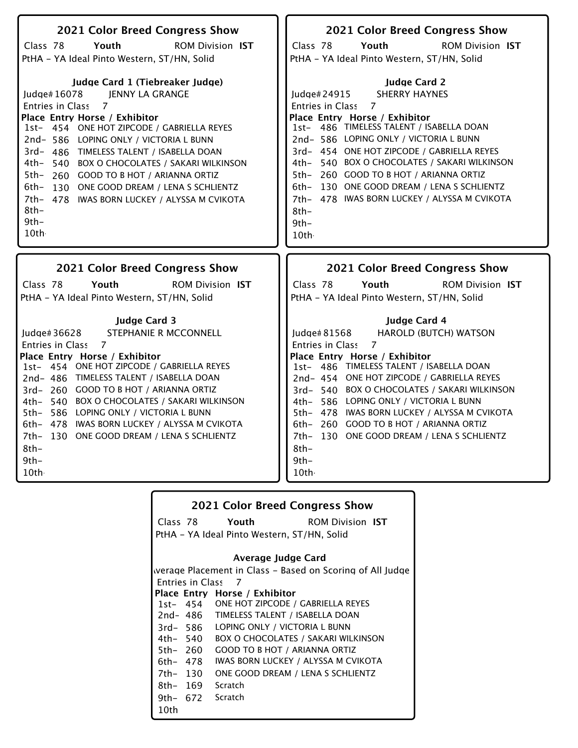## 2021 Color Breed Congress Show

Class 78 **Youth** ROM Division **IST**

PtHA - YA Ideal Pinto Western, ST/HN, Solid

### Judge Card 1 (Tiebreaker Judge)

Judge# 16078 JENNY LA GRANGE

Entries in Class 7

| Place | Entry | Horse / Exhibitor |
|---|---|---|
| 1st- | 454 | ONE HOT ZIPCODE / GABRIELLA REYES |
| 2nd- | 586 | LOPING ONLY / VICTORIA L BUNN |
| 3rd- | 486 | TIMELESS TALENT / ISABELLA DOAN |
| 4th- | 540 | BOX O CHOCOLATES / SAKARI WILKINSON |
| 5th- | 260 | GOOD TO B HOT / ARIANNA ORTIZ |
| 6th- | 130 | ONE GOOD DREAM / LENA S SCHLIENTZ |
| 7th- | 478 | IWAS BORN LUCKEY / ALYSSA M CVIKOTA |
| 8th- | | |
| 9th- | | |
| 10th- | | |

## 2021 Color Breed Congress Show

Class 78 **Youth** ROM Division **IST**

PtHA - YA Ideal Pinto Western, ST/HN, Solid

### Judge Card 2

Judge# 24915 SHERRY HAYNES

Entries in Class 7

| Place | Entry | Horse / Exhibitor |
|---|---|---|
| 1st- | 486 | TIMELESS TALENT / ISABELLA DOAN |
| 2nd- | 586 | LOPING ONLY / VICTORIA L BUNN |
| 3rd- | 454 | ONE HOT ZIPCODE / GABRIELLA REYES |
| 4th- | 540 | BOX O CHOCOLATES / SAKARI WILKINSON |
| 5th- | 260 | GOOD TO B HOT / ARIANNA ORTIZ |
| 6th- | 130 | ONE GOOD DREAM / LENA S SCHLIENTZ |
| 7th- | 478 | IWAS BORN LUCKEY / ALYSSA M CVIKOTA |
| 8th- | | |
| 9th- | | |
| 10th- | | |

## 2021 Color Breed Congress Show

Class 78 **Youth** ROM Division **IST**

PtHA - YA Ideal Pinto Western, ST/HN, Solid

### Judge Card 3

Judge# 36628 STEPHANIE R MCCONNELL

Entries in Class 7

| Place | Entry | Horse / Exhibitor |
|---|---|---|
| 1st- | 454 | ONE HOT ZIPCODE / GABRIELLA REYES |
| 2nd- | 486 | TIMELESS TALENT / ISABELLA DOAN |
| 3rd- | 260 | GOOD TO B HOT / ARIANNA ORTIZ |
| 4th- | 540 | BOX O CHOCOLATES / SAKARI WILKINSON |
| 5th- | 586 | LOPING ONLY / VICTORIA L BUNN |
| 6th- | 478 | IWAS BORN LUCKEY / ALYSSA M CVIKOTA |
| 7th- | 130 | ONE GOOD DREAM / LENA S SCHLIENTZ |
| 8th- | | |
| 9th- | | |
| 10th- | | |

## 2021 Color Breed Congress Show

Class 78 **Youth** ROM Division **IST**

PtHA - YA Ideal Pinto Western, ST/HN, Solid

### Judge Card 4

Judge# 81568 HAROLD (BUTCH) WATSON

Entries in Class 7

| Place | Entry | Horse / Exhibitor |
|---|---|---|
| 1st- | 486 | TIMELESS TALENT / ISABELLA DOAN |
| 2nd- | 454 | ONE HOT ZIPCODE / GABRIELLA REYES |
| 3rd- | 540 | BOX O CHOCOLATES / SAKARI WILKINSON |
| 4th- | 586 | LOPING ONLY / VICTORIA L BUNN |
| 5th- | 478 | IWAS BORN LUCKEY / ALYSSA M CVIKOTA |
| 6th- | 260 | GOOD TO B HOT / ARIANNA ORTIZ |
| 7th- | 130 | ONE GOOD DREAM / LENA S SCHLIENTZ |
| 8th- | | |
| 9th- | | |
| 10th- | | |

## 2021 Color Breed Congress Show

Class 78 **Youth** ROM Division **IST**

PtHA - YA Ideal Pinto Western, ST/HN, Solid

### Average Judge Card

Average Placement in Class - Based on Scoring of All Judges

Entries in Class 7

| Place | Entry | Horse / Exhibitor |
|---|---|---|
| 1st- | 454 | ONE HOT ZIPCODE / GABRIELLA REYES |
| 2nd- | 486 | TIMELESS TALENT / ISABELLA DOAN |
| 3rd- | 586 | LOPING ONLY / VICTORIA L BUNN |
| 4th- | 540 | BOX O CHOCOLATES / SAKARI WILKINSON |
| 5th- | 260 | GOOD TO B HOT / ARIANNA ORTIZ |
| 6th- | 478 | IWAS BORN LUCKEY / ALYSSA M CVIKOTA |
| 7th- | 130 | ONE GOOD DREAM / LENA S SCHLIENTZ |
| 8th- | 169 | Scratch |
| 9th- | 672 | Scratch |
| 10th | | |